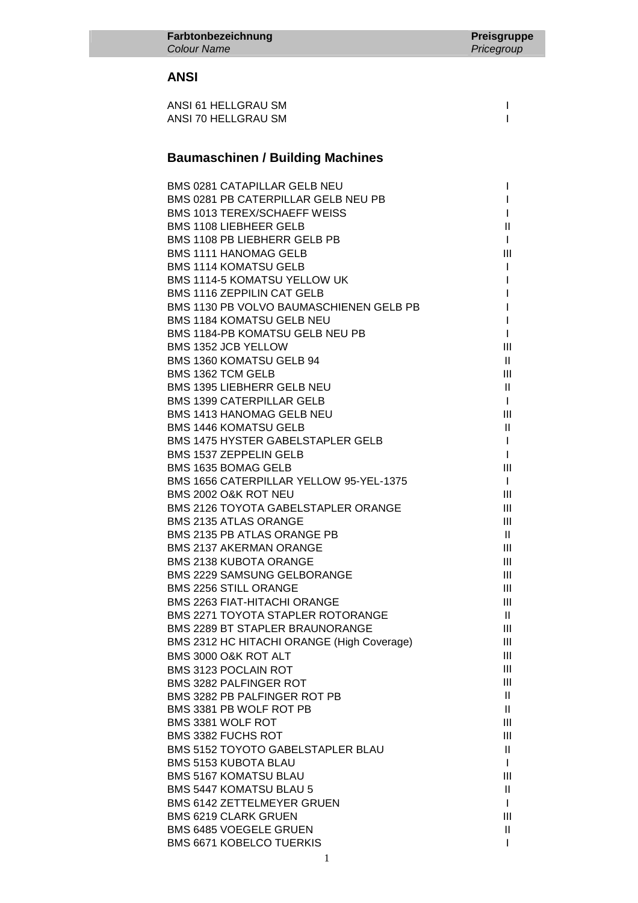| Farbtonbezeichnung<br>*Colour Name* | Preisgruppe<br>*Pricegroup* |
|---|---|

## ANSI

| | |
|---|---|
| ANSI 61 HELLGRAU SM | I |
| ANSI 70 HELLGRAU SM | I |

## Baumaschinen / Building Machines

| | |
|---|---|
| BMS 0281 CATAPILLAR GELB NEU | I |
| BMS 0281 PB CATERPILLAR GELB NEU PB | I |
| BMS 1013 TEREX/SCHAEFF WEISS | I |
| BMS 1108 LIEBHEER GELB | II |
| BMS 1108 PB LIEBHERR GELB PB | I |
| BMS 1111 HANOMAG GELB | III |
| BMS 1114 KOMATSU GELB | I |
| BMS 1114-5 KOMATSU YELLOW UK | I |
| BMS 1116 ZEPPILIN CAT GELB | I |
| BMS 1130 PB VOLVO BAUMASCHIENEN GELB PB | I |
| BMS 1184 KOMATSU GELB NEU | I |
| BMS 1184-PB KOMATSU GELB NEU PB | I |
| BMS 1352 JCB YELLOW | III |
| BMS 1360 KOMATSU GELB 94 | II |
| BMS 1362 TCM GELB | III |
| BMS 1395 LIEBHERR GELB NEU | II |
| BMS 1399 CATERPILLAR GELB | I |
| BMS 1413 HANOMAG GELB NEU | III |
| BMS 1446 KOMATSU GELB | II |
| BMS 1475 HYSTER GABELSTAPLER GELB | I |
| BMS 1537 ZEPPELIN GELB | I |
| BMS 1635 BOMAG GELB | III |
| BMS 1656 CATERPILLAR YELLOW 95-YEL-1375 | I |
| BMS 2002 O&K ROT NEU | III |
| BMS 2126 TOYOTA GABELSTAPLER ORANGE | III |
| BMS 2135 ATLAS ORANGE | III |
| BMS 2135 PB ATLAS ORANGE PB | II |
| BMS 2137 AKERMAN ORANGE | III |
| BMS 2138 KUBOTA ORANGE | III |
| BMS 2229 SAMSUNG GELBORANGE | III |
| BMS 2256 STILL ORANGE | III |
| BMS 2263 FIAT-HITACHI ORANGE | III |
| BMS 2271 TOYOTA STAPLER ROTORANGE | II |
| BMS 2289 BT STAPLER BRAUNORANGE | III |
| BMS 2312 HC HITACHI ORANGE (High Coverage) | III |
| BMS 3000 O&K ROT ALT | III |
| BMS 3123 POCLAIN ROT | III |
| BMS 3282 PALFINGER ROT | III |
| BMS 3282 PB PALFINGER ROT PB | II |
| BMS 3381 PB WOLF ROT PB | II |
| BMS 3381 WOLF ROT | III |
| BMS 3382 FUCHS ROT | III |
| BMS 5152 TOYOTO GABELSTAPLER BLAU | II |
| BMS 5153 KUBOTA BLAU | I |
| BMS 5167 KOMATSU BLAU | III |
| BMS 5447 KOMATSU BLAU 5 | II |
| BMS 6142 ZETTELMEYER GRUEN | I |
| BMS 6219 CLARK GRUEN | III |
| BMS 6485 VOEGELE GRUEN | II |
| BMS 6671 KOBELCO TUERKIS | I |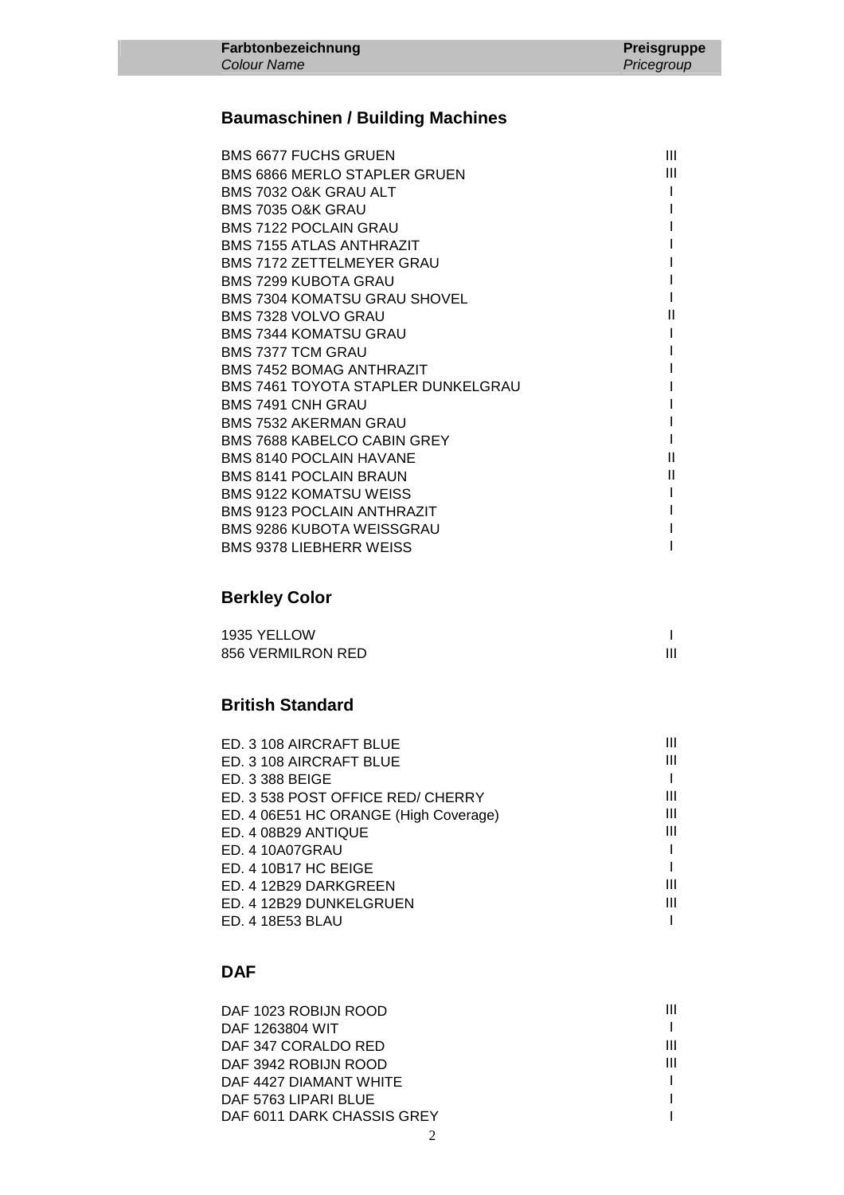| Farbtonbezeichnung<br>*Colour Name* | Preisgruppe<br>*Pricegroup* |
|---|---|

## Baumaschinen / Building Machines

| | |
|---|---|
| BMS 6677 FUCHS GRUEN | III |
| BMS 6866 MERLO STAPLER GRUEN | III |
| BMS 7032 O&K GRAU ALT | I |
| BMS 7035 O&K GRAU | I |
| BMS 7122 POCLAIN GRAU | I |
| BMS 7155 ATLAS ANTHRAZIT | I |
| BMS 7172 ZETTELMEYER GRAU | I |
| BMS 7299 KUBOTA GRAU | I |
| BMS 7304 KOMATSU GRAU SHOVEL | I |
| BMS 7328 VOLVO GRAU | II |
| BMS 7344 KOMATSU GRAU | I |
| BMS 7377 TCM GRAU | I |
| BMS 7452 BOMAG ANTHRAZIT | I |
| BMS 7461 TOYOTA STAPLER DUNKELGRAU | I |
| BMS 7491 CNH GRAU | I |
| BMS 7532 AKERMAN GRAU | I |
| BMS 7688 KABELCO CABIN GREY | I |
| BMS 8140 POCLAIN HAVANE | II |
| BMS 8141 POCLAIN BRAUN | II |
| BMS 9122 KOMATSU WEISS | I |
| BMS 9123 POCLAIN ANTHRAZIT | I |
| BMS 9286 KUBOTA WEISSGRAU | I |
| BMS 9378 LIEBHERR WEISS | I |

## Berkley Color

| | |
|---|---|
| 1935 YELLOW | I |
| 856 VERMILRON RED | III |

## British Standard

| | |
|---|---|
| ED. 3 108 AIRCRAFT BLUE | III |
| ED. 3 108 AIRCRAFT BLUE | III |
| ED. 3 388 BEIGE | I |
| ED. 3 538 POST OFFICE RED/ CHERRY | III |
| ED. 4 06E51 HC ORANGE (High Coverage) | III |
| ED. 4 08B29 ANTIQUE | III |
| ED. 4 10A07GRAU | I |
| ED. 4 10B17 HC BEIGE | I |
| ED. 4 12B29 DARKGREEN | III |
| ED. 4 12B29 DUNKELGRUEN | III |
| ED. 4 18E53 BLAU | I |

## DAF

| | |
|---|---|
| DAF 1023 ROBIJN ROOD | III |
| DAF 1263804 WIT | I |
| DAF 347 CORALDO RED | III |
| DAF 3942 ROBIJN ROOD | III |
| DAF 4427 DIAMANT WHITE | I |
| DAF 5763 LIPARI BLUE | I |
| DAF 6011 DARK CHASSIS GREY | I |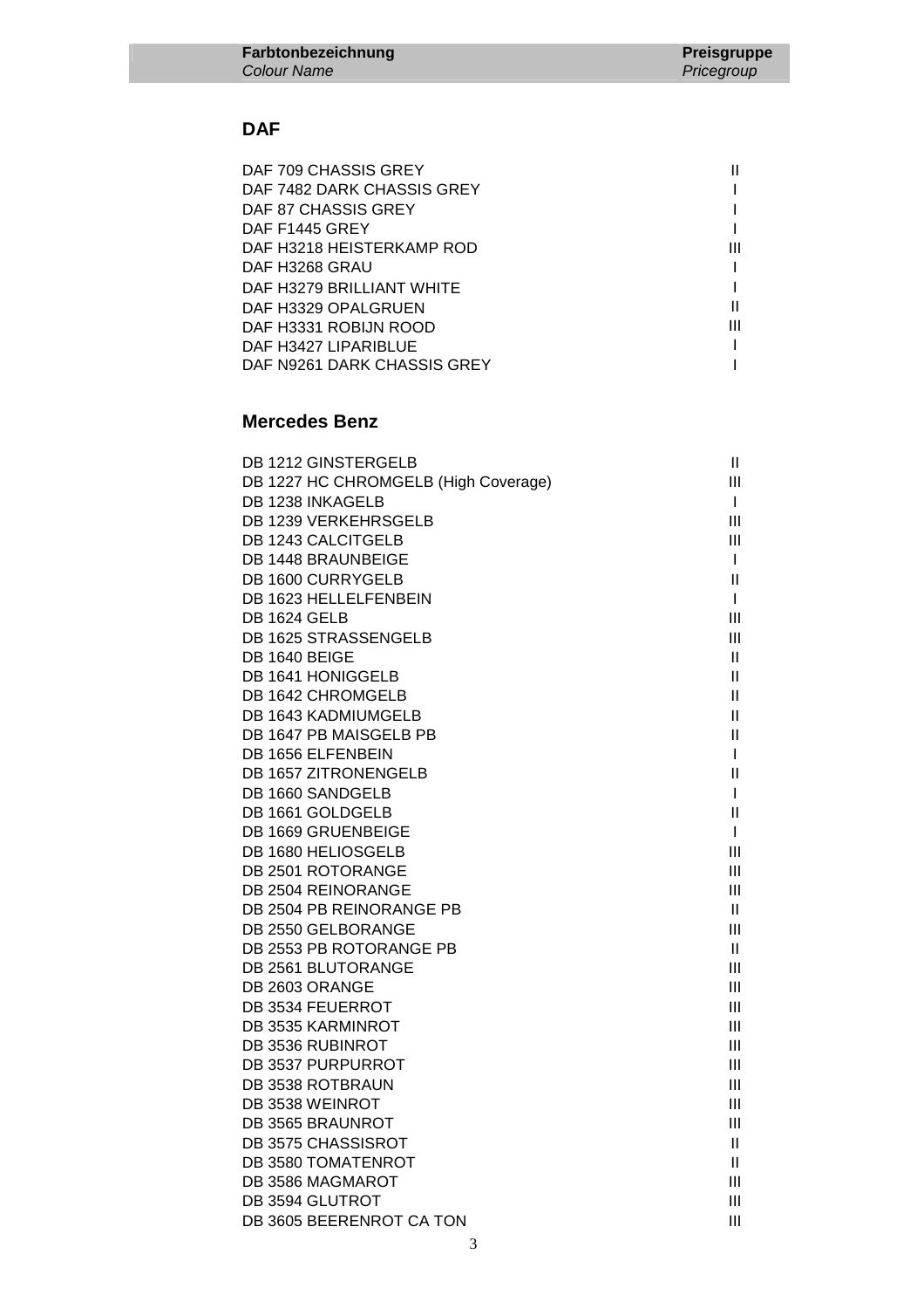| Farbtonbezeichnung<br>*Colour Name* | Preisgruppe<br>*Pricegroup* |
|---|---|

## DAF

| Farbtonbezeichnung | Preisgruppe |
|---|---|
| DAF 709 CHASSIS GREY | II |
| DAF 7482 DARK CHASSIS GREY | I |
| DAF 87 CHASSIS GREY | I |
| DAF F1445 GREY | I |
| DAF H3218 HEISTERKAMP ROD | III |
| DAF H3268 GRAU | I |
| DAF H3279 BRILLIANT WHITE | I |
| DAF H3329 OPALGRUEN | II |
| DAF H3331 ROBIJN ROOD | III |
| DAF H3427 LIPARIBLUE | I |
| DAF N9261 DARK CHASSIS GREY | I |

## Mercedes Benz

| Farbtonbezeichnung | Preisgruppe |
|---|---|
| DB 1212 GINSTERGELB | II |
| DB 1227 HC CHROMGELB (High Coverage) | III |
| DB 1238 INKAGELB | I |
| DB 1239 VERKEHRSGELB | III |
| DB 1243 CALCITGELB | III |
| DB 1448 BRAUNBEIGE | I |
| DB 1600 CURRYGELB | II |
| DB 1623 HELLELFENBEIN | I |
| DB 1624 GELB | III |
| DB 1625 STRASSENGELB | III |
| DB 1640 BEIGE | II |
| DB 1641 HONIGGELB | II |
| DB 1642 CHROMGELB | II |
| DB 1643 KADMIUMGELB | II |
| DB 1647 PB MAISGELB PB | II |
| DB 1656 ELFENBEIN | I |
| DB 1657 ZITRONENGELB | II |
| DB 1660 SANDGELB | I |
| DB 1661 GOLDGELB | II |
| DB 1669 GRUENBEIGE | I |
| DB 1680 HELIOSGELB | III |
| DB 2501 ROTORANGE | III |
| DB 2504 REINORANGE | III |
| DB 2504 PB REINORANGE PB | II |
| DB 2550 GELBORANGE | III |
| DB 2553 PB ROTORANGE PB | II |
| DB 2561 BLUTORANGE | III |
| DB 2603 ORANGE | III |
| DB 3534 FEUERROT | III |
| DB 3535 KARMINROT | III |
| DB 3536 RUBINROT | III |
| DB 3537 PURPURROT | III |
| DB 3538 ROTBRAUN | III |
| DB 3538 WEINROT | III |
| DB 3565 BRAUNROT | III |
| DB 3575 CHASSISROT | II |
| DB 3580 TOMATENROT | II |
| DB 3586 MAGMAROT | III |
| DB 3594 GLUTROT | III |
| DB 3605 BEERENROT CA TON | III |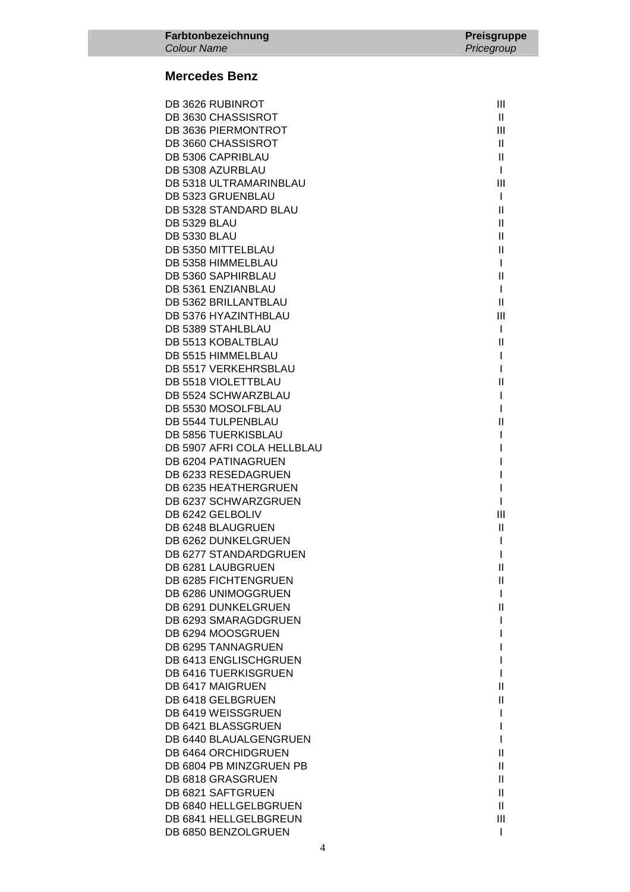| Farbtonbezeichnung<br>*Colour Name* | Preisgruppe<br>*Pricegroup* |
|---|---|

## Mercedes Benz

| Farbtonbezeichnung | Preisgruppe |
|---|---|
| DB 3626 RUBINROT | III |
| DB 3630 CHASSISROT | II |
| DB 3636 PIERMONTROT | III |
| DB 3660 CHASSISROT | II |
| DB 5306 CAPRIBLAU | II |
| DB 5308 AZURBLAU | I |
| DB 5318 ULTRAMARINBLAU | III |
| DB 5323 GRUENBLAU | I |
| DB 5328 STANDARD BLAU | II |
| DB 5329 BLAU | II |
| DB 5330 BLAU | II |
| DB 5350 MITTELBLAU | II |
| DB 5358 HIMMELBLAU | I |
| DB 5360 SAPHIRBLAU | II |
| DB 5361 ENZIANBLAU | I |
| DB 5362 BRILLANTBLAU | II |
| DB 5376 HYAZINTHBLAU | III |
| DB 5389 STAHLBLAU | I |
| DB 5513 KOBALTBLAU | II |
| DB 5515 HIMMELBLAU | I |
| DB 5517 VERKEHRSBLAU | I |
| DB 5518 VIOLETTBLAU | II |
| DB 5524 SCHWARZBLAU | I |
| DB 5530 MOSOLFBLAU | I |
| DB 5544 TULPENBLAU | II |
| DB 5856 TUERKISBLAU | I |
| DB 5907 AFRI COLA HELLBLAU | I |
| DB 6204 PATINAGRUEN | I |
| DB 6233 RESEDAGRUEN | I |
| DB 6235 HEATHERGRUEN | I |
| DB 6237 SCHWARZGRUEN | I |
| DB 6242 GELBOLIV | III |
| DB 6248 BLAUGRUEN | II |
| DB 6262 DUNKELGRUEN | I |
| DB 6277 STANDARDGRUEN | I |
| DB 6281 LAUBGRUEN | II |
| DB 6285 FICHTENGRUEN | II |
| DB 6286 UNIMOGGRUEN | I |
| DB 6291 DUNKELGRUEN | II |
| DB 6293 SMARAGDGRUEN | I |
| DB 6294 MOOSGRUEN | I |
| DB 6295 TANNAGRUEN | I |
| DB 6413 ENGLISCHGRUEN | I |
| DB 6416 TUERKISGRUEN | I |
| DB 6417 MAIGRUEN | II |
| DB 6418 GELBGRUEN | II |
| DB 6419 WEISSGRUEN | I |
| DB 6421 BLASSGRUEN | I |
| DB 6440 BLAUALGENGRUEN | I |
| DB 6464 ORCHIDGRUEN | II |
| DB 6804 PB MINZGRUEN PB | II |
| DB 6818 GRASGRUEN | II |
| DB 6821 SAFTGRUEN | II |
| DB 6840 HELLGELBGRUEN | II |
| DB 6841 HELLGELBGREUN | III |
| DB 6850 BENZOLGRUEN | I |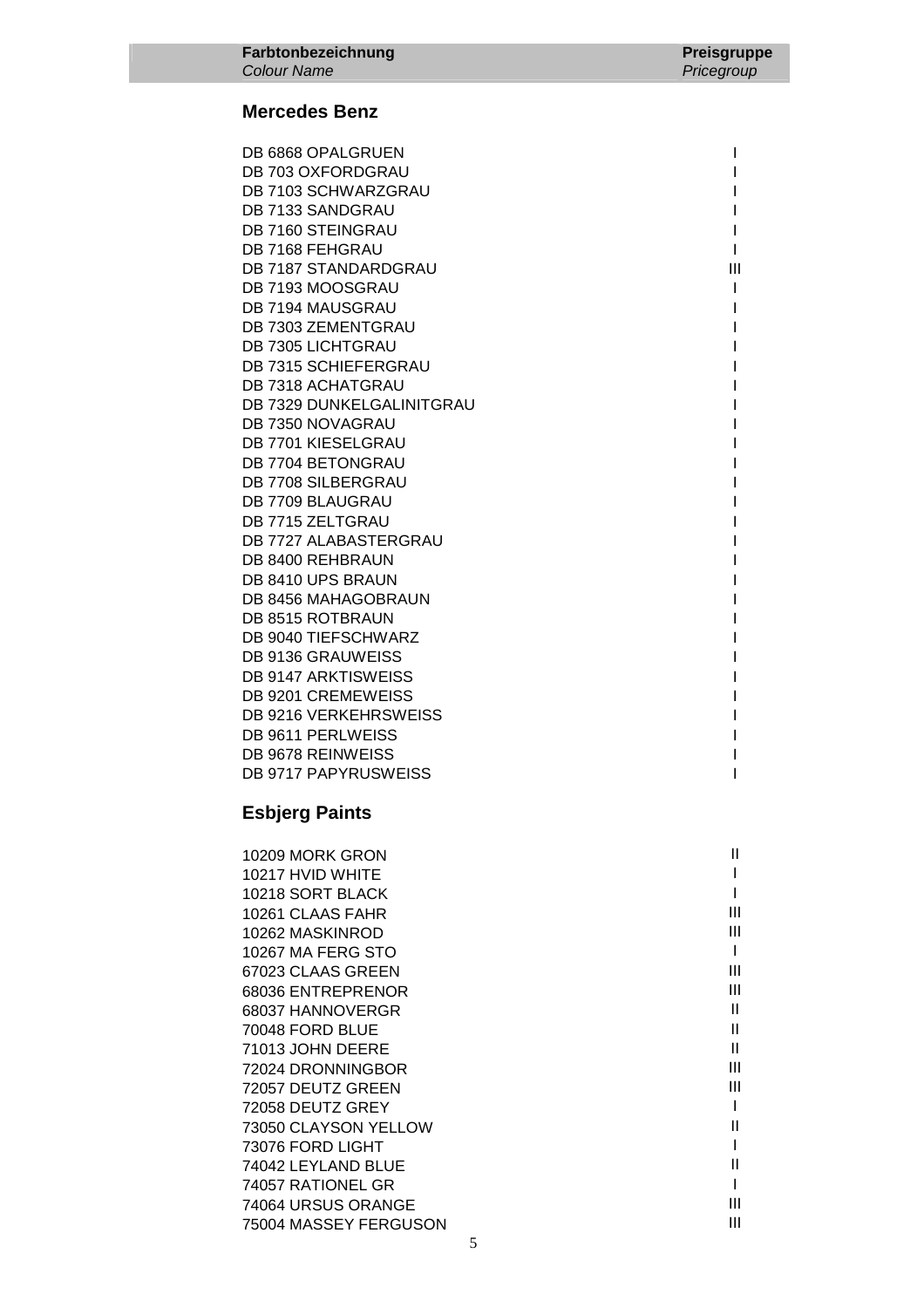| **Farbtonbezeichnung** *Colour Name* | **Preisgruppe** *Pricegroup* |
|---|---|

## Mercedes Benz

| Colour Name | Pricegroup |
|---|---|
| DB 6868 OPALGRUEN | I |
| DB 703 OXFORDGRAU | I |
| DB 7103 SCHWARZGRAU | I |
| DB 7133 SANDGRAU | I |
| DB 7160 STEINGRAU | I |
| DB 7168 FEHGRAU | I |
| DB 7187 STANDARDGRAU | III |
| DB 7193 MOOSGRAU | I |
| DB 7194 MAUSGRAU | I |
| DB 7303 ZEMENTGRAU | I |
| DB 7305 LICHTGRAU | I |
| DB 7315 SCHIEFERGRAU | I |
| DB 7318 ACHATGRAU | I |
| DB 7329 DUNKELGALINITGRAU | I |
| DB 7350 NOVAGRAU | I |
| DB 7701 KIESELGRAU | I |
| DB 7704 BETONGRAU | I |
| DB 7708 SILBERGRAU | I |
| DB 7709 BLAUGRAU | I |
| DB 7715 ZELTGRAU | I |
| DB 7727 ALABASTERGRAU | I |
| DB 8400 REHBRAUN | I |
| DB 8410 UPS BRAUN | I |
| DB 8456 MAHAGOBRAUN | I |
| DB 8515 ROTBRAUN | I |
| DB 9040 TIEFSCHWARZ | I |
| DB 9136 GRAUWEISS | I |
| DB 9147 ARKTISWEISS | I |
| DB 9201 CREMEWEISS | I |
| DB 9216 VERKEHRSWEISS | I |
| DB 9611 PERLWEISS | I |
| DB 9678 REINWEISS | I |
| DB 9717 PAPYRUSWEISS | I |

## Esbjerg Paints

| Colour Name | Pricegroup |
|---|---|
| 10209 MORK GRON | II |
| 10217 HVID WHITE | I |
| 10218 SORT BLACK | I |
| 10261 CLAAS FAHR | III |
| 10262 MASKINROD | III |
| 10267 MA FERG STO | I |
| 67023 CLAAS GREEN | III |
| 68036 ENTREPRENOR | III |
| 68037 HANNOVERGR | II |
| 70048 FORD BLUE | II |
| 71013 JOHN DEERE | II |
| 72024 DRONNINGBOR | III |
| 72057 DEUTZ GREEN | III |
| 72058 DEUTZ GREY | I |
| 73050 CLAYSON YELLOW | II |
| 73076 FORD LIGHT | I |
| 74042 LEYLAND BLUE | II |
| 74057 RATIONEL GR | I |
| 74064 URSUS ORANGE | III |
| 75004 MASSEY FERGUSON | III |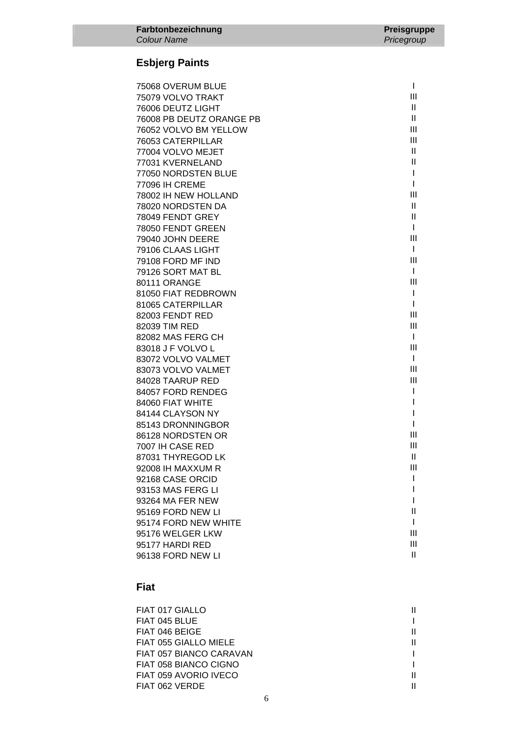| Farbtonbezeichnung<br>*Colour Name* | Preisgruppe<br>*Pricegroup* |
|---|---|

## Esbjerg Paints

| | |
|---|---|
| 75068 OVERUM BLUE | I |
| 75079 VOLVO TRAKT | III |
| 76006 DEUTZ LIGHT | II |
| 76008 PB DEUTZ ORANGE PB | II |
| 76052 VOLVO BM YELLOW | III |
| 76053 CATERPILLAR | III |
| 77004 VOLVO MEJET | II |
| 77031 KVERNELAND | II |
| 77050 NORDSTEN BLUE | I |
| 77096 IH CREME | I |
| 78002 IH NEW HOLLAND | III |
| 78020 NORDSTEN DA | II |
| 78049 FENDT GREY | II |
| 78050 FENDT GREEN | I |
| 79040 JOHN DEERE | III |
| 79106 CLAAS LIGHT | I |
| 79108 FORD MF IND | III |
| 79126 SORT MAT BL | I |
| 80111 ORANGE | III |
| 81050 FIAT REDBROWN | I |
| 81065 CATERPILLAR | I |
| 82003 FENDT RED | III |
| 82039 TIM RED | III |
| 82082 MAS FERG CH | I |
| 83018 J F VOLVO L | III |
| 83072 VOLVO VALMET | I |
| 83073 VOLVO VALMET | III |
| 84028 TAARUP RED | III |
| 84057 FORD RENDEG | I |
| 84060 FIAT WHITE | I |
| 84144 CLAYSON NY | I |
| 85143 DRONNINGBOR | I |
| 86128 NORDSTEN OR | III |
| 7007 IH CASE RED | III |
| 87031 THYREGOD LK | II |
| 92008 IH MAXXUM R | III |
| 92168 CASE ORCID | I |
| 93153 MAS FERG LI | I |
| 93264 MA FER NEW | I |
| 95169 FORD NEW LI | II |
| 95174 FORD NEW WHITE | I |
| 95176 WELGER LKW | III |
| 95177 HARDI RED | III |
| 96138 FORD NEW LI | II |

## Fiat

| | |
|---|---|
| FIAT 017 GIALLO | II |
| FIAT 045 BLUE | I |
| FIAT 046 BEIGE | II |
| FIAT 055 GIALLO MIELE | II |
| FIAT 057 BIANCO CARAVAN | I |
| FIAT 058 BIANCO CIGNO | I |
| FIAT 059 AVORIO IVECO | II |
| FIAT 062 VERDE | II |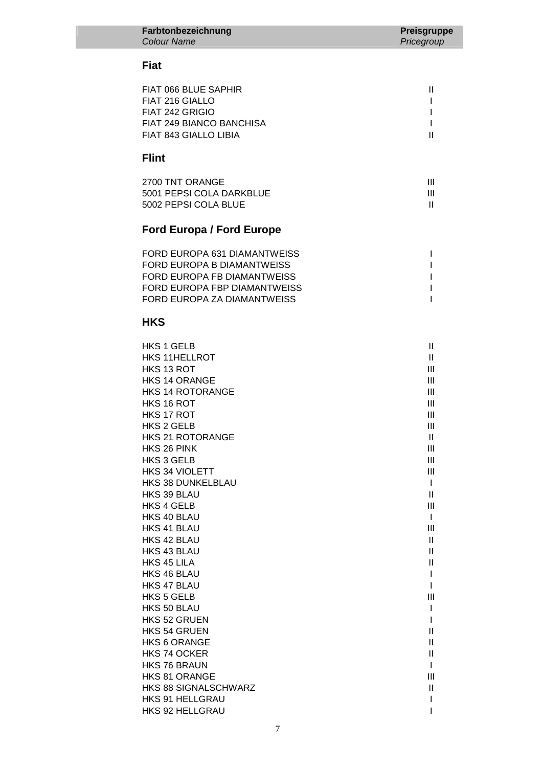| Farbtonbezeichnung<br>*Colour Name* | Preisgruppe<br>*Pricegroup* |
|---|---|

## Fiat

| | |
|---|---|
| FIAT 066 BLUE SAPHIR | II |
| FIAT 216 GIALLO | I |
| FIAT 242 GRIGIO | I |
| FIAT 249 BIANCO BANCHISA | I |
| FIAT 843 GIALLO LIBIA | II |

## Flint

| | |
|---|---|
| 2700 TNT ORANGE | III |
| 5001 PEPSI COLA DARKBLUE | III |
| 5002 PEPSI COLA BLUE | II |

## Ford Europa / Ford Europe

| | |
|---|---|
| FORD EUROPA 631 DIAMANTWEISS | I |
| FORD EUROPA B DIAMANTWEISS | I |
| FORD EUROPA FB DIAMANTWEISS | I |
| FORD EUROPA FBP DIAMANTWEISS | I |
| FORD EUROPA ZA DIAMANTWEISS | I |

## HKS

| | |
|---|---|
| HKS 1 GELB | II |
| HKS 11HELLROT | II |
| HKS 13 ROT | III |
| HKS 14 ORANGE | III |
| HKS 14 ROTORANGE | III |
| HKS 16 ROT | III |
| HKS 17 ROT | III |
| HKS 2 GELB | III |
| HKS 21 ROTORANGE | II |
| HKS 26 PINK | III |
| HKS 3 GELB | III |
| HKS 34 VIOLETT | III |
| HKS 38 DUNKELBLAU | I |
| HKS 39 BLAU | II |
| HKS 4 GELB | III |
| HKS 40 BLAU | I |
| HKS 41 BLAU | III |
| HKS 42 BLAU | II |
| HKS 43 BLAU | II |
| HKS 45 LILA | II |
| HKS 46 BLAU | I |
| HKS 47 BLAU | I |
| HKS 5 GELB | III |
| HKS 50 BLAU | I |
| HKS 52 GRUEN | I |
| HKS 54 GRUEN | II |
| HKS 6 ORANGE | II |
| HKS 74 OCKER | II |
| HKS 76 BRAUN | I |
| HKS 81 ORANGE | III |
| HKS 88 SIGNALSCHWARZ | II |
| HKS 91 HELLGRAU | I |
| HKS 92 HELLGRAU | I |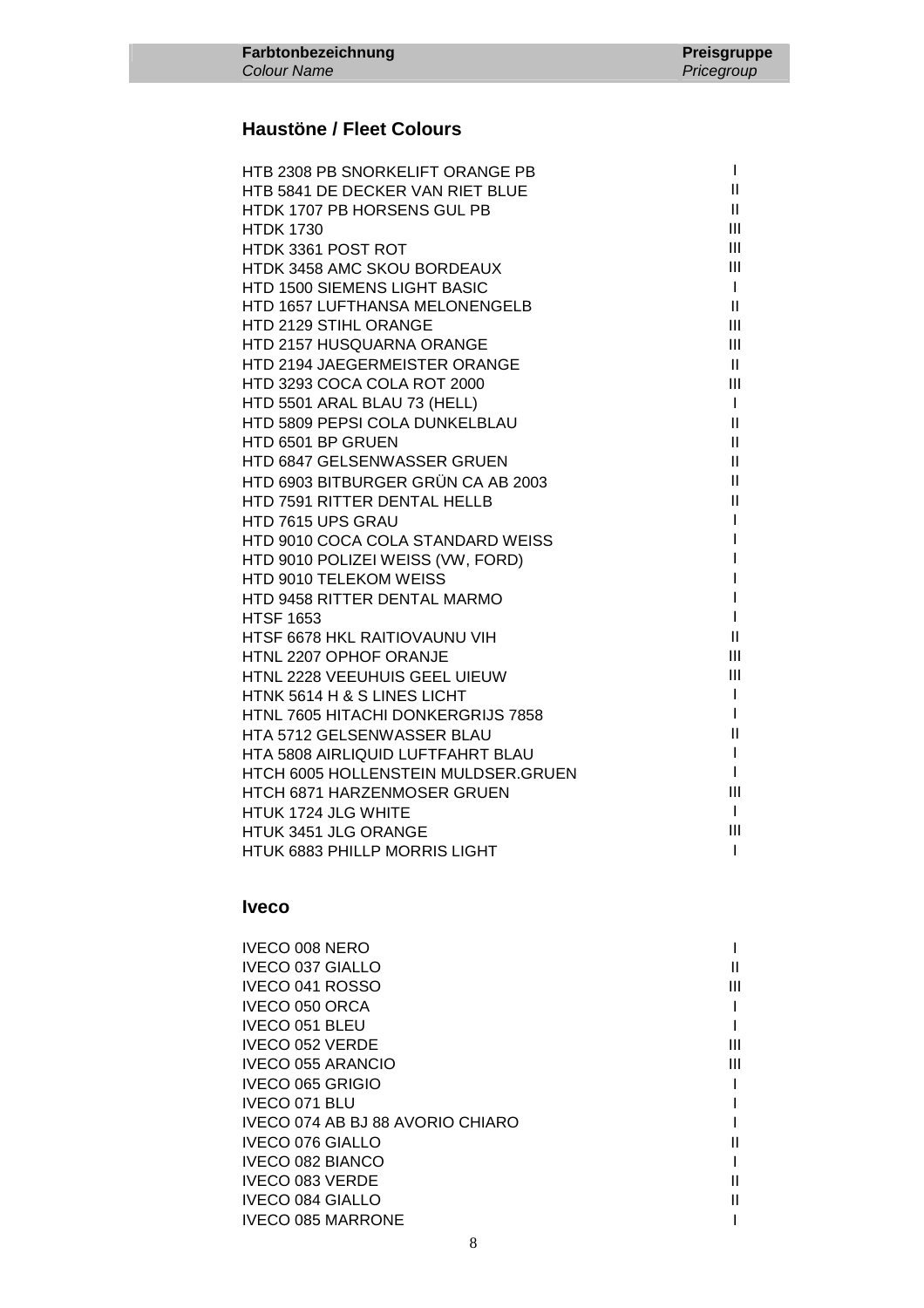| Farbtonbezeichnung *Colour Name* | Preisgruppe *Pricegroup* |
|---|---|

## Haustöne / Fleet Colours

| Farbtonbezeichnung | Preisgruppe |
|---|---|
| HTB 2308 PB SNORKELIFT ORANGE PB | I |
| HTB 5841 DE DECKER VAN RIET BLUE | II |
| HTDK 1707 PB HORSENS GUL PB | II |
| HTDK 1730 | III |
| HTDK 3361 POST ROT | III |
| HTDK 3458 AMC SKOU BORDEAUX | III |
| HTD 1500 SIEMENS LIGHT BASIC | I |
| HTD 1657 LUFTHANSA MELONENGELB | II |
| HTD 2129 STIHL ORANGE | III |
| HTD 2157 HUSQUARNA ORANGE | III |
| HTD 2194 JAEGERMEISTER ORANGE | II |
| HTD 3293 COCA COLA ROT 2000 | III |
| HTD 5501 ARAL BLAU 73 (HELL) | I |
| HTD 5809 PEPSI COLA DUNKELBLAU | II |
| HTD 6501 BP GRUEN | II |
| HTD 6847 GELSENWASSER GRUEN | II |
| HTD 6903 BITBURGER GRÜN CA AB 2003 | II |
| HTD 7591 RITTER DENTAL HELLB | II |
| HTD 7615 UPS GRAU | I |
| HTD 9010 COCA COLA STANDARD WEISS | I |
| HTD 9010 POLIZEI WEISS (VW, FORD) | I |
| HTD 9010 TELEKOM WEISS | I |
| HTD 9458 RITTER DENTAL MARMO | I |
| HTSF 1653 | I |
| HTSF 6678 HKL RAITIOVAUNU VIH | II |
| HTNL 2207 OPHOF ORANJE | III |
| HTNL 2228 VEEUHUIS GEEL UIEUW | III |
| HTNK 5614 H & S LINES LICHT | I |
| HTNL 7605 HITACHI DONKERGRIJS 7858 | I |
| HTA 5712 GELSENWASSER BLAU | II |
| HTA 5808 AIRLIQUID LUFTFAHRT BLAU | I |
| HTCH 6005 HOLLENSTEIN MULDSER.GRUEN | I |
| HTCH 6871 HARZENMOSER GRUEN | III |
| HTUK 1724 JLG WHITE | I |
| HTUK 3451 JLG ORANGE | III |
| HTUK 6883 PHILLP MORRIS LIGHT | I |

## Iveco

| Farbtonbezeichnung | Preisgruppe |
|---|---|
| IVECO 008 NERO | I |
| IVECO 037 GIALLO | II |
| IVECO 041 ROSSO | III |
| IVECO 050 ORCA | I |
| IVECO 051 BLEU | I |
| IVECO 052 VERDE | III |
| IVECO 055 ARANCIO | III |
| IVECO 065 GRIGIO | I |
| IVECO 071 BLU | I |
| IVECO 074 AB BJ 88 AVORIO CHIARO | I |
| IVECO 076 GIALLO | II |
| IVECO 082 BIANCO | I |
| IVECO 083 VERDE | II |
| IVECO 084 GIALLO | II |
| IVECO 085 MARRONE | I |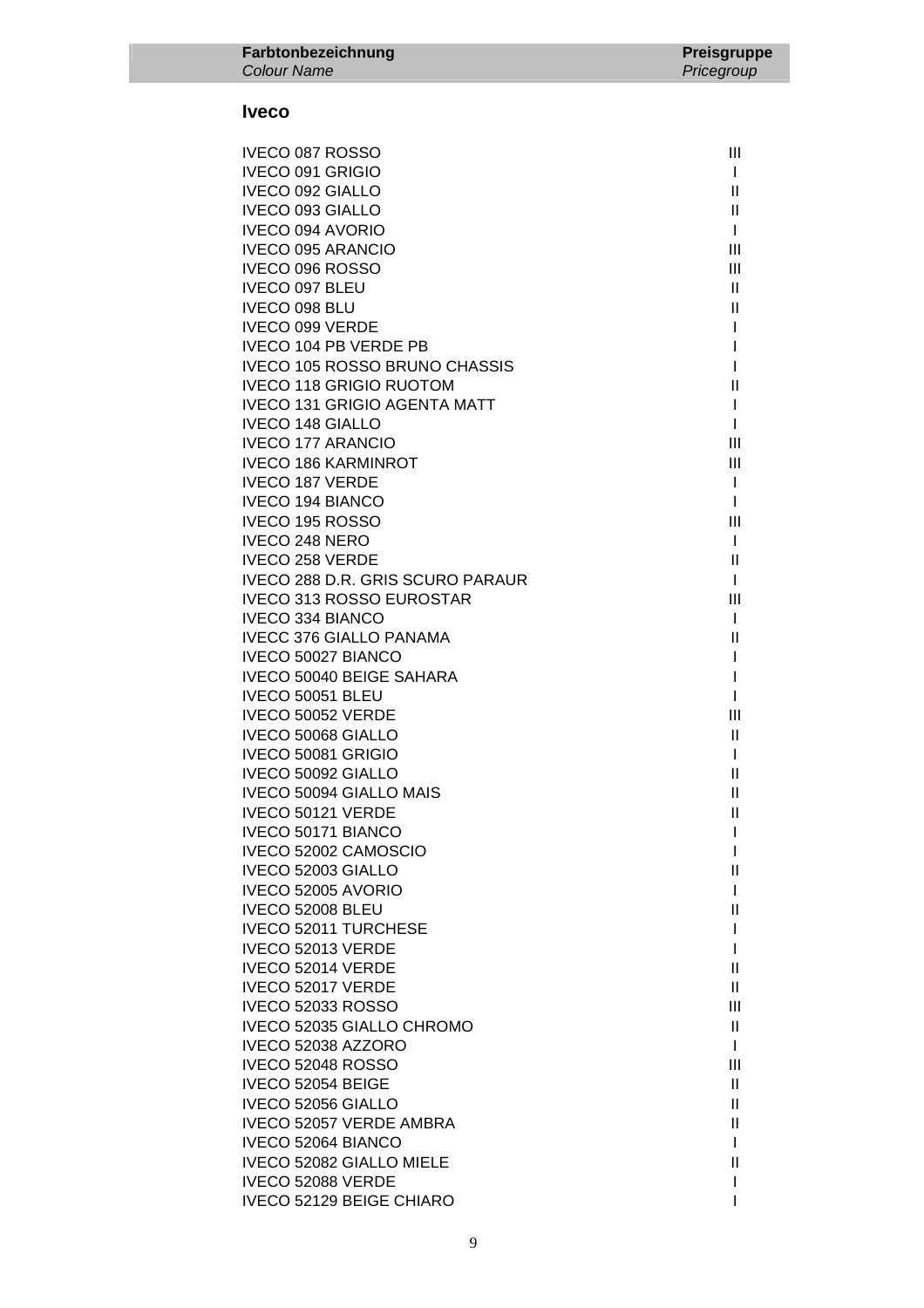| Farbtonbezeichnung<br>*Colour Name* | Preisgruppe<br>*Pricegroup* |
|---|---|

## Iveco

| | |
|---|---|
| IVECO 087 ROSSO | III |
| IVECO 091 GRIGIO | I |
| IVECO 092 GIALLO | II |
| IVECO 093 GIALLO | II |
| IVECO 094 AVORIO | I |
| IVECO 095 ARANCIO | III |
| IVECO 096 ROSSO | III |
| IVECO 097 BLEU | II |
| IVECO 098 BLU | II |
| IVECO 099 VERDE | I |
| IVECO 104 PB VERDE PB | I |
| IVECO 105 ROSSO BRUNO CHASSIS | I |
| IVECO 118 GRIGIO RUOTOM | II |
| IVECO 131 GRIGIO AGENTA MATT | I |
| IVECO 148 GIALLO | I |
| IVECO 177 ARANCIO | III |
| IVECO 186 KARMINROT | III |
| IVECO 187 VERDE | I |
| IVECO 194 BIANCO | I |
| IVECO 195 ROSSO | III |
| IVECO 248 NERO | I |
| IVECO 258 VERDE | II |
| IVECO 288 D.R. GRIS SCURO PARAUR | I |
| IVECO 313 ROSSO EUROSTAR | III |
| IVECO 334 BIANCO | I |
| IVECC 376 GIALLO PANAMA | II |
| IVECO 50027 BIANCO | I |
| IVECO 50040 BEIGE SAHARA | I |
| IVECO 50051 BLEU | I |
| IVECO 50052 VERDE | III |
| IVECO 50068 GIALLO | II |
| IVECO 50081 GRIGIO | I |
| IVECO 50092 GIALLO | II |
| IVECO 50094 GIALLO MAIS | II |
| IVECO 50121 VERDE | II |
| IVECO 50171 BIANCO | I |
| IVECO 52002 CAMOSCIO | I |
| IVECO 52003 GIALLO | II |
| IVECO 52005 AVORIO | I |
| IVECO 52008 BLEU | II |
| IVECO 52011 TURCHESE | I |
| IVECO 52013 VERDE | I |
| IVECO 52014 VERDE | II |
| IVECO 52017 VERDE | II |
| IVECO 52033 ROSSO | III |
| IVECO 52035 GIALLO CHROMO | II |
| IVECO 52038 AZZORO | I |
| IVECO 52048 ROSSO | III |
| IVECO 52054 BEIGE | II |
| IVECO 52056 GIALLO | II |
| IVECO 52057 VERDE AMBRA | II |
| IVECO 52064 BIANCO | I |
| IVECO 52082 GIALLO MIELE | II |
| IVECO 52088 VERDE | I |
| IVECO 52129 BEIGE CHIARO | I |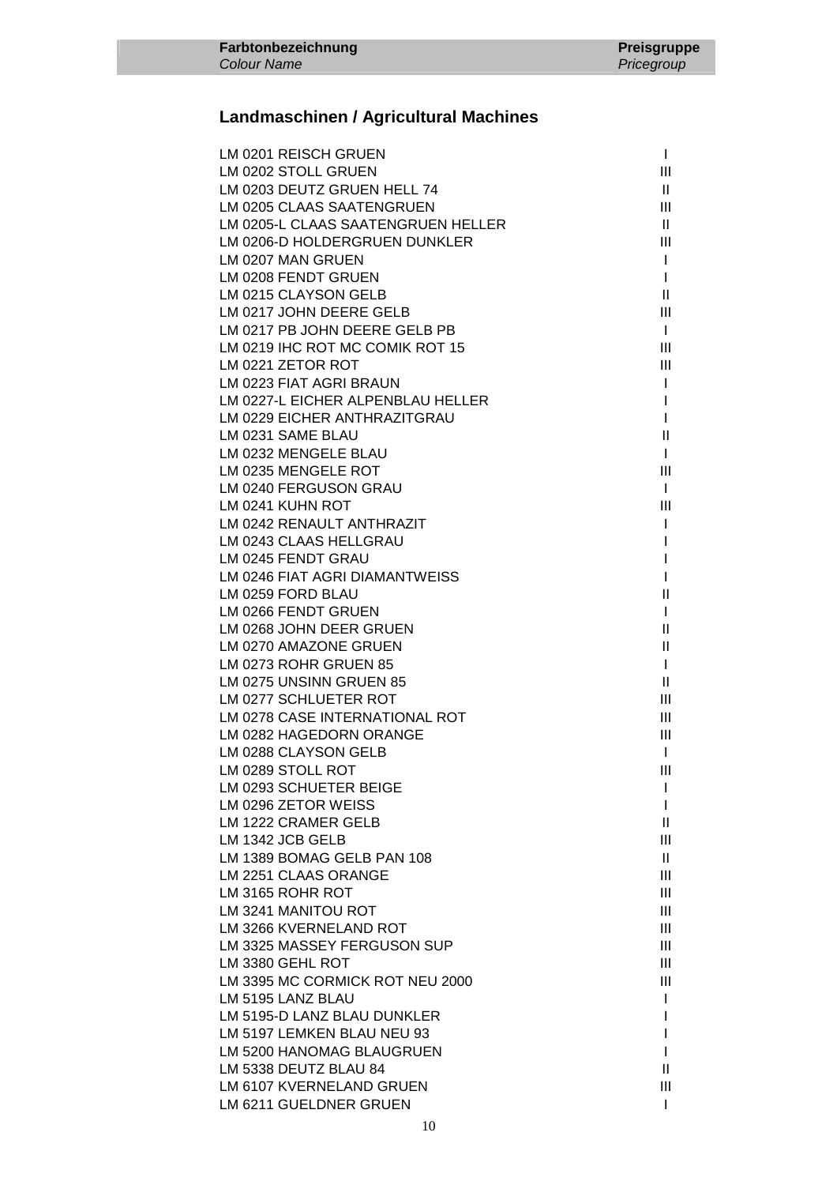| Farbtonbezeichnung<br>*Colour Name* | Preisgruppe<br>*Pricegroup* |
|---|---|

## Landmaschinen / Agricultural Machines

| | |
|---|---|
| LM 0201 REISCH GRUEN | I |
| LM 0202 STOLL GRUEN | III |
| LM 0203 DEUTZ GRUEN HELL 74 | II |
| LM 0205 CLAAS SAATENGRUEN | III |
| LM 0205-L CLAAS SAATENGRUEN HELLER | II |
| LM 0206-D HOLDERGRUEN DUNKLER | III |
| LM 0207 MAN GRUEN | I |
| LM 0208 FENDT GRUEN | I |
| LM 0215 CLAYSON GELB | II |
| LM 0217 JOHN DEERE GELB | III |
| LM 0217 PB JOHN DEERE GELB PB | I |
| LM 0219 IHC ROT MC COMIK ROT 15 | III |
| LM 0221 ZETOR ROT | III |
| LM 0223 FIAT AGRI BRAUN | I |
| LM 0227-L EICHER ALPENBLAU HELLER | I |
| LM 0229 EICHER ANTHRAZITGRAU | I |
| LM 0231 SAME BLAU | II |
| LM 0232 MENGELE BLAU | I |
| LM 0235 MENGELE ROT | III |
| LM 0240 FERGUSON GRAU | I |
| LM 0241 KUHN ROT | III |
| LM 0242 RENAULT ANTHRAZIT | I |
| LM 0243 CLAAS HELLGRAU | I |
| LM 0245 FENDT GRAU | I |
| LM 0246 FIAT AGRI DIAMANTWEISS | I |
| LM 0259 FORD BLAU | II |
| LM 0266 FENDT GRUEN | I |
| LM 0268 JOHN DEER GRUEN | II |
| LM 0270 AMAZONE GRUEN | II |
| LM 0273 ROHR GRUEN 85 | I |
| LM 0275 UNSINN GRUEN 85 | II |
| LM 0277 SCHLUETER ROT | III |
| LM 0278 CASE INTERNATIONAL ROT | III |
| LM 0282 HAGEDORN ORANGE | III |
| LM 0288 CLAYSON GELB | I |
| LM 0289 STOLL ROT | III |
| LM 0293 SCHUETER BEIGE | I |
| LM 0296 ZETOR WEISS | I |
| LM 1222 CRAMER GELB | II |
| LM 1342 JCB GELB | III |
| LM 1389 BOMAG GELB PAN 108 | II |
| LM 2251 CLAAS ORANGE | III |
| LM 3165 ROHR ROT | III |
| LM 3241 MANITOU ROT | III |
| LM 3266 KVERNELAND ROT | III |
| LM 3325 MASSEY FERGUSON SUP | III |
| LM 3380 GEHL ROT | III |
| LM 3395 MC CORMICK ROT NEU 2000 | III |
| LM 5195 LANZ BLAU | I |
| LM 5195-D LANZ BLAU DUNKLER | I |
| LM 5197 LEMKEN BLAU NEU 93 | I |
| LM 5200 HANOMAG BLAUGRUEN | I |
| LM 5338 DEUTZ BLAU 84 | II |
| LM 6107 KVERNELAND GRUEN | III |
| LM 6211 GUELDNER GRUEN | I |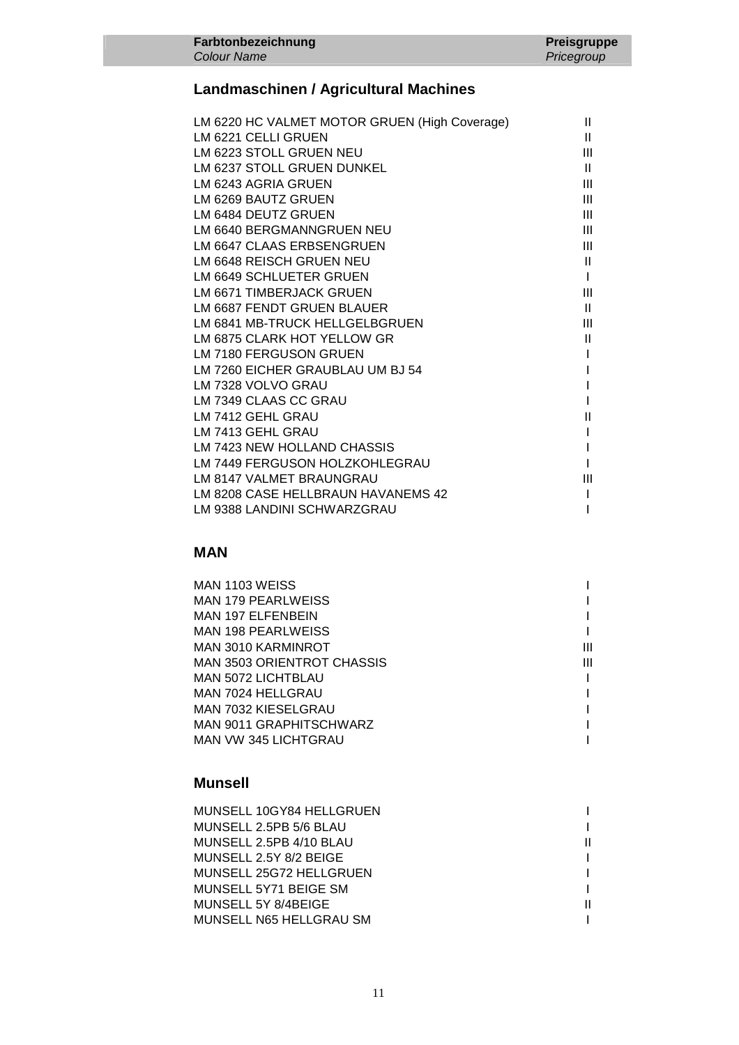| Farbtonbezeichnung *Colour Name* | Preisgruppe *Pricegroup* |
| --- | --- |

## Landmaschinen / Agricultural Machines

| | |
| --- | --- |
| LM 6220 HC VALMET MOTOR GRUEN (High Coverage) | II |
| LM 6221 CELLI GRUEN | II |
| LM 6223 STOLL GRUEN NEU | III |
| LM 6237 STOLL GRUEN DUNKEL | II |
| LM 6243 AGRIA GRUEN | III |
| LM 6269 BAUTZ GRUEN | III |
| LM 6484 DEUTZ GRUEN | III |
| LM 6640 BERGMANNGRUEN NEU | III |
| LM 6647 CLAAS ERBSENGRUEN | III |
| LM 6648 REISCH GRUEN NEU | II |
| LM 6649 SCHLUETER GRUEN | I |
| LM 6671 TIMBERJACK GRUEN | III |
| LM 6687 FENDT GRUEN BLAUER | II |
| LM 6841 MB-TRUCK HELLGELBGRUEN | III |
| LM 6875 CLARK HOT YELLOW GR | II |
| LM 7180 FERGUSON GRUEN | I |
| LM 7260 EICHER GRAUBLAU UM BJ 54 | I |
| LM 7328 VOLVO GRAU | I |
| LM 7349 CLAAS CC GRAU | I |
| LM 7412 GEHL GRAU | II |
| LM 7413 GEHL GRAU | I |
| LM 7423 NEW HOLLAND CHASSIS | I |
| LM 7449 FERGUSON HOLZKOHLEGRAU | I |
| LM 8147 VALMET BRAUNGRAU | III |
| LM 8208 CASE HELLBRAUN HAVANEMS 42 | I |
| LM 9388 LANDINI SCHWARZGRAU | I |

## MAN

| | |
| --- | --- |
| MAN 1103 WEISS | I |
| MAN 179 PEARLWEISS | I |
| MAN 197 ELFENBEIN | I |
| MAN 198 PEARLWEISS | I |
| MAN 3010 KARMINROT | III |
| MAN 3503 ORIENTROT CHASSIS | III |
| MAN 5072 LICHTBLAU | I |
| MAN 7024 HELLGRAU | I |
| MAN 7032 KIESELGRAU | I |
| MAN 9011 GRAPHITSCHWARZ | I |
| MAN VW 345 LICHTGRAU | I |

## Munsell

| | |
| --- | --- |
| MUNSELL 10GY84 HELLGRUEN | I |
| MUNSELL 2.5PB 5/6 BLAU | I |
| MUNSELL 2.5PB 4/10 BLAU | II |
| MUNSELL 2.5Y 8/2 BEIGE | I |
| MUNSELL 25G72 HELLGRUEN | I |
| MUNSELL 5Y71 BEIGE SM | I |
| MUNSELL 5Y 8/4BEIGE | II |
| MUNSELL N65 HELLGRAU SM | I |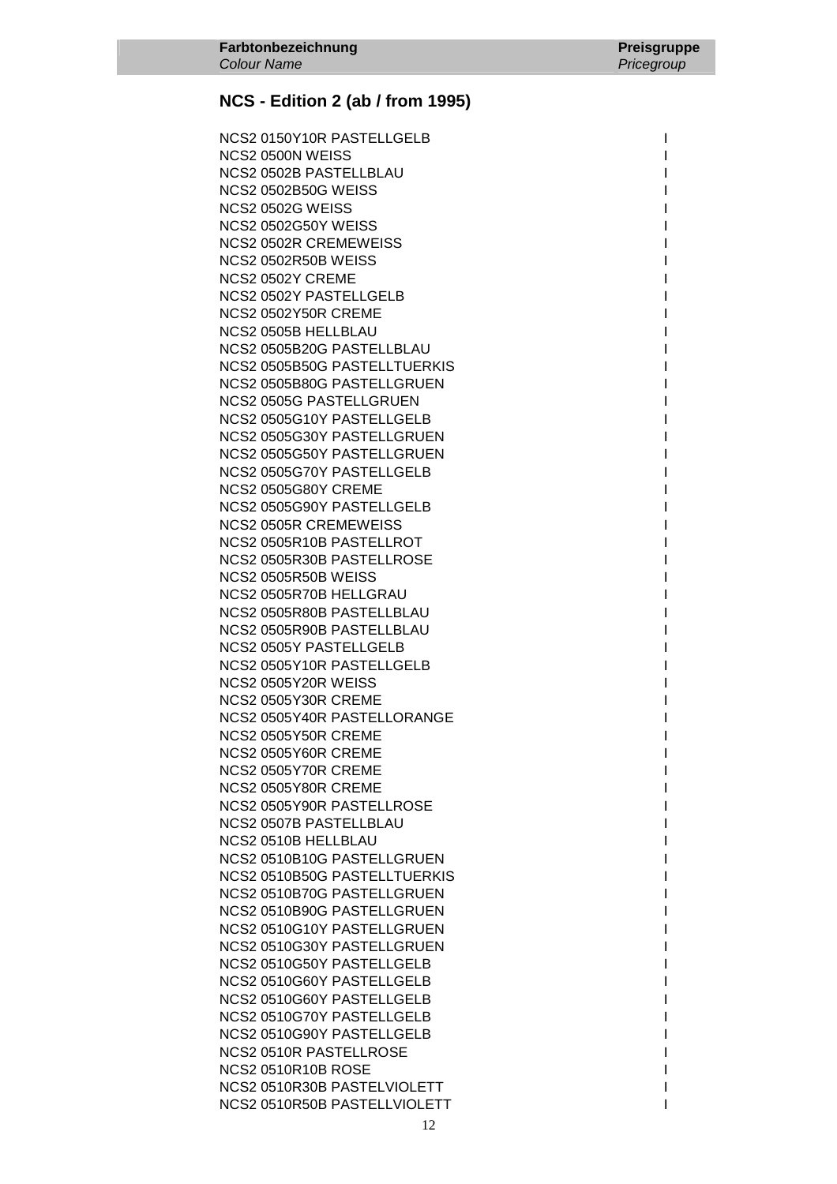| Farbtonbezeichnung *Colour Name* | Preisgruppe *Pricegroup* |
|---|---|

## NCS - Edition 2 (ab / from 1995)

| | |
|---|---|
| NCS2 0150Y10R PASTELLGELB | I |
| NCS2 0500N WEISS | I |
| NCS2 0502B PASTELLBLAU | I |
| NCS2 0502B50G WEISS | I |
| NCS2 0502G WEISS | I |
| NCS2 0502G50Y WEISS | I |
| NCS2 0502R CREMEWEISS | I |
| NCS2 0502R50B WEISS | I |
| NCS2 0502Y CREME | I |
| NCS2 0502Y PASTELLGELB | I |
| NCS2 0502Y50R CREME | I |
| NCS2 0505B HELLBLAU | I |
| NCS2 0505B20G PASTELLBLAU | I |
| NCS2 0505B50G PASTELLTUERKIS | I |
| NCS2 0505B80G PASTELLGRUEN | I |
| NCS2 0505G PASTELLGRUEN | I |
| NCS2 0505G10Y PASTELLGELB | I |
| NCS2 0505G30Y PASTELLGRUEN | I |
| NCS2 0505G50Y PASTELLGRUEN | I |
| NCS2 0505G70Y PASTELLGELB | I |
| NCS2 0505G80Y CREME | I |
| NCS2 0505G90Y PASTELLGELB | I |
| NCS2 0505R CREMEWEISS | I |
| NCS2 0505R10B PASTELLROT | I |
| NCS2 0505R30B PASTELLROSE | I |
| NCS2 0505R50B WEISS | I |
| NCS2 0505R70B HELLGRAU | I |
| NCS2 0505R80B PASTELLBLAU | I |
| NCS2 0505R90B PASTELLBLAU | I |
| NCS2 0505Y PASTELLGELB | I |
| NCS2 0505Y10R PASTELLGELB | I |
| NCS2 0505Y20R WEISS | I |
| NCS2 0505Y30R CREME | I |
| NCS2 0505Y40R PASTELLORANGE | I |
| NCS2 0505Y50R CREME | I |
| NCS2 0505Y60R CREME | I |
| NCS2 0505Y70R CREME | I |
| NCS2 0505Y80R CREME | I |
| NCS2 0505Y90R PASTELLROSE | I |
| NCS2 0507B PASTELLBLAU | I |
| NCS2 0510B HELLBLAU | I |
| NCS2 0510B10G PASTELLGRUEN | I |
| NCS2 0510B50G PASTELLTUERKIS | I |
| NCS2 0510B70G PASTELLGRUEN | I |
| NCS2 0510B90G PASTELLGRUEN | I |
| NCS2 0510G10Y PASTELLGRUEN | I |
| NCS2 0510G30Y PASTELLGRUEN | I |
| NCS2 0510G50Y PASTELLGELB | I |
| NCS2 0510G60Y PASTELLGELB | I |
| NCS2 0510G60Y PASTELLGELB | I |
| NCS2 0510G70Y PASTELLGELB | I |
| NCS2 0510G90Y PASTELLGELB | I |
| NCS2 0510R PASTELLROSE | I |
| NCS2 0510R10B ROSE | I |
| NCS2 0510R30B PASTELVIOLETT | I |
| NCS2 0510R50B PASTELLVIOLETT | I |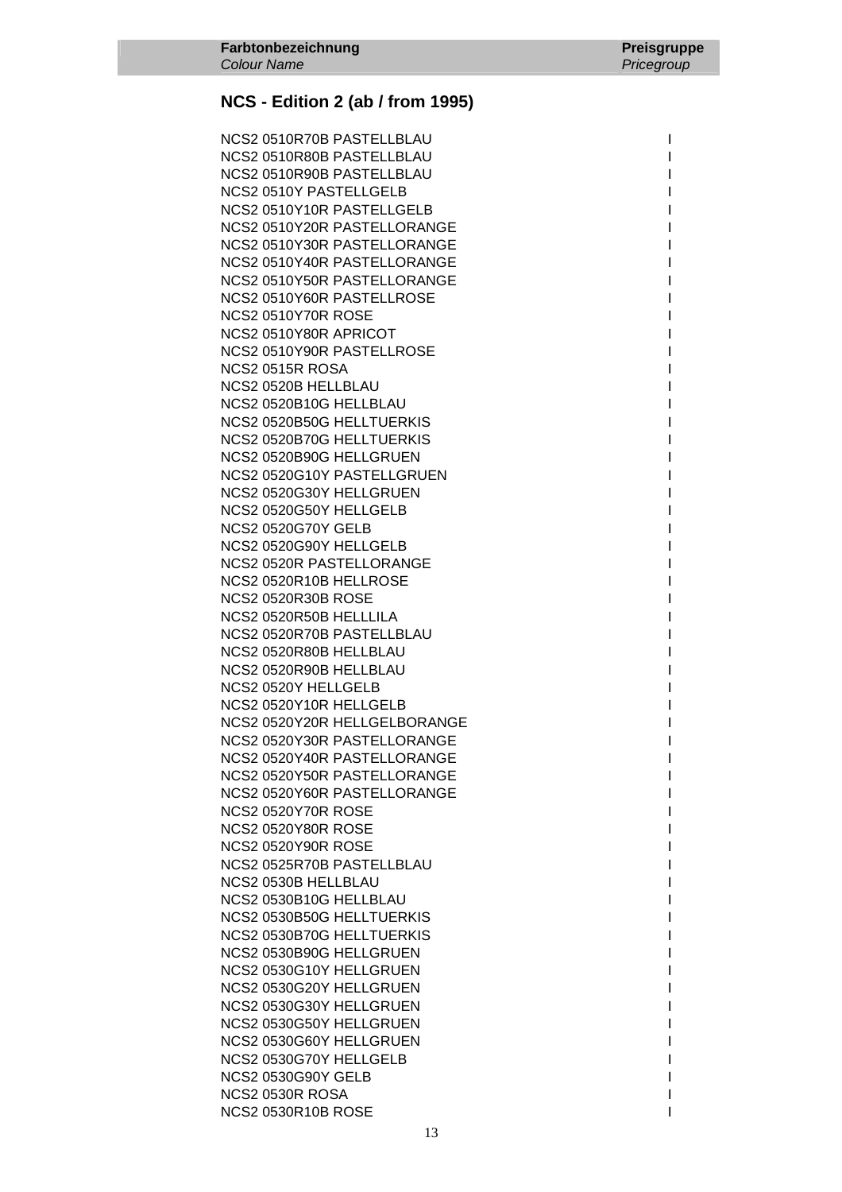| Farbtonbezeichnung *Colour Name* | Preisgruppe *Pricegroup* |
|---|---|

## NCS - Edition 2 (ab / from 1995)

| | |
|---|---|
| NCS2 0510R70B PASTELLBLAU | I |
| NCS2 0510R80B PASTELLBLAU | I |
| NCS2 0510R90B PASTELLBLAU | I |
| NCS2 0510Y PASTELLGELB | I |
| NCS2 0510Y10R PASTELLGELB | I |
| NCS2 0510Y20R PASTELLORANGE | I |
| NCS2 0510Y30R PASTELLORANGE | I |
| NCS2 0510Y40R PASTELLORANGE | I |
| NCS2 0510Y50R PASTELLORANGE | I |
| NCS2 0510Y60R PASTELLROSE | I |
| NCS2 0510Y70R ROSE | I |
| NCS2 0510Y80R APRICOT | I |
| NCS2 0510Y90R PASTELLROSE | I |
| NCS2 0515R ROSA | I |
| NCS2 0520B HELLBLAU | I |
| NCS2 0520B10G HELLBLAU | I |
| NCS2 0520B50G HELLTUERKIS | I |
| NCS2 0520B70G HELLTUERKIS | I |
| NCS2 0520B90G HELLGRUEN | I |
| NCS2 0520G10Y PASTELLGRUEN | I |
| NCS2 0520G30Y HELLGRUEN | I |
| NCS2 0520G50Y HELLGELB | I |
| NCS2 0520G70Y GELB | I |
| NCS2 0520G90Y HELLGELB | I |
| NCS2 0520R PASTELLORANGE | I |
| NCS2 0520R10B HELLROSE | I |
| NCS2 0520R30B ROSE | I |
| NCS2 0520R50B HELLLILA | I |
| NCS2 0520R70B PASTELLBLAU | I |
| NCS2 0520R80B HELLBLAU | I |
| NCS2 0520R90B HELLBLAU | I |
| NCS2 0520Y HELLGELB | I |
| NCS2 0520Y10R HELLGELB | I |
| NCS2 0520Y20R HELLGELBORANGE | I |
| NCS2 0520Y30R PASTELLORANGE | I |
| NCS2 0520Y40R PASTELLORANGE | I |
| NCS2 0520Y50R PASTELLORANGE | I |
| NCS2 0520Y60R PASTELLORANGE | I |
| NCS2 0520Y70R ROSE | I |
| NCS2 0520Y80R ROSE | I |
| NCS2 0520Y90R ROSE | I |
| NCS2 0525R70B PASTELLBLAU | I |
| NCS2 0530B HELLBLAU | I |
| NCS2 0530B10G HELLBLAU | I |
| NCS2 0530B50G HELLTUERKIS | I |
| NCS2 0530B70G HELLTUERKIS | I |
| NCS2 0530B90G HELLGRUEN | I |
| NCS2 0530G10Y HELLGRUEN | I |
| NCS2 0530G20Y HELLGRUEN | I |
| NCS2 0530G30Y HELLGRUEN | I |
| NCS2 0530G50Y HELLGRUEN | I |
| NCS2 0530G60Y HELLGRUEN | I |
| NCS2 0530G70Y HELLGELB | I |
| NCS2 0530G90Y GELB | I |
| NCS2 0530R ROSA | I |
| NCS2 0530R10B ROSE | I |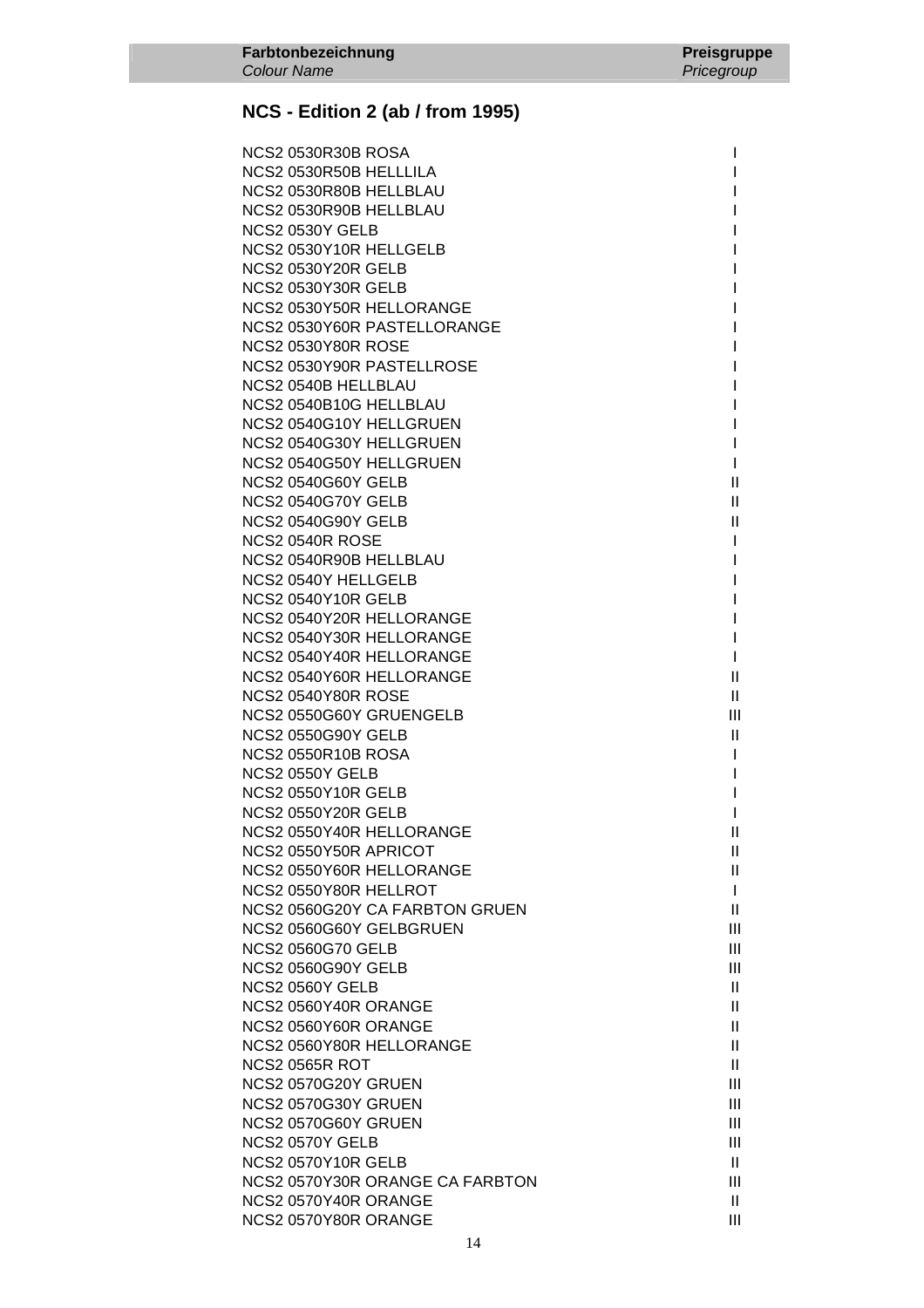| Farbtonbezeichnung *Colour Name* | Preisgruppe *Pricegroup* |
|---|---|

## NCS - Edition 2 (ab / from 1995)

| Farbtonbezeichnung | Preisgruppe |
|---|---|
| NCS2 0530R30B ROSA | I |
| NCS2 0530R50B HELLLILA | I |
| NCS2 0530R80B HELLBLAU | I |
| NCS2 0530R90B HELLBLAU | I |
| NCS2 0530Y GELB | I |
| NCS2 0530Y10R HELLGELB | I |
| NCS2 0530Y20R GELB | I |
| NCS2 0530Y30R GELB | I |
| NCS2 0530Y50R HELLORANGE | I |
| NCS2 0530Y60R PASTELLORANGE | I |
| NCS2 0530Y80R ROSE | I |
| NCS2 0530Y90R PASTELLROSE | I |
| NCS2 0540B HELLBLAU | I |
| NCS2 0540B10G HELLBLAU | I |
| NCS2 0540G10Y HELLGRUEN | I |
| NCS2 0540G30Y HELLGRUEN | I |
| NCS2 0540G50Y HELLGRUEN | I |
| NCS2 0540G60Y GELB | II |
| NCS2 0540G70Y GELB | II |
| NCS2 0540G90Y GELB | II |
| NCS2 0540R ROSE | I |
| NCS2 0540R90B HELLBLAU | I |
| NCS2 0540Y HELLGELB | I |
| NCS2 0540Y10R GELB | I |
| NCS2 0540Y20R HELLORANGE | I |
| NCS2 0540Y30R HELLORANGE | I |
| NCS2 0540Y40R HELLORANGE | I |
| NCS2 0540Y60R HELLORANGE | II |
| NCS2 0540Y80R ROSE | II |
| NCS2 0550G60Y GRUENGELB | III |
| NCS2 0550G90Y GELB | II |
| NCS2 0550R10B ROSA | I |
| NCS2 0550Y GELB | I |
| NCS2 0550Y10R GELB | I |
| NCS2 0550Y20R GELB | I |
| NCS2 0550Y40R HELLORANGE | II |
| NCS2 0550Y50R APRICOT | II |
| NCS2 0550Y60R HELLORANGE | II |
| NCS2 0550Y80R HELLROT | I |
| NCS2 0560G20Y CA FARBTON GRUEN | II |
| NCS2 0560G60Y GELBGRUEN | III |
| NCS2 0560G70 GELB | III |
| NCS2 0560G90Y GELB | III |
| NCS2 0560Y GELB | II |
| NCS2 0560Y40R ORANGE | II |
| NCS2 0560Y60R ORANGE | II |
| NCS2 0560Y80R HELLORANGE | II |
| NCS2 0565R ROT | II |
| NCS2 0570G20Y GRUEN | III |
| NCS2 0570G30Y GRUEN | III |
| NCS2 0570G60Y GRUEN | III |
| NCS2 0570Y GELB | III |
| NCS2 0570Y10R GELB | II |
| NCS2 0570Y30R ORANGE CA FARBTON | III |
| NCS2 0570Y40R ORANGE | II |
| NCS2 0570Y80R ORANGE | III |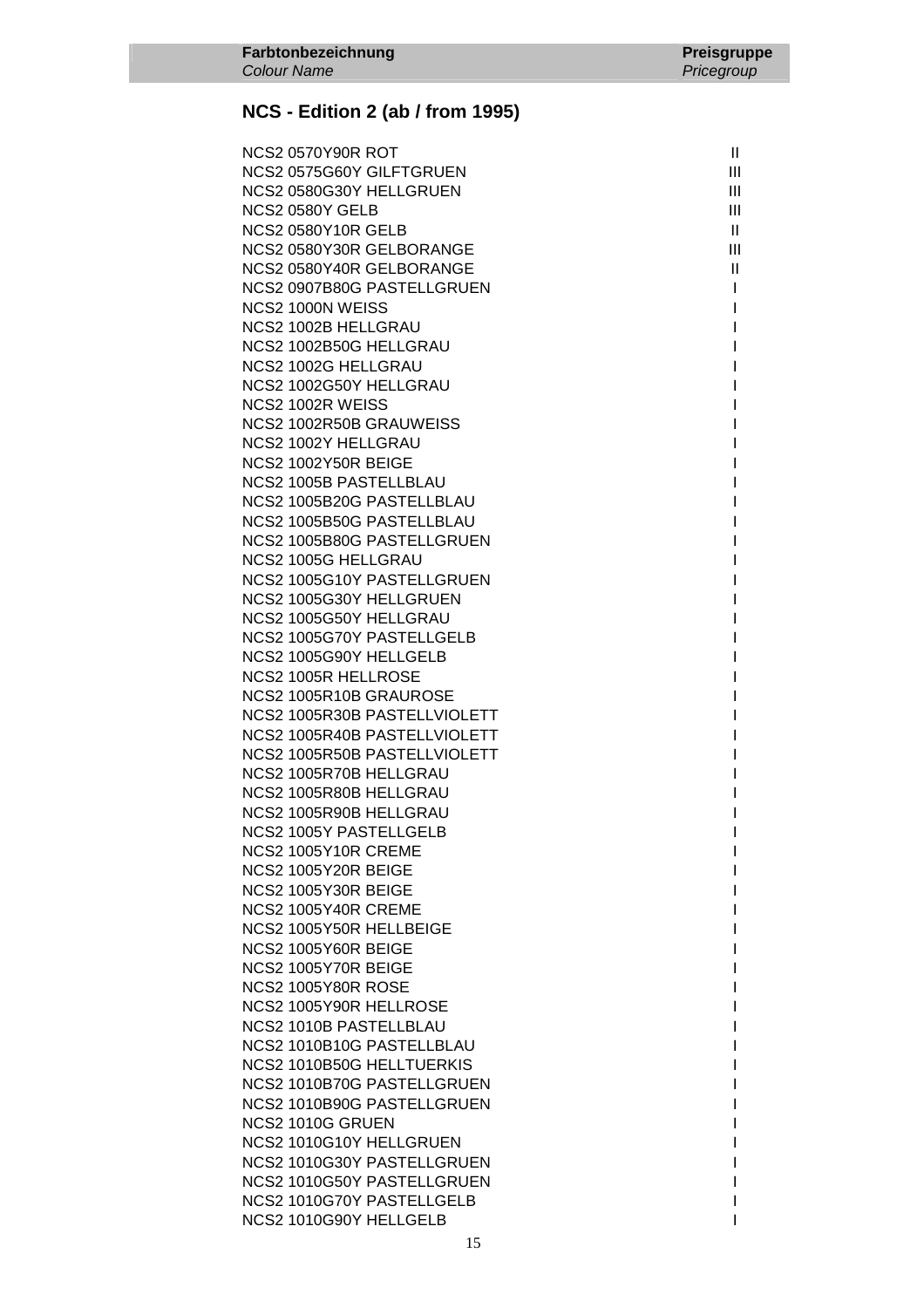| **Farbtonbezeichnung** *Colour Name* | **Preisgruppe** *Pricegroup* |
|---|---|

## NCS - Edition 2 (ab / from 1995)

| Farbtonbezeichnung | Preisgruppe |
|---|---|
| NCS2 0570Y90R ROT | II |
| NCS2 0575G60Y GILFTGRUEN | III |
| NCS2 0580G30Y HELLGRUEN | III |
| NCS2 0580Y GELB | III |
| NCS2 0580Y10R GELB | II |
| NCS2 0580Y30R GELBORANGE | III |
| NCS2 0580Y40R GELBORANGE | II |
| NCS2 0907B80G PASTELLGRUEN | I |
| NCS2 1000N WEISS | I |
| NCS2 1002B HELLGRAU | I |
| NCS2 1002B50G HELLGRAU | I |
| NCS2 1002G HELLGRAU | I |
| NCS2 1002G50Y HELLGRAU | I |
| NCS2 1002R WEISS | I |
| NCS2 1002R50B GRAUWEISS | I |
| NCS2 1002Y HELLGRAU | I |
| NCS2 1002Y50R BEIGE | I |
| NCS2 1005B PASTELLBLAU | I |
| NCS2 1005B20G PASTELLBLAU | I |
| NCS2 1005B50G PASTELLBLAU | I |
| NCS2 1005B80G PASTELLGRUEN | I |
| NCS2 1005G HELLGRAU | I |
| NCS2 1005G10Y PASTELLGRUEN | I |
| NCS2 1005G30Y HELLGRUEN | I |
| NCS2 1005G50Y HELLGRAU | I |
| NCS2 1005G70Y PASTELLGELB | I |
| NCS2 1005G90Y HELLGELB | I |
| NCS2 1005R HELLROSE | I |
| NCS2 1005R10B GRAUROSE | I |
| NCS2 1005R30B PASTELLVIOLETT | I |
| NCS2 1005R40B PASTELLVIOLETT | I |
| NCS2 1005R50B PASTELLVIOLETT | I |
| NCS2 1005R70B HELLGRAU | I |
| NCS2 1005R80B HELLGRAU | I |
| NCS2 1005R90B HELLGRAU | I |
| NCS2 1005Y PASTELLGELB | I |
| NCS2 1005Y10R CREME | I |
| NCS2 1005Y20R BEIGE | I |
| NCS2 1005Y30R BEIGE | I |
| NCS2 1005Y40R CREME | I |
| NCS2 1005Y50R HELLBEIGE | I |
| NCS2 1005Y60R BEIGE | I |
| NCS2 1005Y70R BEIGE | I |
| NCS2 1005Y80R ROSE | I |
| NCS2 1005Y90R HELLROSE | I |
| NCS2 1010B PASTELLBLAU | I |
| NCS2 1010B10G PASTELLBLAU | I |
| NCS2 1010B50G HELLTUERKIS | I |
| NCS2 1010B70G PASTELLGRUEN | I |
| NCS2 1010B90G PASTELLGRUEN | I |
| NCS2 1010G GRUEN | I |
| NCS2 1010G10Y HELLGRUEN | I |
| NCS2 1010G30Y PASTELLGRUEN | I |
| NCS2 1010G50Y PASTELLGRUEN | I |
| NCS2 1010G70Y PASTELLGELB | I |
| NCS2 1010G90Y HELLGELB | I |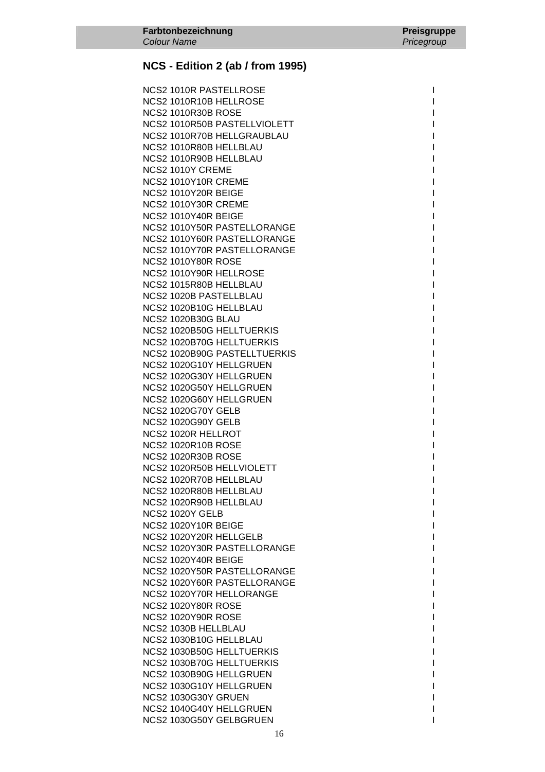| **Farbtonbezeichnung** *Colour Name* | **Preisgruppe** *Pricegroup* |
|---|---|

## NCS - Edition 2 (ab / from 1995)

| | |
|---|---|
| NCS2 1010R PASTELLROSE | I |
| NCS2 1010R10B HELLROSE | I |
| NCS2 1010R30B ROSE | I |
| NCS2 1010R50B PASTELLVIOLETT | I |
| NCS2 1010R70B HELLGRAUBLAU | I |
| NCS2 1010R80B HELLBLAU | I |
| NCS2 1010R90B HELLBLAU | I |
| NCS2 1010Y CREME | I |
| NCS2 1010Y10R CREME | I |
| NCS2 1010Y20R BEIGE | I |
| NCS2 1010Y30R CREME | I |
| NCS2 1010Y40R BEIGE | I |
| NCS2 1010Y50R PASTELLORANGE | I |
| NCS2 1010Y60R PASTELLORANGE | I |
| NCS2 1010Y70R PASTELLORANGE | I |
| NCS2 1010Y80R ROSE | I |
| NCS2 1010Y90R HELLROSE | I |
| NCS2 1015R80B HELLBLAU | I |
| NCS2 1020B PASTELLBLAU | I |
| NCS2 1020B10G HELLBLAU | I |
| NCS2 1020B30G BLAU | I |
| NCS2 1020B50G HELLTUERKIS | I |
| NCS2 1020B70G HELLTUERKIS | I |
| NCS2 1020B90G PASTELLTUERKIS | I |
| NCS2 1020G10Y HELLGRUEN | I |
| NCS2 1020G30Y HELLGRUEN | I |
| NCS2 1020G50Y HELLGRUEN | I |
| NCS2 1020G60Y HELLGRUEN | I |
| NCS2 1020G70Y GELB | I |
| NCS2 1020G90Y GELB | I |
| NCS2 1020R HELLROT | I |
| NCS2 1020R10B ROSE | I |
| NCS2 1020R30B ROSE | I |
| NCS2 1020R50B HELLVIOLETT | I |
| NCS2 1020R70B HELLBLAU | I |
| NCS2 1020R80B HELLBLAU | I |
| NCS2 1020R90B HELLBLAU | I |
| NCS2 1020Y GELB | I |
| NCS2 1020Y10R BEIGE | I |
| NCS2 1020Y20R HELLGELB | I |
| NCS2 1020Y30R PASTELLORANGE | I |
| NCS2 1020Y40R BEIGE | I |
| NCS2 1020Y50R PASTELLORANGE | I |
| NCS2 1020Y60R PASTELLORANGE | I |
| NCS2 1020Y70R HELLORANGE | I |
| NCS2 1020Y80R ROSE | I |
| NCS2 1020Y90R ROSE | I |
| NCS2 1030B HELLBLAU | I |
| NCS2 1030B10G HELLBLAU | I |
| NCS2 1030B50G HELLTUERKIS | I |
| NCS2 1030B70G HELLTUERKIS | I |
| NCS2 1030B90G HELLGRUEN | I |
| NCS2 1030G10Y HELLGRUEN | I |
| NCS2 1030G30Y GRUEN | I |
| NCS2 1040G40Y HELLGRUEN | I |
| NCS2 1030G50Y GELBGRUEN | I |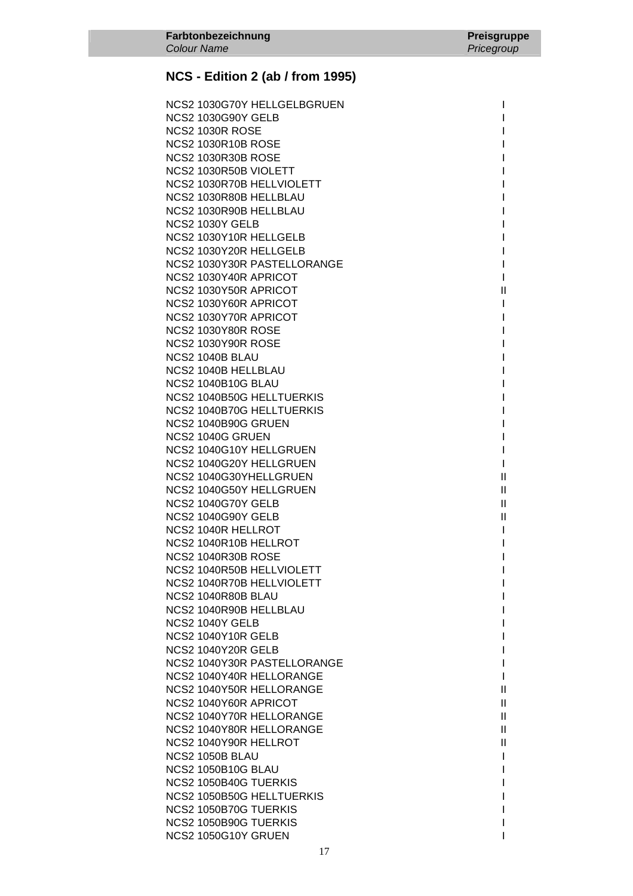| Farbtonbezeichnung *Colour Name* | Preisgruppe *Pricegroup* |
|---|---|

## NCS - Edition 2 (ab / from 1995)

| Farbtonbezeichnung | Preisgruppe |
|---|---|
| NCS2 1030G70Y HELLGELBGRUEN | I |
| NCS2 1030G90Y GELB | I |
| NCS2 1030R ROSE | I |
| NCS2 1030R10B ROSE | I |
| NCS2 1030R30B ROSE | I |
| NCS2 1030R50B VIOLETT | I |
| NCS2 1030R70B HELLVIOLETT | I |
| NCS2 1030R80B HELLBLAU | I |
| NCS2 1030R90B HELLBLAU | I |
| NCS2 1030Y GELB | I |
| NCS2 1030Y10R HELLGELB | I |
| NCS2 1030Y20R HELLGELB | I |
| NCS2 1030Y30R PASTELLORANGE | I |
| NCS2 1030Y40R APRICOT | I |
| NCS2 1030Y50R APRICOT | II |
| NCS2 1030Y60R APRICOT | I |
| NCS2 1030Y70R APRICOT | I |
| NCS2 1030Y80R ROSE | I |
| NCS2 1030Y90R ROSE | I |
| NCS2 1040B BLAU | I |
| NCS2 1040B HELLBLAU | I |
| NCS2 1040B10G BLAU | I |
| NCS2 1040B50G HELLTUERKIS | I |
| NCS2 1040B70G HELLTUERKIS | I |
| NCS2 1040B90G GRUEN | I |
| NCS2 1040G GRUEN | I |
| NCS2 1040G10Y HELLGRUEN | I |
| NCS2 1040G20Y HELLGRUEN | I |
| NCS2 1040G30YHELLGRUEN | II |
| NCS2 1040G50Y HELLGRUEN | II |
| NCS2 1040G70Y GELB | II |
| NCS2 1040G90Y GELB | II |
| NCS2 1040R HELLROT | I |
| NCS2 1040R10B HELLROT | I |
| NCS2 1040R30B ROSE | I |
| NCS2 1040R50B HELLVIOLETT | I |
| NCS2 1040R70B HELLVIOLETT | I |
| NCS2 1040R80B BLAU | I |
| NCS2 1040R90B HELLBLAU | I |
| NCS2 1040Y GELB | I |
| NCS2 1040Y10R GELB | I |
| NCS2 1040Y20R GELB | I |
| NCS2 1040Y30R PASTELLORANGE | I |
| NCS2 1040Y40R HELLORANGE | I |
| NCS2 1040Y50R HELLORANGE | II |
| NCS2 1040Y60R APRICOT | II |
| NCS2 1040Y70R HELLORANGE | II |
| NCS2 1040Y80R HELLORANGE | II |
| NCS2 1040Y90R HELLROT | II |
| NCS2 1050B BLAU | I |
| NCS2 1050B10G BLAU | I |
| NCS2 1050B40G TUERKIS | I |
| NCS2 1050B50G HELLTUERKIS | I |
| NCS2 1050B70G TUERKIS | I |
| NCS2 1050B90G TUERKIS | I |
| NCS2 1050G10Y GRUEN | I |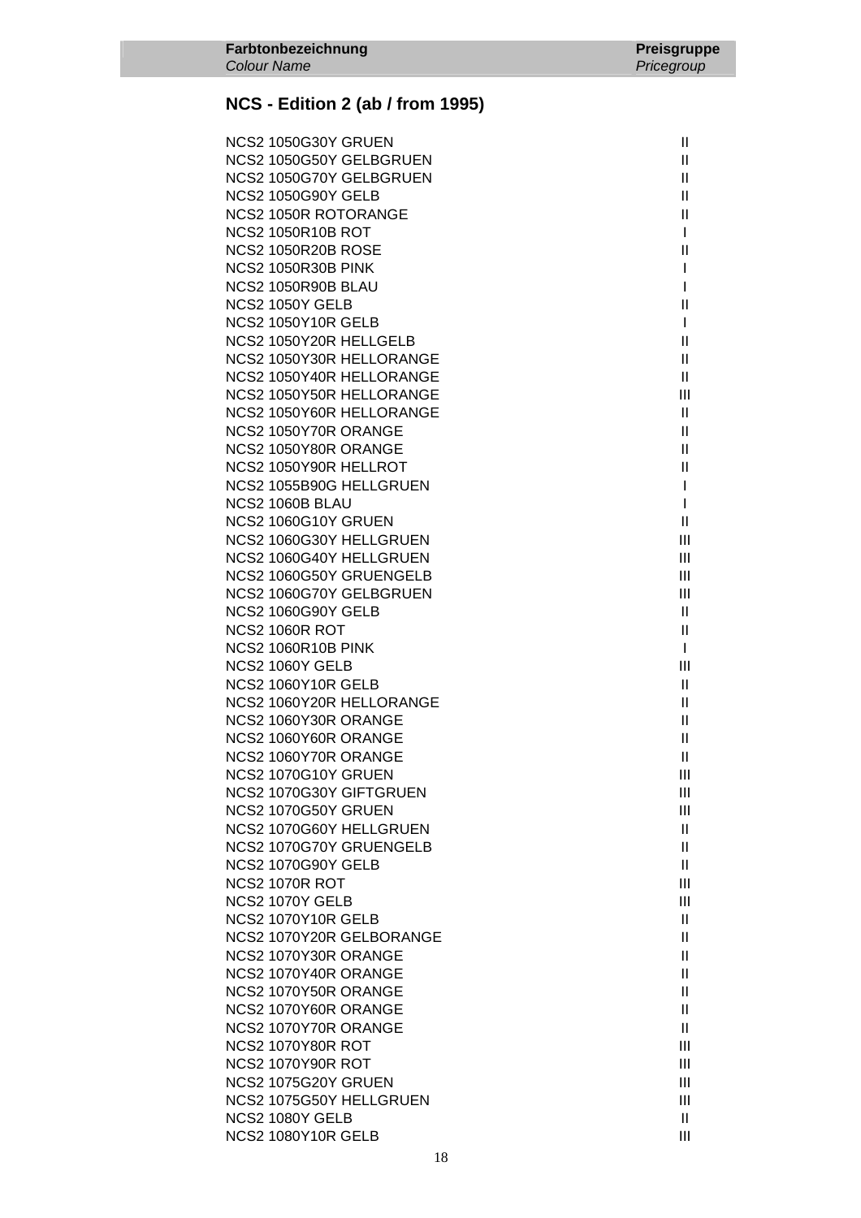| **Farbtonbezeichnung**<br>*Colour Name* | **Preisgruppe**<br>*Pricegroup* |
|---|---|

## NCS - Edition 2 (ab / from 1995)

| | |
|---|---|
| NCS2 1050G30Y GRUEN | II |
| NCS2 1050G50Y GELBGRUEN | II |
| NCS2 1050G70Y GELBGRUEN | II |
| NCS2 1050G90Y GELB | II |
| NCS2 1050R ROTORANGE | II |
| NCS2 1050R10B ROT | I |
| NCS2 1050R20B ROSE | II |
| NCS2 1050R30B PINK | I |
| NCS2 1050R90B BLAU | I |
| NCS2 1050Y GELB | II |
| NCS2 1050Y10R GELB | I |
| NCS2 1050Y20R HELLGELB | II |
| NCS2 1050Y30R HELLORANGE | II |
| NCS2 1050Y40R HELLORANGE | II |
| NCS2 1050Y50R HELLORANGE | III |
| NCS2 1050Y60R HELLORANGE | II |
| NCS2 1050Y70R ORANGE | II |
| NCS2 1050Y80R ORANGE | II |
| NCS2 1050Y90R HELLROT | II |
| NCS2 1055B90G HELLGRUEN | I |
| NCS2 1060B BLAU | I |
| NCS2 1060G10Y GRUEN | II |
| NCS2 1060G30Y HELLGRUEN | III |
| NCS2 1060G40Y HELLGRUEN | III |
| NCS2 1060G50Y GRUENGELB | III |
| NCS2 1060G70Y GELBGRUEN | III |
| NCS2 1060G90Y GELB | II |
| NCS2 1060R ROT | II |
| NCS2 1060R10B PINK | I |
| NCS2 1060Y GELB | III |
| NCS2 1060Y10R GELB | II |
| NCS2 1060Y20R HELLORANGE | II |
| NCS2 1060Y30R ORANGE | II |
| NCS2 1060Y60R ORANGE | II |
| NCS2 1060Y70R ORANGE | II |
| NCS2 1070G10Y GRUEN | III |
| NCS2 1070G30Y GIFTGRUEN | III |
| NCS2 1070G50Y GRUEN | III |
| NCS2 1070G60Y HELLGRUEN | II |
| NCS2 1070G70Y GRUENGELB | II |
| NCS2 1070G90Y GELB | II |
| NCS2 1070R ROT | III |
| NCS2 1070Y GELB | III |
| NCS2 1070Y10R GELB | II |
| NCS2 1070Y20R GELBORANGE | II |
| NCS2 1070Y30R ORANGE | II |
| NCS2 1070Y40R ORANGE | II |
| NCS2 1070Y50R ORANGE | II |
| NCS2 1070Y60R ORANGE | II |
| NCS2 1070Y70R ORANGE | II |
| NCS2 1070Y80R ROT | III |
| NCS2 1070Y90R ROT | III |
| NCS2 1075G20Y GRUEN | III |
| NCS2 1075G50Y HELLGRUEN | III |
| NCS2 1080Y GELB | II |
| NCS2 1080Y10R GELB | III |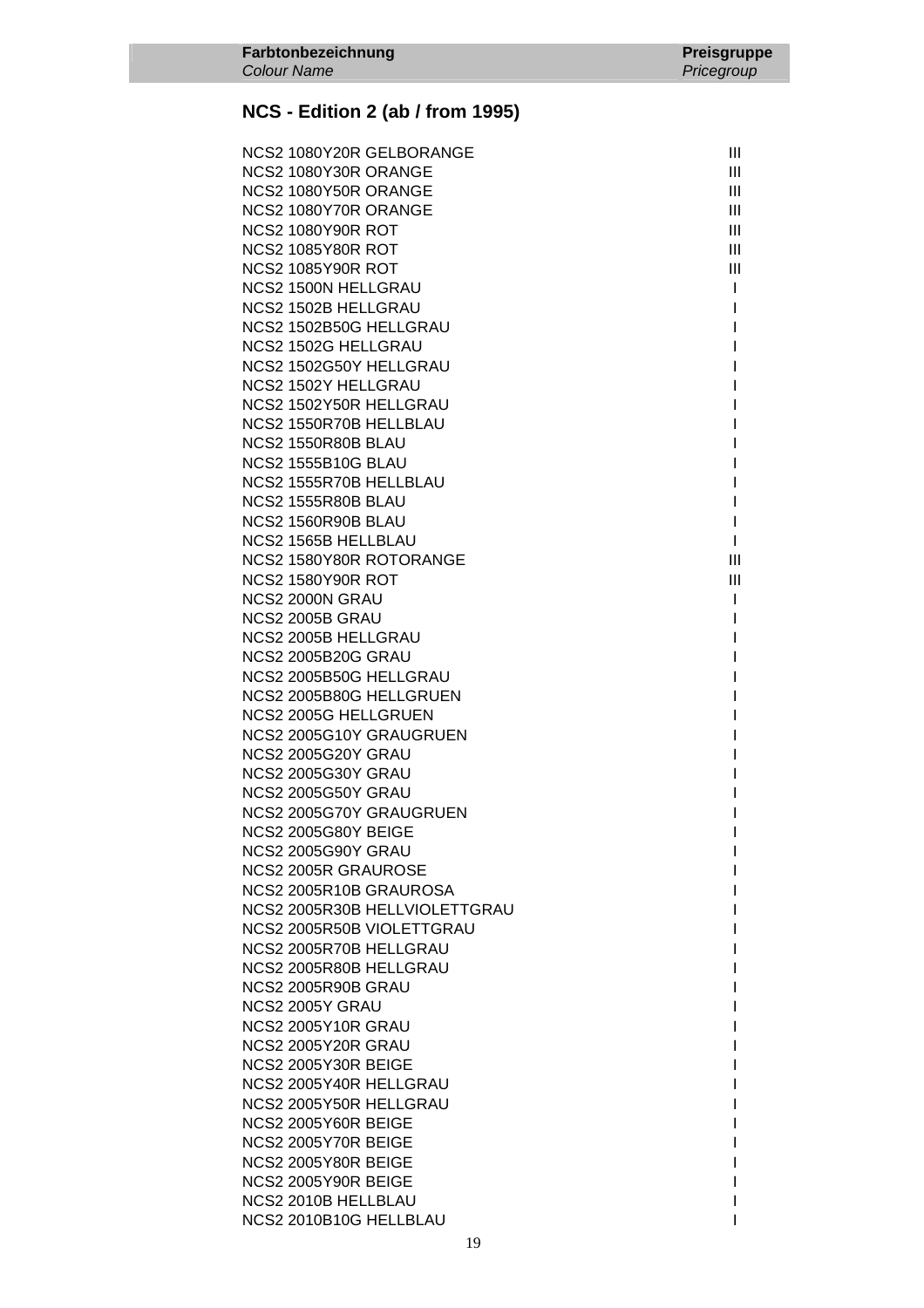| Farbtonbezeichnung<br>*Colour Name* | Preisgruppe<br>*Pricegroup* |
|---|---|

## NCS - Edition 2 (ab / from 1995)

| | |
|---|---|
| NCS2 1080Y20R GELBORANGE | III |
| NCS2 1080Y30R ORANGE | III |
| NCS2 1080Y50R ORANGE | III |
| NCS2 1080Y70R ORANGE | III |
| NCS2 1080Y90R ROT | III |
| NCS2 1085Y80R ROT | III |
| NCS2 1085Y90R ROT | III |
| NCS2 1500N HELLGRAU | I |
| NCS2 1502B HELLGRAU | I |
| NCS2 1502B50G HELLGRAU | I |
| NCS2 1502G HELLGRAU | I |
| NCS2 1502G50Y HELLGRAU | I |
| NCS2 1502Y HELLGRAU | I |
| NCS2 1502Y50R HELLGRAU | I |
| NCS2 1550R70B HELLBLAU | I |
| NCS2 1550R80B BLAU | I |
| NCS2 1555B10G BLAU | I |
| NCS2 1555R70B HELLBLAU | I |
| NCS2 1555R80B BLAU | I |
| NCS2 1560R90B BLAU | I |
| NCS2 1565B HELLBLAU | I |
| NCS2 1580Y80R ROTORANGE | III |
| NCS2 1580Y90R ROT | III |
| NCS2 2000N GRAU | I |
| NCS2 2005B GRAU | I |
| NCS2 2005B HELLGRAU | I |
| NCS2 2005B20G GRAU | I |
| NCS2 2005B50G HELLGRAU | I |
| NCS2 2005B80G HELLGRUEN | I |
| NCS2 2005G HELLGRUEN | I |
| NCS2 2005G10Y GRAUGRUEN | I |
| NCS2 2005G20Y GRAU | I |
| NCS2 2005G30Y GRAU | I |
| NCS2 2005G50Y GRAU | I |
| NCS2 2005G70Y GRAUGRUEN | I |
| NCS2 2005G80Y BEIGE | I |
| NCS2 2005G90Y GRAU | I |
| NCS2 2005R GRAUROSE | I |
| NCS2 2005R10B GRAUROSA | I |
| NCS2 2005R30B HELLVIOLETTGRAU | I |
| NCS2 2005R50B VIOLETTGRAU | I |
| NCS2 2005R70B HELLGRAU | I |
| NCS2 2005R80B HELLGRAU | I |
| NCS2 2005R90B GRAU | I |
| NCS2 2005Y GRAU | I |
| NCS2 2005Y10R GRAU | I |
| NCS2 2005Y20R GRAU | I |
| NCS2 2005Y30R BEIGE | I |
| NCS2 2005Y40R HELLGRAU | I |
| NCS2 2005Y50R HELLGRAU | I |
| NCS2 2005Y60R BEIGE | I |
| NCS2 2005Y70R BEIGE | I |
| NCS2 2005Y80R BEIGE | I |
| NCS2 2005Y90R BEIGE | I |
| NCS2 2010B HELLBLAU | I |
| NCS2 2010B10G HELLBLAU | I |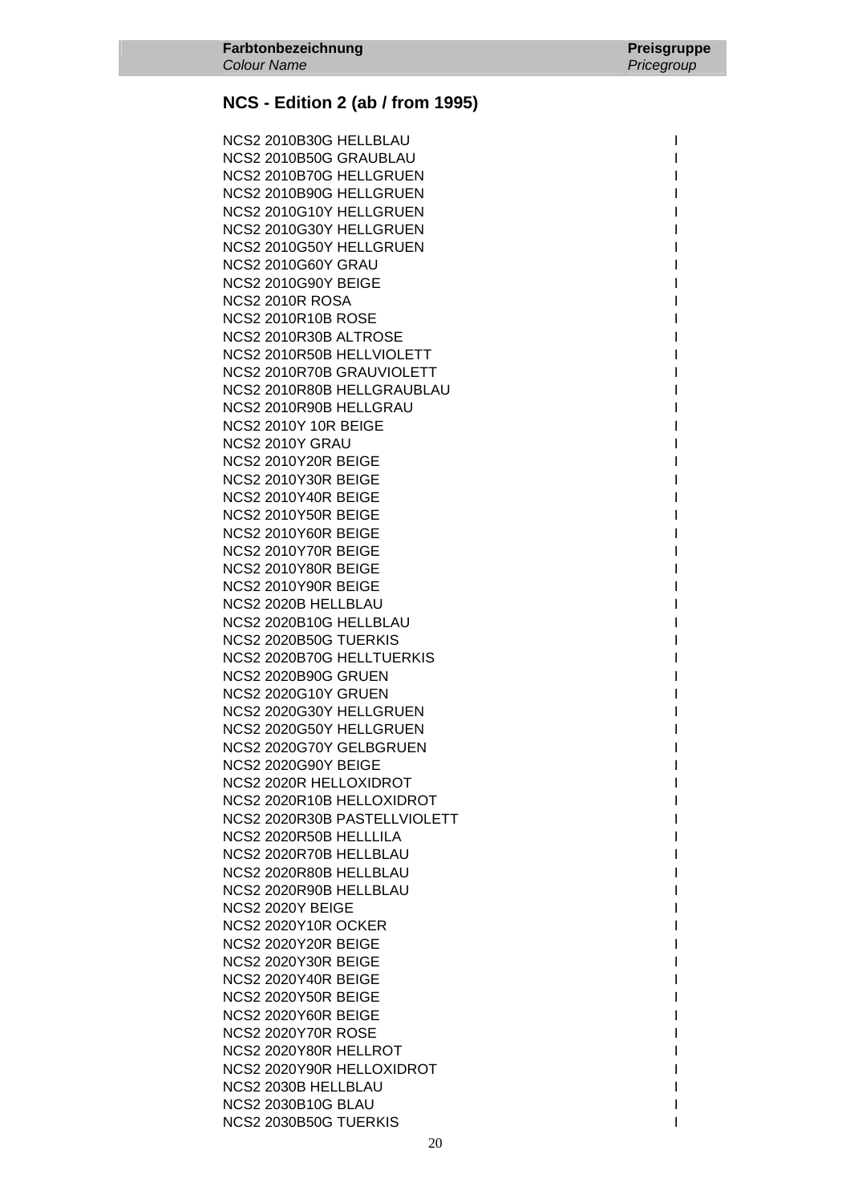| Farbtonbezeichnung *Colour Name* | Preisgruppe *Pricegroup* |
| --- | --- |

## NCS - Edition 2 (ab / from 1995)

| Farbtonbezeichnung | Preisgruppe |
| --- | --- |
| NCS2 2010B30G HELLBLAU | I |
| NCS2 2010B50G GRAUBLAU | I |
| NCS2 2010B70G HELLGRUEN | I |
| NCS2 2010B90G HELLGRUEN | I |
| NCS2 2010G10Y HELLGRUEN | I |
| NCS2 2010G30Y HELLGRUEN | I |
| NCS2 2010G50Y HELLGRUEN | I |
| NCS2 2010G60Y GRAU | I |
| NCS2 2010G90Y BEIGE | I |
| NCS2 2010R ROSA | I |
| NCS2 2010R10B ROSE | I |
| NCS2 2010R30B ALTROSE | I |
| NCS2 2010R50B HELLVIOLETT | I |
| NCS2 2010R70B GRAUVIOLETT | I |
| NCS2 2010R80B HELLGRAUBLAU | I |
| NCS2 2010R90B HELLGRAU | I |
| NCS2 2010Y 10R BEIGE | I |
| NCS2 2010Y GRAU | I |
| NCS2 2010Y20R BEIGE | I |
| NCS2 2010Y30R BEIGE | I |
| NCS2 2010Y40R BEIGE | I |
| NCS2 2010Y50R BEIGE | I |
| NCS2 2010Y60R BEIGE | I |
| NCS2 2010Y70R BEIGE | I |
| NCS2 2010Y80R BEIGE | I |
| NCS2 2010Y90R BEIGE | I |
| NCS2 2020B HELLBLAU | I |
| NCS2 2020B10G HELLBLAU | I |
| NCS2 2020B50G TUERKIS | I |
| NCS2 2020B70G HELLTUERKIS | I |
| NCS2 2020B90G GRUEN | I |
| NCS2 2020G10Y GRUEN | I |
| NCS2 2020G30Y HELLGRUEN | I |
| NCS2 2020G50Y HELLGRUEN | I |
| NCS2 2020G70Y GELBGRUEN | I |
| NCS2 2020G90Y BEIGE | I |
| NCS2 2020R HELLOXIDROT | I |
| NCS2 2020R10B HELLOXIDROT | I |
| NCS2 2020R30B PASTELLVIOLETT | I |
| NCS2 2020R50B HELLLILA | I |
| NCS2 2020R70B HELLBLAU | I |
| NCS2 2020R80B HELLBLAU | I |
| NCS2 2020R90B HELLBLAU | I |
| NCS2 2020Y BEIGE | I |
| NCS2 2020Y10R OCKER | I |
| NCS2 2020Y20R BEIGE | I |
| NCS2 2020Y30R BEIGE | I |
| NCS2 2020Y40R BEIGE | I |
| NCS2 2020Y50R BEIGE | I |
| NCS2 2020Y60R BEIGE | I |
| NCS2 2020Y70R ROSE | I |
| NCS2 2020Y80R HELLROT | I |
| NCS2 2020Y90R HELLOXIDROT | I |
| NCS2 2030B HELLBLAU | I |
| NCS2 2030B10G BLAU | I |
| NCS2 2030B50G TUERKIS | I |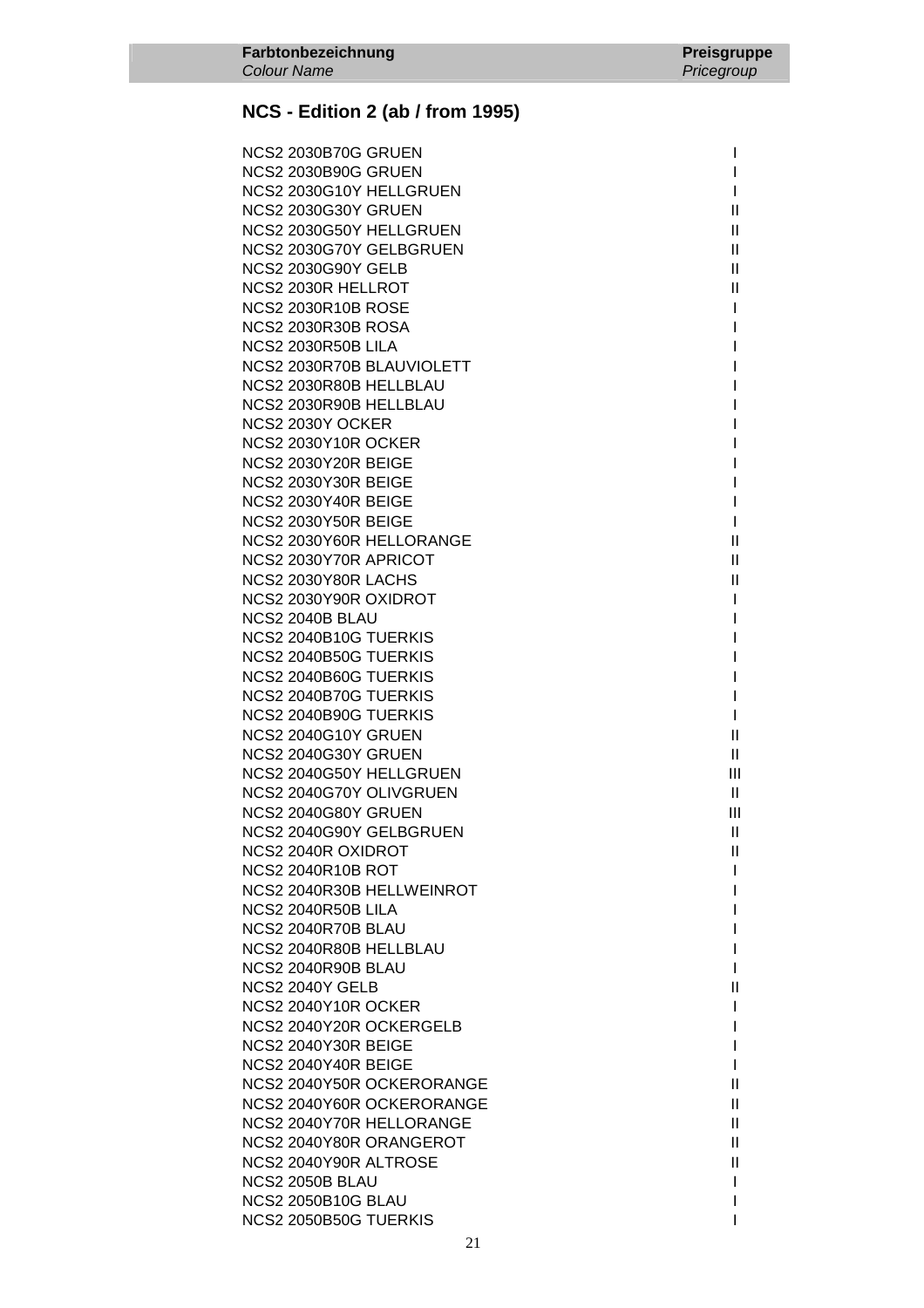| Farbtonbezeichnung *Colour Name* | Preisgruppe *Pricegroup* |
|---|---|

## NCS - Edition 2 (ab / from 1995)

| Farbtonbezeichnung | Preisgruppe |
|---|---|
| NCS2 2030B70G GRUEN | I |
| NCS2 2030B90G GRUEN | I |
| NCS2 2030G10Y HELLGRUEN | I |
| NCS2 2030G30Y GRUEN | II |
| NCS2 2030G50Y HELLGRUEN | II |
| NCS2 2030G70Y GELBGRUEN | II |
| NCS2 2030G90Y GELB | II |
| NCS2 2030R HELLROT | II |
| NCS2 2030R10B ROSE | I |
| NCS2 2030R30B ROSA | I |
| NCS2 2030R50B LILA | I |
| NCS2 2030R70B BLAUVIOLETT | I |
| NCS2 2030R80B HELLBLAU | I |
| NCS2 2030R90B HELLBLAU | I |
| NCS2 2030Y OCKER | I |
| NCS2 2030Y10R OCKER | I |
| NCS2 2030Y20R BEIGE | I |
| NCS2 2030Y30R BEIGE | I |
| NCS2 2030Y40R BEIGE | I |
| NCS2 2030Y50R BEIGE | I |
| NCS2 2030Y60R HELLORANGE | II |
| NCS2 2030Y70R APRICOT | II |
| NCS2 2030Y80R LACHS | II |
| NCS2 2030Y90R OXIDROT | I |
| NCS2 2040B BLAU | I |
| NCS2 2040B10G TUERKIS | I |
| NCS2 2040B50G TUERKIS | I |
| NCS2 2040B60G TUERKIS | I |
| NCS2 2040B70G TUERKIS | I |
| NCS2 2040B90G TUERKIS | I |
| NCS2 2040G10Y GRUEN | II |
| NCS2 2040G30Y GRUEN | II |
| NCS2 2040G50Y HELLGRUEN | III |
| NCS2 2040G70Y OLIVGRUEN | II |
| NCS2 2040G80Y GRUEN | III |
| NCS2 2040G90Y GELBGRUEN | II |
| NCS2 2040R OXIDROT | II |
| NCS2 2040R10B ROT | I |
| NCS2 2040R30B HELLWEINROT | I |
| NCS2 2040R50B LILA | I |
| NCS2 2040R70B BLAU | I |
| NCS2 2040R80B HELLBLAU | I |
| NCS2 2040R90B BLAU | I |
| NCS2 2040Y GELB | II |
| NCS2 2040Y10R OCKER | I |
| NCS2 2040Y20R OCKERGELB | I |
| NCS2 2040Y30R BEIGE | I |
| NCS2 2040Y40R BEIGE | I |
| NCS2 2040Y50R OCKERORANGE | II |
| NCS2 2040Y60R OCKERORANGE | II |
| NCS2 2040Y70R HELLORANGE | II |
| NCS2 2040Y80R ORANGEROT | II |
| NCS2 2040Y90R ALTROSE | II |
| NCS2 2050B BLAU | I |
| NCS2 2050B10G BLAU | I |
| NCS2 2050B50G TUERKIS | I |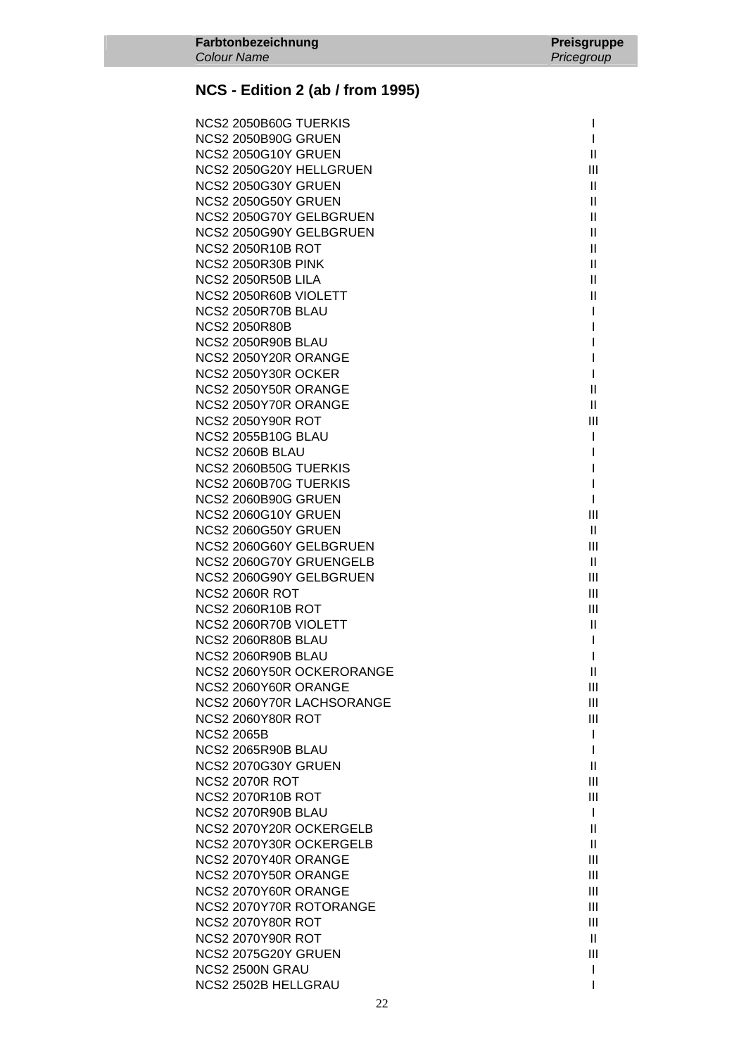| Farbtonbezeichnung *Colour Name* | Preisgruppe *Pricegroup* |
|---|---|

## NCS - Edition 2 (ab / from 1995)

| | |
|---|---|
| NCS2 2050B60G TUERKIS | I |
| NCS2 2050B90G GRUEN | I |
| NCS2 2050G10Y GRUEN | II |
| NCS2 2050G20Y HELLGRUEN | III |
| NCS2 2050G30Y GRUEN | II |
| NCS2 2050G50Y GRUEN | II |
| NCS2 2050G70Y GELBGRUEN | II |
| NCS2 2050G90Y GELBGRUEN | II |
| NCS2 2050R10B ROT | II |
| NCS2 2050R30B PINK | II |
| NCS2 2050R50B LILA | II |
| NCS2 2050R60B VIOLETT | II |
| NCS2 2050R70B BLAU | I |
| NCS2 2050R80B | I |
| NCS2 2050R90B BLAU | I |
| NCS2 2050Y20R ORANGE | I |
| NCS2 2050Y30R OCKER | I |
| NCS2 2050Y50R ORANGE | II |
| NCS2 2050Y70R ORANGE | II |
| NCS2 2050Y90R ROT | III |
| NCS2 2055B10G BLAU | I |
| NCS2 2060B BLAU | I |
| NCS2 2060B50G TUERKIS | I |
| NCS2 2060B70G TUERKIS | I |
| NCS2 2060B90G GRUEN | I |
| NCS2 2060G10Y GRUEN | III |
| NCS2 2060G50Y GRUEN | II |
| NCS2 2060G60Y GELBGRUEN | III |
| NCS2 2060G70Y GRUENGELB | II |
| NCS2 2060G90Y GELBGRUEN | III |
| NCS2 2060R ROT | III |
| NCS2 2060R10B ROT | III |
| NCS2 2060R70B VIOLETT | II |
| NCS2 2060R80B BLAU | I |
| NCS2 2060R90B BLAU | I |
| NCS2 2060Y50R OCKERORANGE | II |
| NCS2 2060Y60R ORANGE | III |
| NCS2 2060Y70R LACHSORANGE | III |
| NCS2 2060Y80R ROT | III |
| NCS2 2065B | I |
| NCS2 2065R90B BLAU | I |
| NCS2 2070G30Y GRUEN | II |
| NCS2 2070R ROT | III |
| NCS2 2070R10B ROT | III |
| NCS2 2070R90B BLAU | I |
| NCS2 2070Y20R OCKERGELB | II |
| NCS2 2070Y30R OCKERGELB | II |
| NCS2 2070Y40R ORANGE | III |
| NCS2 2070Y50R ORANGE | III |
| NCS2 2070Y60R ORANGE | III |
| NCS2 2070Y70R ROTORANGE | III |
| NCS2 2070Y80R ROT | III |
| NCS2 2070Y90R ROT | II |
| NCS2 2075G20Y GRUEN | III |
| NCS2 2500N GRAU | I |
| NCS2 2502B HELLGRAU | I |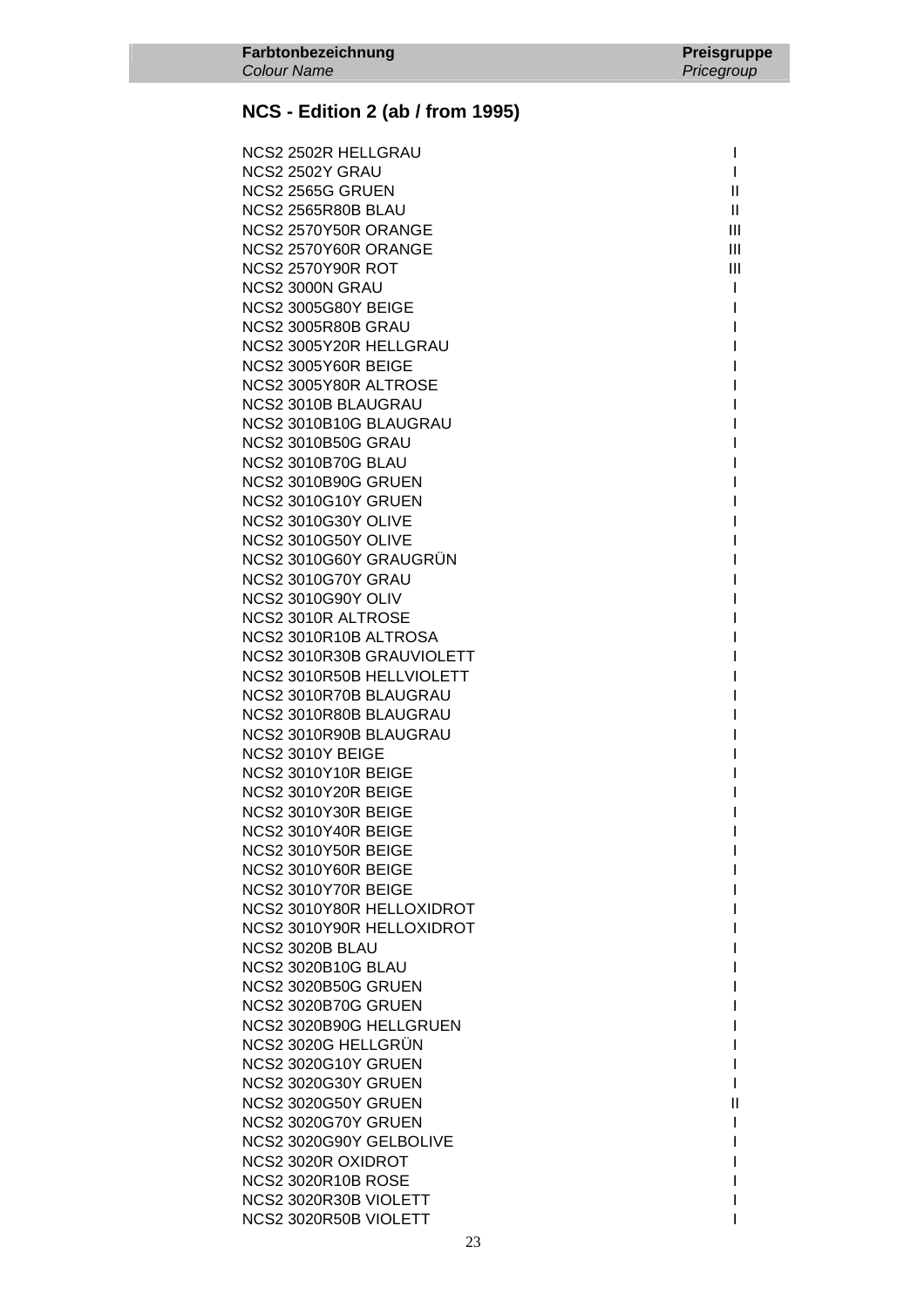| Farbtonbezeichnung *Colour Name* | Preisgruppe *Pricegroup* |
|---|---|

## NCS - Edition 2 (ab / from 1995)

| | |
|---|---|
| NCS2 2502R HELLGRAU | I |
| NCS2 2502Y GRAU | I |
| NCS2 2565G GRUEN | II |
| NCS2 2565R80B BLAU | II |
| NCS2 2570Y50R ORANGE | III |
| NCS2 2570Y60R ORANGE | III |
| NCS2 2570Y90R ROT | III |
| NCS2 3000N GRAU | I |
| NCS2 3005G80Y BEIGE | I |
| NCS2 3005R80B GRAU | I |
| NCS2 3005Y20R HELLGRAU | I |
| NCS2 3005Y60R BEIGE | I |
| NCS2 3005Y80R ALTROSE | I |
| NCS2 3010B BLAUGRAU | I |
| NCS2 3010B10G BLAUGRAU | I |
| NCS2 3010B50G GRAU | I |
| NCS2 3010B70G BLAU | I |
| NCS2 3010B90G GRUEN | I |
| NCS2 3010G10Y GRUEN | I |
| NCS2 3010G30Y OLIVE | I |
| NCS2 3010G50Y OLIVE | I |
| NCS2 3010G60Y GRAUGRÜN | I |
| NCS2 3010G70Y GRAU | I |
| NCS2 3010G90Y OLIV | I |
| NCS2 3010R ALTROSE | I |
| NCS2 3010R10B ALTROSA | I |
| NCS2 3010R30B GRAUVIOLETT | I |
| NCS2 3010R50B HELLVIOLETT | I |
| NCS2 3010R70B BLAUGRAU | I |
| NCS2 3010R80B BLAUGRAU | I |
| NCS2 3010R90B BLAUGRAU | I |
| NCS2 3010Y BEIGE | I |
| NCS2 3010Y10R BEIGE | I |
| NCS2 3010Y20R BEIGE | I |
| NCS2 3010Y30R BEIGE | I |
| NCS2 3010Y40R BEIGE | I |
| NCS2 3010Y50R BEIGE | I |
| NCS2 3010Y60R BEIGE | I |
| NCS2 3010Y70R BEIGE | I |
| NCS2 3010Y80R HELLOXIDROT | I |
| NCS2 3010Y90R HELLOXIDROT | I |
| NCS2 3020B BLAU | I |
| NCS2 3020B10G BLAU | I |
| NCS2 3020B50G GRUEN | I |
| NCS2 3020B70G GRUEN | I |
| NCS2 3020B90G HELLGRUEN | I |
| NCS2 3020G HELLGRÜN | I |
| NCS2 3020G10Y GRUEN | I |
| NCS2 3020G30Y GRUEN | I |
| NCS2 3020G50Y GRUEN | II |
| NCS2 3020G70Y GRUEN | I |
| NCS2 3020G90Y GELBOLIVE | I |
| NCS2 3020R OXIDROT | I |
| NCS2 3020R10B ROSE | I |
| NCS2 3020R30B VIOLETT | I |
| NCS2 3020R50B VIOLETT | I |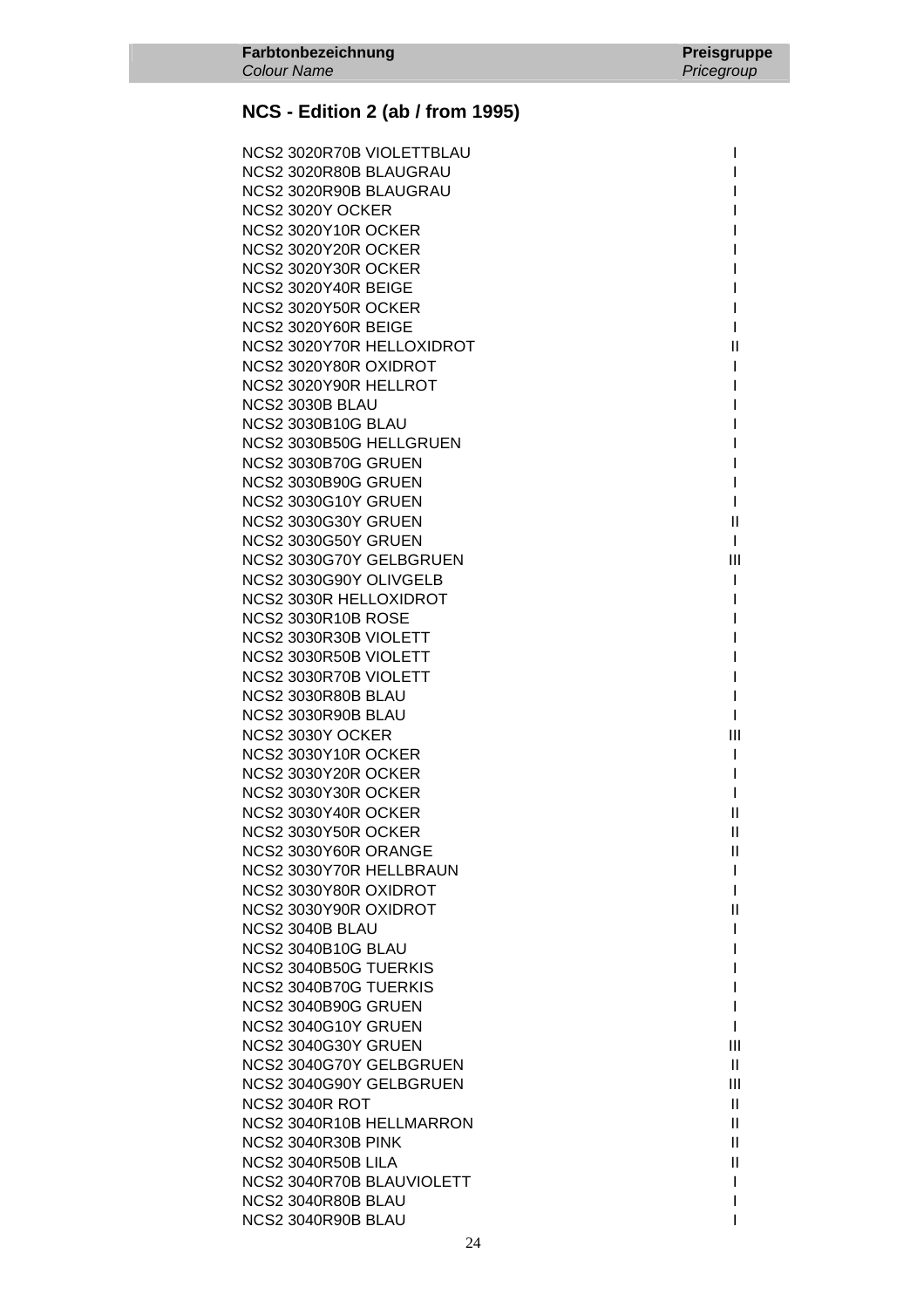| **Farbtonbezeichnung** *Colour Name* | **Preisgruppe** *Pricegroup* |
|---|---|

## NCS - Edition 2 (ab / from 1995)

| Farbtonbezeichnung | Preisgruppe |
|---|---|
| NCS2 3020R70B VIOLETTBLAU | I |
| NCS2 3020R80B BLAUGRAU | I |
| NCS2 3020R90B BLAUGRAU | I |
| NCS2 3020Y OCKER | I |
| NCS2 3020Y10R OCKER | I |
| NCS2 3020Y20R OCKER | I |
| NCS2 3020Y30R OCKER | I |
| NCS2 3020Y40R BEIGE | I |
| NCS2 3020Y50R OCKER | I |
| NCS2 3020Y60R BEIGE | I |
| NCS2 3020Y70R HELLOXIDROT | II |
| NCS2 3020Y80R OXIDROT | I |
| NCS2 3020Y90R HELLROT | I |
| NCS2 3030B BLAU | I |
| NCS2 3030B10G BLAU | I |
| NCS2 3030B50G HELLGRUEN | I |
| NCS2 3030B70G GRUEN | I |
| NCS2 3030B90G GRUEN | I |
| NCS2 3030G10Y GRUEN | I |
| NCS2 3030G30Y GRUEN | II |
| NCS2 3030G50Y GRUEN | I |
| NCS2 3030G70Y GELBGRUEN | III |
| NCS2 3030G90Y OLIVGELB | I |
| NCS2 3030R HELLOXIDROT | I |
| NCS2 3030R10B ROSE | I |
| NCS2 3030R30B VIOLETT | I |
| NCS2 3030R50B VIOLETT | I |
| NCS2 3030R70B VIOLETT | I |
| NCS2 3030R80B BLAU | I |
| NCS2 3030R90B BLAU | I |
| NCS2 3030Y OCKER | III |
| NCS2 3030Y10R OCKER | I |
| NCS2 3030Y20R OCKER | I |
| NCS2 3030Y30R OCKER | I |
| NCS2 3030Y40R OCKER | II |
| NCS2 3030Y50R OCKER | II |
| NCS2 3030Y60R ORANGE | II |
| NCS2 3030Y70R HELLBRAUN | I |
| NCS2 3030Y80R OXIDROT | I |
| NCS2 3030Y90R OXIDROT | II |
| NCS2 3040B BLAU | I |
| NCS2 3040B10G BLAU | I |
| NCS2 3040B50G TUERKIS | I |
| NCS2 3040B70G TUERKIS | I |
| NCS2 3040B90G GRUEN | I |
| NCS2 3040G10Y GRUEN | I |
| NCS2 3040G30Y GRUEN | III |
| NCS2 3040G70Y GELBGRUEN | II |
| NCS2 3040G90Y GELBGRUEN | III |
| NCS2 3040R ROT | II |
| NCS2 3040R10B HELLMARRON | II |
| NCS2 3040R30B PINK | II |
| NCS2 3040R50B LILA | II |
| NCS2 3040R70B BLAUVIOLETT | I |
| NCS2 3040R80B BLAU | I |
| NCS2 3040R90B BLAU | I |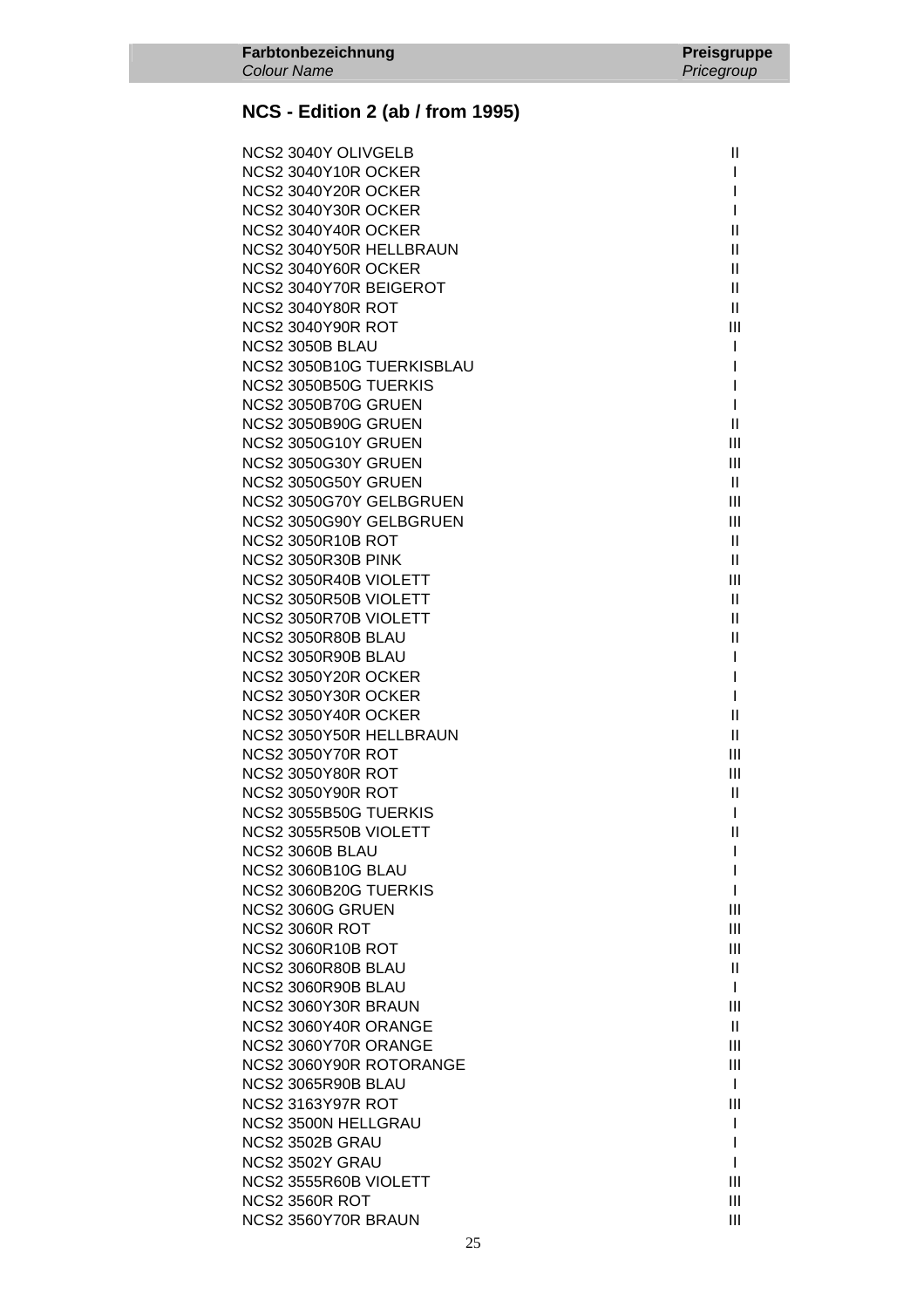| Farbtonbezeichnung *Colour Name* | Preisgruppe *Pricegroup* |
|---|---|

## NCS - Edition 2 (ab / from 1995)

| Farbtonbezeichnung | Preisgruppe |
|---|---|
| NCS2 3040Y OLIVGELB | II |
| NCS2 3040Y10R OCKER | I |
| NCS2 3040Y20R OCKER | I |
| NCS2 3040Y30R OCKER | I |
| NCS2 3040Y40R OCKER | II |
| NCS2 3040Y50R HELLBRAUN | II |
| NCS2 3040Y60R OCKER | II |
| NCS2 3040Y70R BEIGEROT | II |
| NCS2 3040Y80R ROT | II |
| NCS2 3040Y90R ROT | III |
| NCS2 3050B BLAU | I |
| NCS2 3050B10G TUERKISBLAU | I |
| NCS2 3050B50G TUERKIS | I |
| NCS2 3050B70G GRUEN | I |
| NCS2 3050B90G GRUEN | II |
| NCS2 3050G10Y GRUEN | III |
| NCS2 3050G30Y GRUEN | III |
| NCS2 3050G50Y GRUEN | II |
| NCS2 3050G70Y GELBGRUEN | III |
| NCS2 3050G90Y GELBGRUEN | III |
| NCS2 3050R10B ROT | II |
| NCS2 3050R30B PINK | II |
| NCS2 3050R40B VIOLETT | III |
| NCS2 3050R50B VIOLETT | II |
| NCS2 3050R70B VIOLETT | II |
| NCS2 3050R80B BLAU | II |
| NCS2 3050R90B BLAU | I |
| NCS2 3050Y20R OCKER | I |
| NCS2 3050Y30R OCKER | I |
| NCS2 3050Y40R OCKER | II |
| NCS2 3050Y50R HELLBRAUN | II |
| NCS2 3050Y70R ROT | III |
| NCS2 3050Y80R ROT | III |
| NCS2 3050Y90R ROT | II |
| NCS2 3055B50G TUERKIS | I |
| NCS2 3055R50B VIOLETT | II |
| NCS2 3060B BLAU | I |
| NCS2 3060B10G BLAU | I |
| NCS2 3060B20G TUERKIS | I |
| NCS2 3060G GRUEN | III |
| NCS2 3060R ROT | III |
| NCS2 3060R10B ROT | III |
| NCS2 3060R80B BLAU | II |
| NCS2 3060R90B BLAU | I |
| NCS2 3060Y30R BRAUN | III |
| NCS2 3060Y40R ORANGE | II |
| NCS2 3060Y70R ORANGE | III |
| NCS2 3060Y90R ROTORANGE | III |
| NCS2 3065R90B BLAU | I |
| NCS2 3163Y97R ROT | III |
| NCS2 3500N HELLGRAU | I |
| NCS2 3502B GRAU | I |
| NCS2 3502Y GRAU | I |
| NCS2 3555R60B VIOLETT | III |
| NCS2 3560R ROT | III |
| NCS2 3560Y70R BRAUN | III |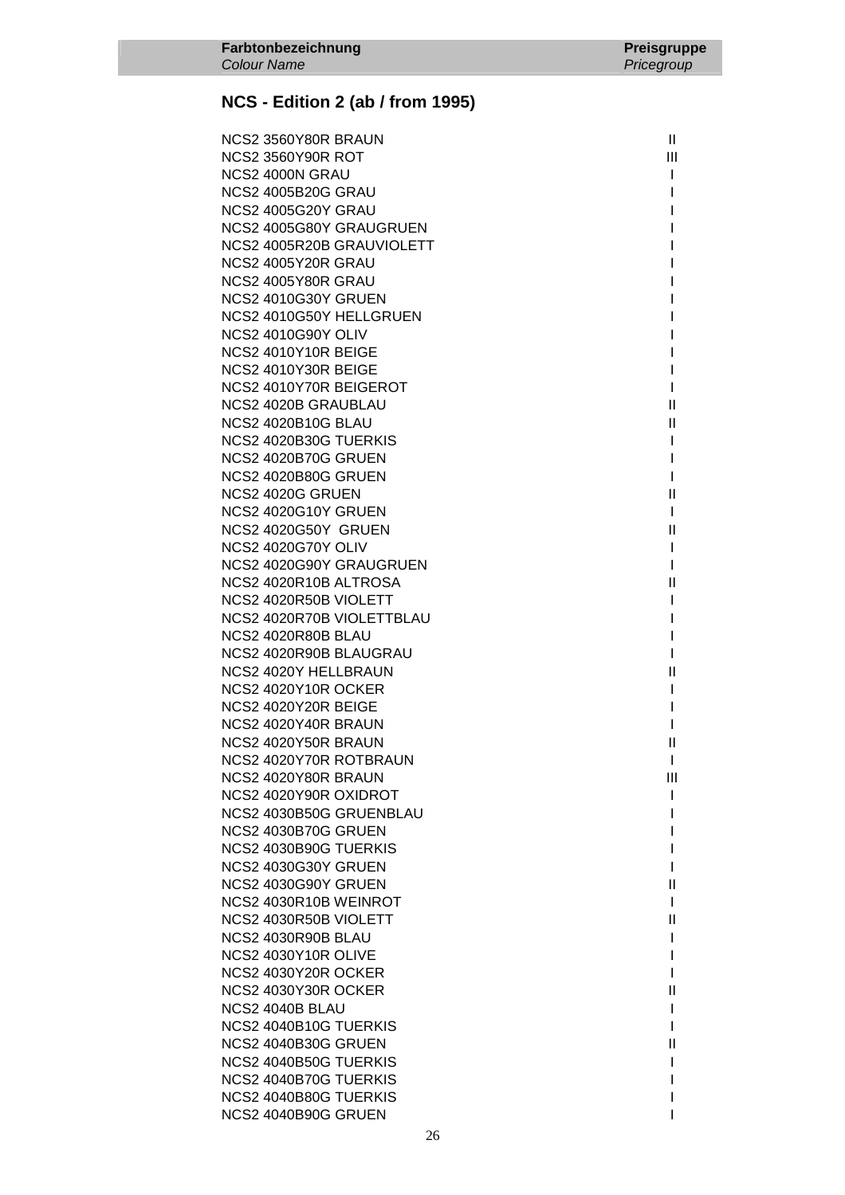| **Farbtonbezeichnung**<br>*Colour Name* | **Preisgruppe**<br>*Pricegroup* |
|---|---|

## NCS - Edition 2 (ab / from 1995)

| Farbtonbezeichnung | Preisgruppe |
|---|---|
| NCS2 3560Y80R BRAUN | II |
| NCS2 3560Y90R ROT | III |
| NCS2 4000N GRAU | I |
| NCS2 4005B20G GRAU | I |
| NCS2 4005G20Y GRAU | I |
| NCS2 4005G80Y GRAUGRUEN | I |
| NCS2 4005R20B GRAUVIOLETT | I |
| NCS2 4005Y20R GRAU | I |
| NCS2 4005Y80R GRAU | I |
| NCS2 4010G30Y GRUEN | I |
| NCS2 4010G50Y HELLGRUEN | I |
| NCS2 4010G90Y OLIV | I |
| NCS2 4010Y10R BEIGE | I |
| NCS2 4010Y30R BEIGE | I |
| NCS2 4010Y70R BEIGEROT | I |
| NCS2 4020B GRAUBLAU | II |
| NCS2 4020B10G BLAU | II |
| NCS2 4020B30G TUERKIS | I |
| NCS2 4020B70G GRUEN | I |
| NCS2 4020B80G GRUEN | I |
| NCS2 4020G GRUEN | II |
| NCS2 4020G10Y GRUEN | I |
| NCS2 4020G50Y GRUEN | II |
| NCS2 4020G70Y OLIV | I |
| NCS2 4020G90Y GRAUGRUEN | I |
| NCS2 4020R10B ALTROSA | II |
| NCS2 4020R50B VIOLETT | I |
| NCS2 4020R70B VIOLETTBLAU | I |
| NCS2 4020R80B BLAU | I |
| NCS2 4020R90B BLAUGRAU | I |
| NCS2 4020Y HELLBRAUN | II |
| NCS2 4020Y10R OCKER | I |
| NCS2 4020Y20R BEIGE | I |
| NCS2 4020Y40R BRAUN | I |
| NCS2 4020Y50R BRAUN | II |
| NCS2 4020Y70R ROTBRAUN | I |
| NCS2 4020Y80R BRAUN | III |
| NCS2 4020Y90R OXIDROT | I |
| NCS2 4030B50G GRUENBLAU | I |
| NCS2 4030B70G GRUEN | I |
| NCS2 4030B90G TUERKIS | I |
| NCS2 4030G30Y GRUEN | I |
| NCS2 4030G90Y GRUEN | II |
| NCS2 4030R10B WEINROT | I |
| NCS2 4030R50B VIOLETT | II |
| NCS2 4030R90B BLAU | I |
| NCS2 4030Y10R OLIVE | I |
| NCS2 4030Y20R OCKER | I |
| NCS2 4030Y30R OCKER | II |
| NCS2 4040B BLAU | I |
| NCS2 4040B10G TUERKIS | I |
| NCS2 4040B30G GRUEN | II |
| NCS2 4040B50G TUERKIS | I |
| NCS2 4040B70G TUERKIS | I |
| NCS2 4040B80G TUERKIS | I |
| NCS2 4040B90G GRUEN | I |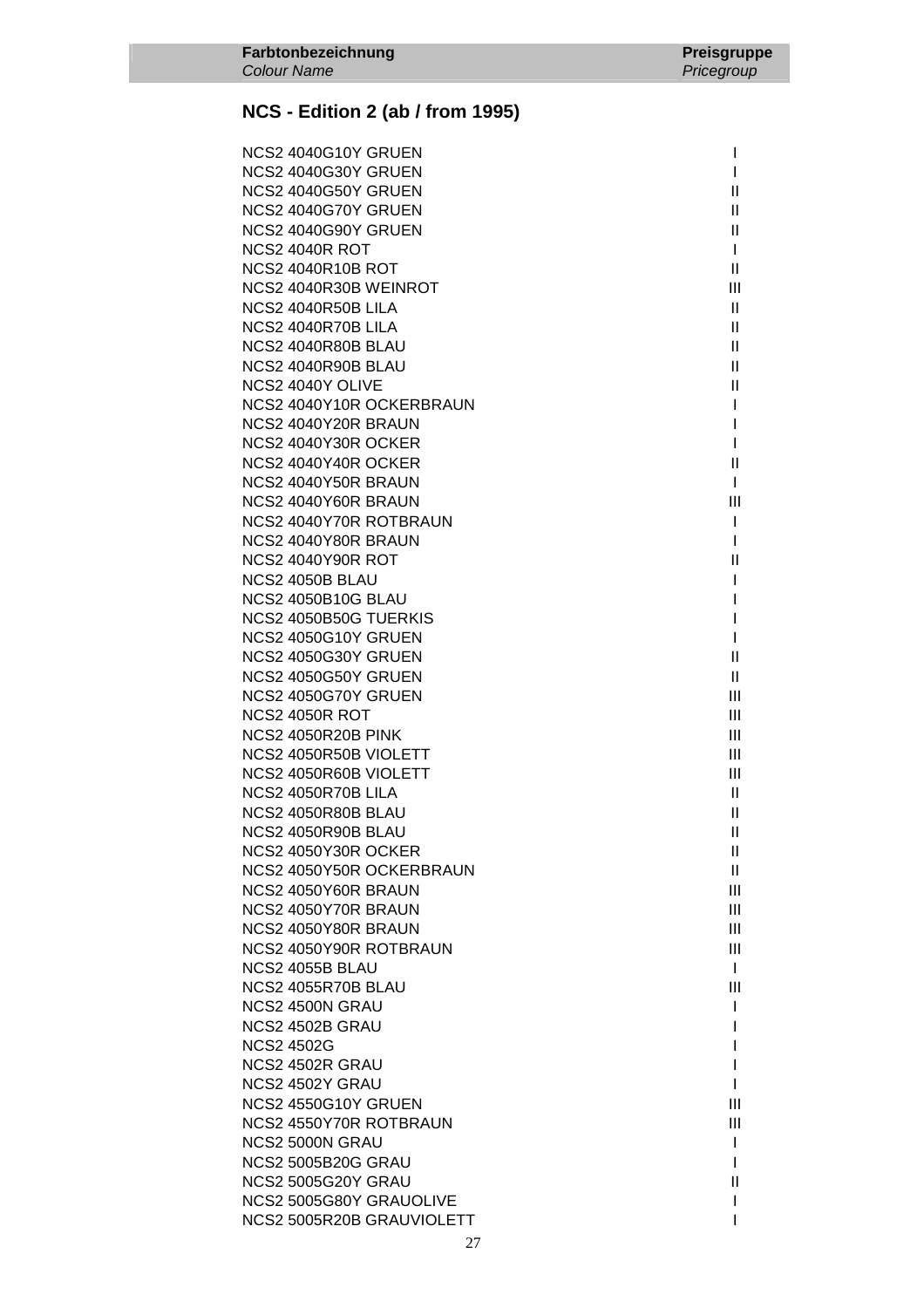| Farbtonbezeichnung<br>*Colour Name* | Preisgruppe<br>*Pricegroup* |
|---|---|

## NCS - Edition 2 (ab / from 1995)

| | |
|---|---|
| NCS2 4040G10Y GRUEN | I |
| NCS2 4040G30Y GRUEN | I |
| NCS2 4040G50Y GRUEN | II |
| NCS2 4040G70Y GRUEN | II |
| NCS2 4040G90Y GRUEN | II |
| NCS2 4040R ROT | I |
| NCS2 4040R10B ROT | II |
| NCS2 4040R30B WEINROT | III |
| NCS2 4040R50B LILA | II |
| NCS2 4040R70B LILA | II |
| NCS2 4040R80B BLAU | II |
| NCS2 4040R90B BLAU | II |
| NCS2 4040Y OLIVE | II |
| NCS2 4040Y10R OCKERBRAUN | I |
| NCS2 4040Y20R BRAUN | I |
| NCS2 4040Y30R OCKER | I |
| NCS2 4040Y40R OCKER | II |
| NCS2 4040Y50R BRAUN | I |
| NCS2 4040Y60R BRAUN | III |
| NCS2 4040Y70R ROTBRAUN | I |
| NCS2 4040Y80R BRAUN | I |
| NCS2 4040Y90R ROT | II |
| NCS2 4050B BLAU | I |
| NCS2 4050B10G BLAU | I |
| NCS2 4050B50G TUERKIS | I |
| NCS2 4050G10Y GRUEN | I |
| NCS2 4050G30Y GRUEN | II |
| NCS2 4050G50Y GRUEN | II |
| NCS2 4050G70Y GRUEN | III |
| NCS2 4050R ROT | III |
| NCS2 4050R20B PINK | III |
| NCS2 4050R50B VIOLETT | III |
| NCS2 4050R60B VIOLETT | III |
| NCS2 4050R70B LILA | II |
| NCS2 4050R80B BLAU | II |
| NCS2 4050R90B BLAU | II |
| NCS2 4050Y30R OCKER | II |
| NCS2 4050Y50R OCKERBRAUN | II |
| NCS2 4050Y60R BRAUN | III |
| NCS2 4050Y70R BRAUN | III |
| NCS2 4050Y80R BRAUN | III |
| NCS2 4050Y90R ROTBRAUN | III |
| NCS2 4055B BLAU | I |
| NCS2 4055R70B BLAU | III |
| NCS2 4500N GRAU | I |
| NCS2 4502B GRAU | I |
| NCS2 4502G | I |
| NCS2 4502R GRAU | I |
| NCS2 4502Y GRAU | I |
| NCS2 4550G10Y GRUEN | III |
| NCS2 4550Y70R ROTBRAUN | III |
| NCS2 5000N GRAU | I |
| NCS2 5005B20G GRAU | I |
| NCS2 5005G20Y GRAU | II |
| NCS2 5005G80Y GRAUOLIVE | I |
| NCS2 5005R20B GRAUVIOLETT | I |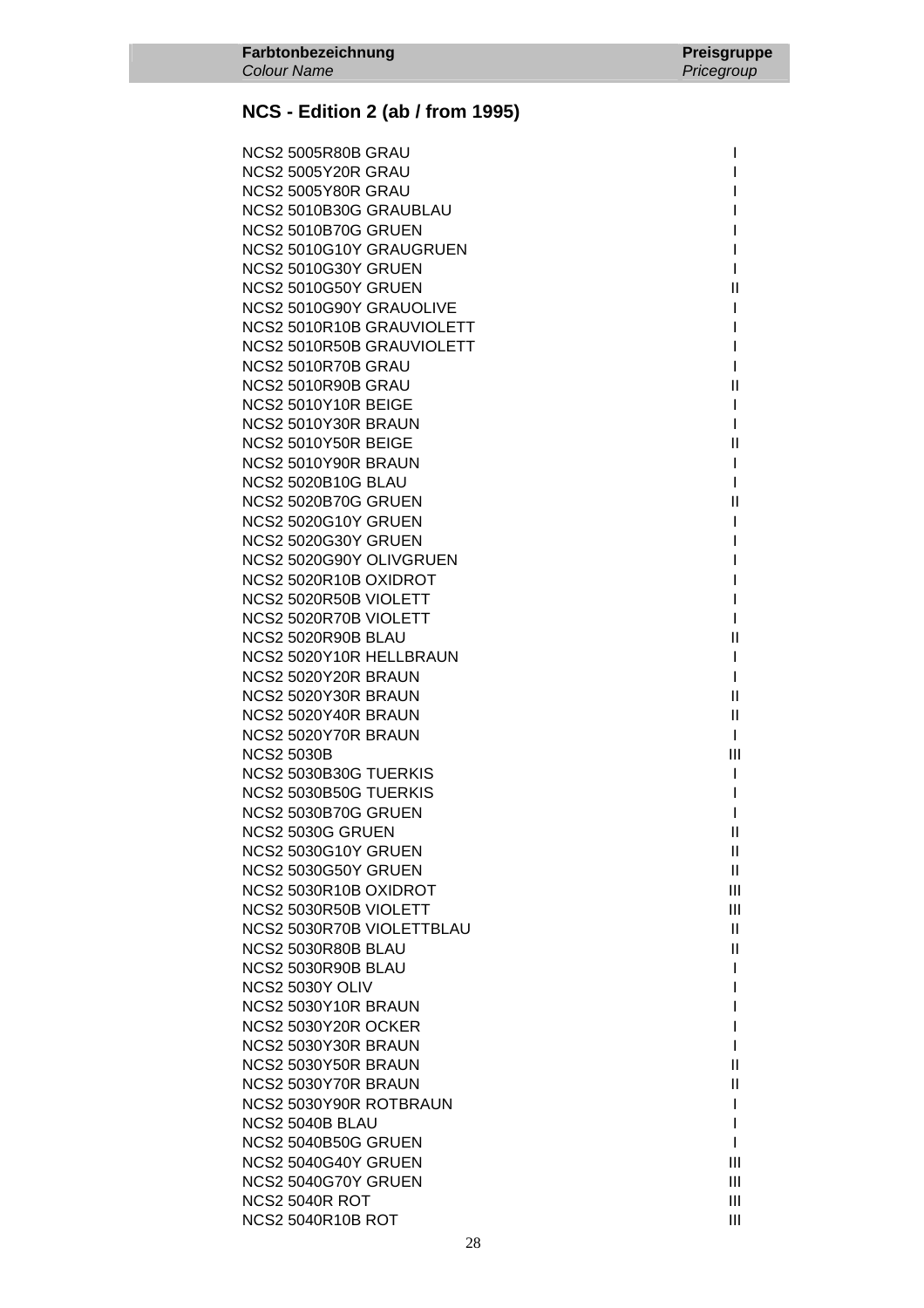| Farbtonbezeichnung<br>*Colour Name* | Preisgruppe<br>*Pricegroup* |
|---|---|

## NCS - Edition 2 (ab / from 1995)

| Farbtonbezeichnung | Preisgruppe |
|---|---|
| NCS2 5005R80B GRAU | I |
| NCS2 5005Y20R GRAU | I |
| NCS2 5005Y80R GRAU | I |
| NCS2 5010B30G GRAUBLAU | I |
| NCS2 5010B70G GRUEN | I |
| NCS2 5010G10Y GRAUGRUEN | I |
| NCS2 5010G30Y GRUEN | I |
| NCS2 5010G50Y GRUEN | II |
| NCS2 5010G90Y GRAUOLIVE | I |
| NCS2 5010R10B GRAUVIOLETT | I |
| NCS2 5010R50B GRAUVIOLETT | I |
| NCS2 5010R70B GRAU | I |
| NCS2 5010R90B GRAU | II |
| NCS2 5010Y10R BEIGE | I |
| NCS2 5010Y30R BRAUN | I |
| NCS2 5010Y50R BEIGE | II |
| NCS2 5010Y90R BRAUN | I |
| NCS2 5020B10G BLAU | I |
| NCS2 5020B70G GRUEN | II |
| NCS2 5020G10Y GRUEN | I |
| NCS2 5020G30Y GRUEN | I |
| NCS2 5020G90Y OLIVGRUEN | I |
| NCS2 5020R10B OXIDROT | I |
| NCS2 5020R50B VIOLETT | I |
| NCS2 5020R70B VIOLETT | I |
| NCS2 5020R90B BLAU | II |
| NCS2 5020Y10R HELLBRAUN | I |
| NCS2 5020Y20R BRAUN | I |
| NCS2 5020Y30R BRAUN | II |
| NCS2 5020Y40R BRAUN | II |
| NCS2 5020Y70R BRAUN | I |
| NCS2 5030B | III |
| NCS2 5030B30G TUERKIS | I |
| NCS2 5030B50G TUERKIS | I |
| NCS2 5030B70G GRUEN | I |
| NCS2 5030G GRUEN | II |
| NCS2 5030G10Y GRUEN | II |
| NCS2 5030G50Y GRUEN | II |
| NCS2 5030R10B OXIDROT | III |
| NCS2 5030R50B VIOLETT | III |
| NCS2 5030R70B VIOLETTBLAU | II |
| NCS2 5030R80B BLAU | II |
| NCS2 5030R90B BLAU | I |
| NCS2 5030Y OLIV | I |
| NCS2 5030Y10R BRAUN | I |
| NCS2 5030Y20R OCKER | I |
| NCS2 5030Y30R BRAUN | I |
| NCS2 5030Y50R BRAUN | II |
| NCS2 5030Y70R BRAUN | II |
| NCS2 5030Y90R ROTBRAUN | I |
| NCS2 5040B BLAU | I |
| NCS2 5040B50G GRUEN | I |
| NCS2 5040G40Y GRUEN | III |
| NCS2 5040G70Y GRUEN | III |
| NCS2 5040R ROT | III |
| NCS2 5040R10B ROT | III |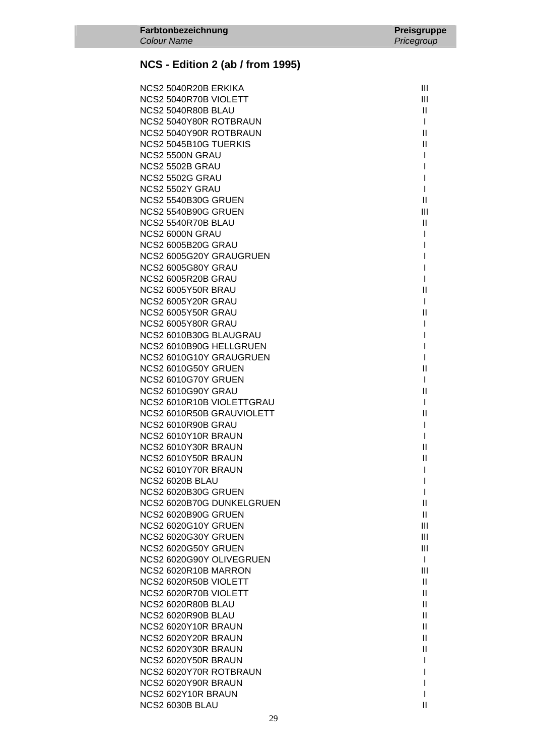| Farbtonbezeichnung *Colour Name* | Preisgruppe *Pricegroup* |
|---|---|

## NCS - Edition 2 (ab / from 1995)

| Farbtonbezeichnung | Preisgruppe |
|---|---|
| NCS2 5040R20B ERKIKA | III |
| NCS2 5040R70B VIOLETT | III |
| NCS2 5040R80B BLAU | II |
| NCS2 5040Y80R ROTBRAUN | I |
| NCS2 5040Y90R ROTBRAUN | II |
| NCS2 5045B10G TUERKIS | II |
| NCS2 5500N GRAU | I |
| NCS2 5502B GRAU | I |
| NCS2 5502G GRAU | I |
| NCS2 5502Y GRAU | I |
| NCS2 5540B30G GRUEN | II |
| NCS2 5540B90G GRUEN | III |
| NCS2 5540R70B BLAU | II |
| NCS2 6000N GRAU | I |
| NCS2 6005B20G GRAU | I |
| NCS2 6005G20Y GRAUGRUEN | I |
| NCS2 6005G80Y GRAU | I |
| NCS2 6005R20B GRAU | I |
| NCS2 6005Y50R BRAU | II |
| NCS2 6005Y20R GRAU | I |
| NCS2 6005Y50R GRAU | II |
| NCS2 6005Y80R GRAU | I |
| NCS2 6010B30G BLAUGRAU | I |
| NCS2 6010B90G HELLGRUEN | I |
| NCS2 6010G10Y GRAUGRUEN | I |
| NCS2 6010G50Y GRUEN | II |
| NCS2 6010G70Y GRUEN | I |
| NCS2 6010G90Y GRAU | II |
| NCS2 6010R10B VIOLETTGRAU | I |
| NCS2 6010R50B GRAUVIOLETT | II |
| NCS2 6010R90B GRAU | I |
| NCS2 6010Y10R BRAUN | I |
| NCS2 6010Y30R BRAUN | II |
| NCS2 6010Y50R BRAUN | II |
| NCS2 6010Y70R BRAUN | I |
| NCS2 6020B BLAU | I |
| NCS2 6020B30G GRUEN | I |
| NCS2 6020B70G DUNKELGRUEN | II |
| NCS2 6020B90G GRUEN | II |
| NCS2 6020G10Y GRUEN | III |
| NCS2 6020G30Y GRUEN | III |
| NCS2 6020G50Y GRUEN | III |
| NCS2 6020G90Y OLIVEGRUEN | I |
| NCS2 6020R10B MARRON | III |
| NCS2 6020R50B VIOLETT | II |
| NCS2 6020R70B VIOLETT | II |
| NCS2 6020R80B BLAU | II |
| NCS2 6020R90B BLAU | II |
| NCS2 6020Y10R BRAUN | II |
| NCS2 6020Y20R BRAUN | II |
| NCS2 6020Y30R BRAUN | II |
| NCS2 6020Y50R BRAUN | I |
| NCS2 6020Y70R ROTBRAUN | I |
| NCS2 6020Y90R BRAUN | I |
| NCS2 602Y10R BRAUN | I |
| NCS2 6030B BLAU | II |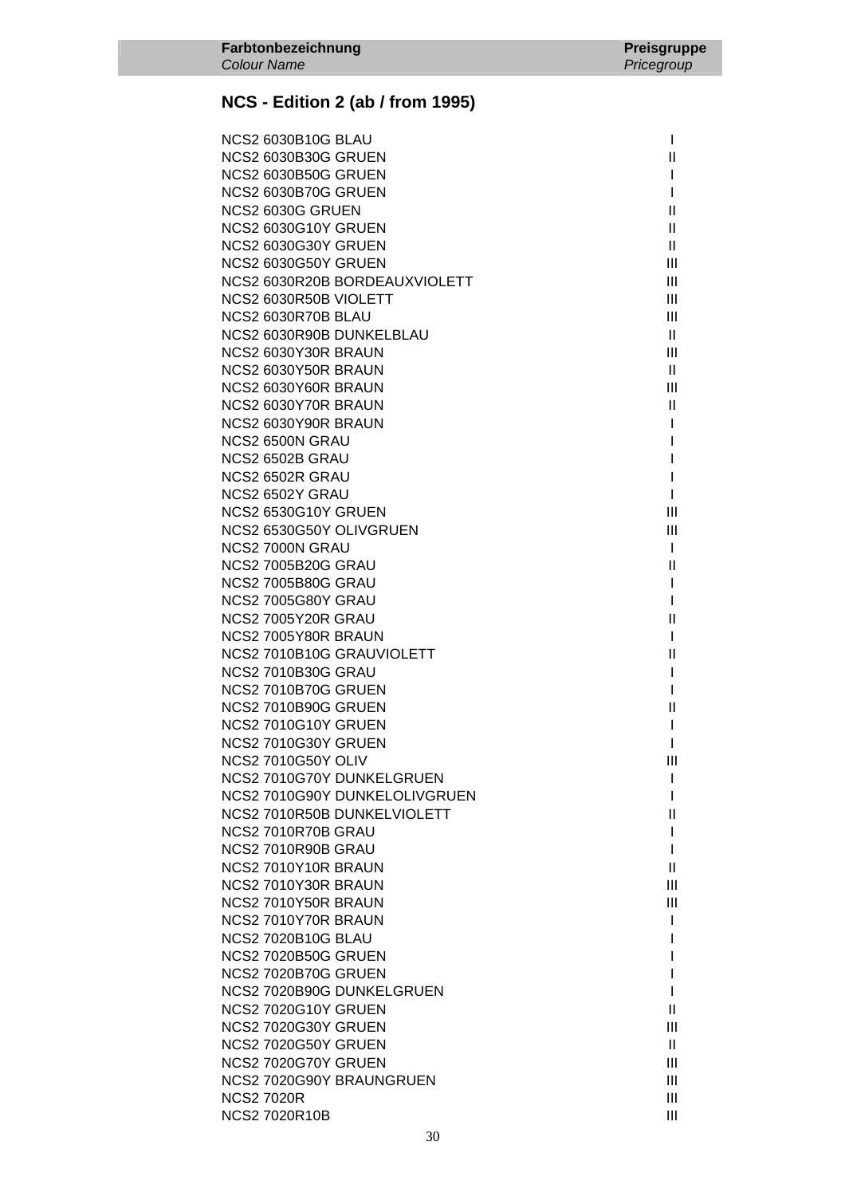| Farbtonbezeichnung *Colour Name* | Preisgruppe *Pricegroup* |
|---|---|

## NCS - Edition 2 (ab / from 1995)

| | |
|---|---|
| NCS2 6030B10G BLAU | I |
| NCS2 6030B30G GRUEN | II |
| NCS2 6030B50G GRUEN | I |
| NCS2 6030B70G GRUEN | I |
| NCS2 6030G GRUEN | II |
| NCS2 6030G10Y GRUEN | II |
| NCS2 6030G30Y GRUEN | II |
| NCS2 6030G50Y GRUEN | III |
| NCS2 6030R20B BORDEAUXVIOLETT | III |
| NCS2 6030R50B VIOLETT | III |
| NCS2 6030R70B BLAU | III |
| NCS2 6030R90B DUNKELBLAU | II |
| NCS2 6030Y30R BRAUN | III |
| NCS2 6030Y50R BRAUN | II |
| NCS2 6030Y60R BRAUN | III |
| NCS2 6030Y70R BRAUN | II |
| NCS2 6030Y90R BRAUN | I |
| NCS2 6500N GRAU | I |
| NCS2 6502B GRAU | I |
| NCS2 6502R GRAU | I |
| NCS2 6502Y GRAU | I |
| NCS2 6530G10Y GRUEN | III |
| NCS2 6530G50Y OLIVGRUEN | III |
| NCS2 7000N GRAU | I |
| NCS2 7005B20G GRAU | II |
| NCS2 7005B80G GRAU | I |
| NCS2 7005G80Y GRAU | I |
| NCS2 7005Y20R GRAU | II |
| NCS2 7005Y80R BRAUN | I |
| NCS2 7010B10G GRAUVIOLETT | II |
| NCS2 7010B30G GRAU | I |
| NCS2 7010B70G GRUEN | I |
| NCS2 7010B90G GRUEN | II |
| NCS2 7010G10Y GRUEN | I |
| NCS2 7010G30Y GRUEN | I |
| NCS2 7010G50Y OLIV | III |
| NCS2 7010G70Y DUNKELGRUEN | I |
| NCS2 7010G90Y DUNKELOLIVGRUEN | I |
| NCS2 7010R50B DUNKELVIOLETT | II |
| NCS2 7010R70B GRAU | I |
| NCS2 7010R90B GRAU | I |
| NCS2 7010Y10R BRAUN | II |
| NCS2 7010Y30R BRAUN | III |
| NCS2 7010Y50R BRAUN | III |
| NCS2 7010Y70R BRAUN | I |
| NCS2 7020B10G BLAU | I |
| NCS2 7020B50G GRUEN | I |
| NCS2 7020B70G GRUEN | I |
| NCS2 7020B90G DUNKELGRUEN | I |
| NCS2 7020G10Y GRUEN | II |
| NCS2 7020G30Y GRUEN | III |
| NCS2 7020G50Y GRUEN | II |
| NCS2 7020G70Y GRUEN | III |
| NCS2 7020G90Y BRAUNGRUEN | III |
| NCS2 7020R | III |
| NCS2 7020R10B | III |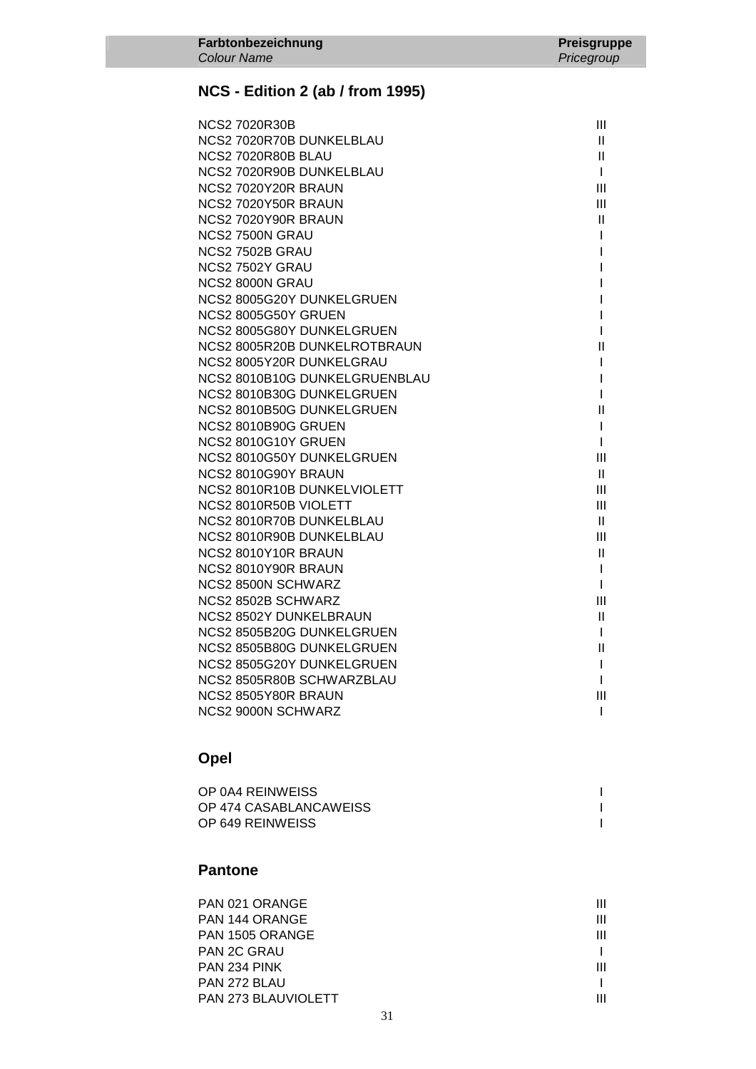| Farbtonbezeichnung *Colour Name* | Preisgruppe *Pricegroup* |
|---|---|

## NCS - Edition 2 (ab / from 1995)

| | |
|---|---|
| NCS2 7020R30B | III |
| NCS2 7020R70B DUNKELBLAU | II |
| NCS2 7020R80B BLAU | II |
| NCS2 7020R90B DUNKELBLAU | I |
| NCS2 7020Y20R BRAUN | III |
| NCS2 7020Y50R BRAUN | III |
| NCS2 7020Y90R BRAUN | II |
| NCS2 7500N GRAU | I |
| NCS2 7502B GRAU | I |
| NCS2 7502Y GRAU | I |
| NCS2 8000N GRAU | I |
| NCS2 8005G20Y DUNKELGRUEN | I |
| NCS2 8005G50Y GRUEN | I |
| NCS2 8005G80Y DUNKELGRUEN | I |
| NCS2 8005R20B DUNKELROTBRAUN | II |
| NCS2 8005Y20R DUNKELGRAU | I |
| NCS2 8010B10G DUNKELGRUENBLAU | I |
| NCS2 8010B30G DUNKELGRUEN | I |
| NCS2 8010B50G DUNKELGRUEN | II |
| NCS2 8010B90G GRUEN | I |
| NCS2 8010G10Y GRUEN | I |
| NCS2 8010G50Y DUNKELGRUEN | III |
| NCS2 8010G90Y BRAUN | II |
| NCS2 8010R10B DUNKELVIOLETT | III |
| NCS2 8010R50B VIOLETT | III |
| NCS2 8010R70B DUNKELBLAU | II |
| NCS2 8010R90B DUNKELBLAU | III |
| NCS2 8010Y10R BRAUN | II |
| NCS2 8010Y90R BRAUN | I |
| NCS2 8500N SCHWARZ | I |
| NCS2 8502B SCHWARZ | III |
| NCS2 8502Y DUNKELBRAUN | II |
| NCS2 8505B20G DUNKELGRUEN | I |
| NCS2 8505B80G DUNKELGRUEN | II |
| NCS2 8505G20Y DUNKELGRUEN | I |
| NCS2 8505R80B SCHWARZBLAU | I |
| NCS2 8505Y80R BRAUN | III |
| NCS2 9000N SCHWARZ | I |

## Opel

| | |
|---|---|
| OP 0A4 REINWEISS | I |
| OP 474 CASABLANCAWEISS | I |
| OP 649 REINWEISS | I |

## Pantone

| | |
|---|---|
| PAN 021 ORANGE | III |
| PAN 144 ORANGE | III |
| PAN 1505 ORANGE | III |
| PAN 2C GRAU | I |
| PAN 234 PINK | III |
| PAN 272 BLAU | I |
| PAN 273 BLAUVIOLETT | III |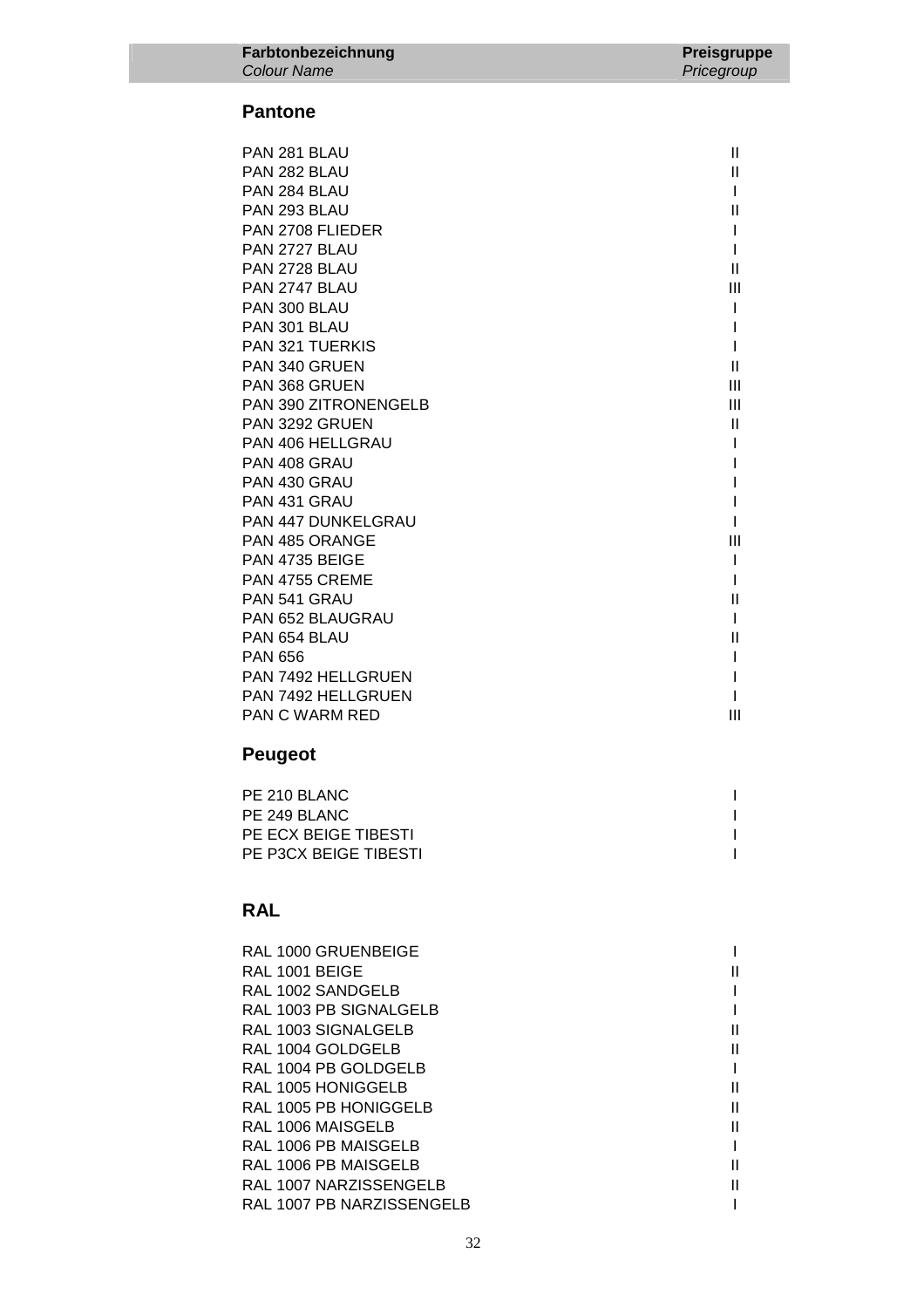| Farbtonbezeichnung *Colour Name* | Preisgruppe *Pricegroup* |
|---|---|

## Pantone

| | |
|---|---|
| PAN 281 BLAU | II |
| PAN 282 BLAU | II |
| PAN 284 BLAU | I |
| PAN 293 BLAU | II |
| PAN 2708 FLIEDER | I |
| PAN 2727 BLAU | I |
| PAN 2728 BLAU | II |
| PAN 2747 BLAU | III |
| PAN 300 BLAU | I |
| PAN 301 BLAU | I |
| PAN 321 TUERKIS | I |
| PAN 340 GRUEN | II |
| PAN 368 GRUEN | III |
| PAN 390 ZITRONENGELB | III |
| PAN 3292 GRUEN | II |
| PAN 406 HELLGRAU | I |
| PAN 408 GRAU | I |
| PAN 430 GRAU | I |
| PAN 431 GRAU | I |
| PAN 447 DUNKELGRAU | I |
| PAN 485 ORANGE | III |
| PAN 4735 BEIGE | I |
| PAN 4755 CREME | I |
| PAN 541 GRAU | II |
| PAN 652 BLAUGRAU | I |
| PAN 654 BLAU | II |
| PAN 656 | I |
| PAN 7492 HELLGRUEN | I |
| PAN 7492 HELLGRUEN | I |
| PAN C WARM RED | III |

## Peugeot

| | |
|---|---|
| PE 210 BLANC | I |
| PE 249 BLANC | I |
| PE ECX BEIGE TIBESTI | I |
| PE P3CX BEIGE TIBESTI | I |

## RAL

| | |
|---|---|
| RAL 1000 GRUENBEIGE | I |
| RAL 1001 BEIGE | II |
| RAL 1002 SANDGELB | I |
| RAL 1003 PB SIGNALGELB | I |
| RAL 1003 SIGNALGELB | II |
| RAL 1004 GOLDGELB | II |
| RAL 1004 PB GOLDGELB | I |
| RAL 1005 HONIGGELB | II |
| RAL 1005 PB HONIGGELB | II |
| RAL 1006 MAISGELB | II |
| RAL 1006 PB MAISGELB | I |
| RAL 1006 PB MAISGELB | II |
| RAL 1007 NARZISSENGELB | II |
| RAL 1007 PB NARZISSENGELB | I |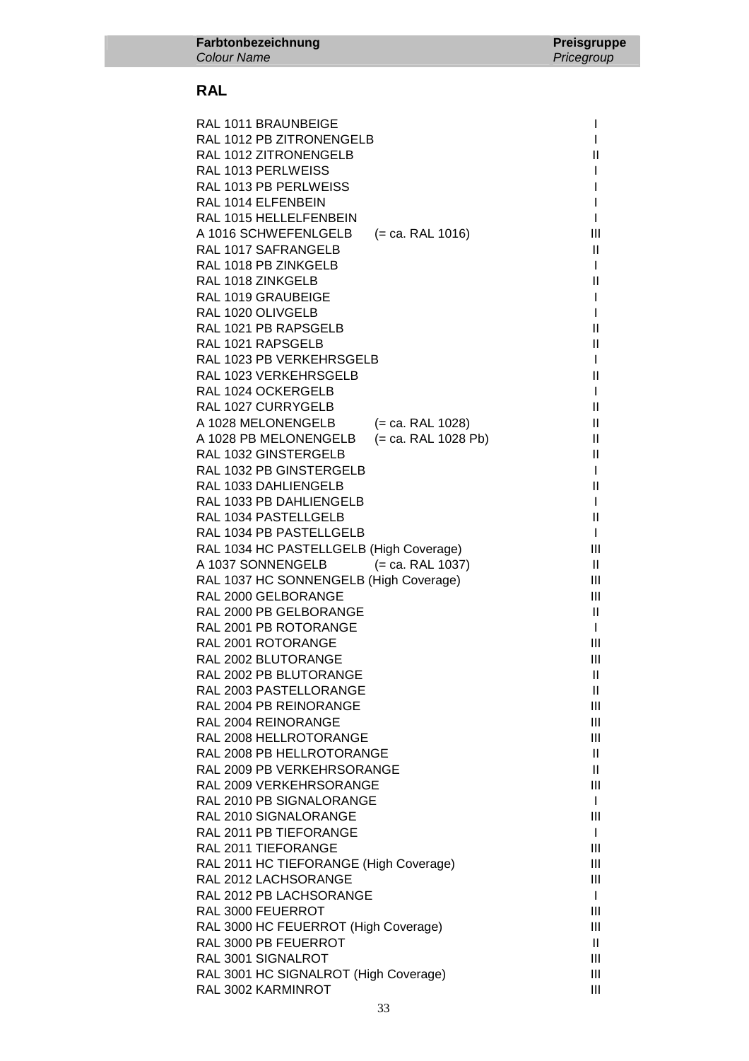| Farbtonbezeichnung *Colour Name* | Preisgruppe *Pricegroup* |
|---|---|

## RAL

| | |
|---|---|
| RAL 1011 BRAUNBEIGE | I |
| RAL 1012 PB ZITRONENGELB | I |
| RAL 1012 ZITRONENGELB | II |
| RAL 1013 PERLWEISS | I |
| RAL 1013 PB PERLWEISS | I |
| RAL 1014 ELFENBEIN | I |
| RAL 1015 HELLELFENBEIN | I |
| A 1016 SCHWEFENLGELB (= ca. RAL 1016) | III |
| RAL 1017 SAFRANGELB | II |
| RAL 1018 PB ZINKGELB | I |
| RAL 1018 ZINKGELB | II |
| RAL 1019 GRAUBEIGE | I |
| RAL 1020 OLIVGELB | I |
| RAL 1021 PB RAPSGELB | II |
| RAL 1021 RAPSGELB | II |
| RAL 1023 PB VERKEHRSGELB | I |
| RAL 1023 VERKEHRSGELB | II |
| RAL 1024 OCKERGELB | I |
| RAL 1027 CURRYGELB | II |
| A 1028 MELONENGELB (= ca. RAL 1028) | II |
| A 1028 PB MELONENGELB (= ca. RAL 1028 Pb) | II |
| RAL 1032 GINSTERGELB | II |
| RAL 1032 PB GINSTERGELB | I |
| RAL 1033 DAHLIENGELB | II |
| RAL 1033 PB DAHLIENGELB | I |
| RAL 1034 PASTELLGELB | II |
| RAL 1034 PB PASTELLGELB | I |
| RAL 1034 HC PASTELLGELB (High Coverage) | III |
| A 1037 SONNENGELB (= ca. RAL 1037) | II |
| RAL 1037 HC SONNENGELB (High Coverage) | III |
| RAL 2000 GELBORANGE | III |
| RAL 2000 PB GELBORANGE | II |
| RAL 2001 PB ROTORANGE | I |
| RAL 2001 ROTORANGE | III |
| RAL 2002 BLUTORANGE | III |
| RAL 2002 PB BLUTORANGE | II |
| RAL 2003 PASTELLORANGE | II |
| RAL 2004 PB REINORANGE | III |
| RAL 2004 REINORANGE | III |
| RAL 2008 HELLROTORANGE | III |
| RAL 2008 PB HELLROTORANGE | II |
| RAL 2009 PB VERKEHRSORANGE | II |
| RAL 2009 VERKEHRSORANGE | III |
| RAL 2010 PB SIGNALORANGE | I |
| RAL 2010 SIGNALORANGE | III |
| RAL 2011 PB TIEFORANGE | I |
| RAL 2011 TIEFORANGE | III |
| RAL 2011 HC TIEFORANGE (High Coverage) | III |
| RAL 2012 LACHSORANGE | III |
| RAL 2012 PB LACHSORANGE | I |
| RAL 3000 FEUERROT | III |
| RAL 3000 HC FEUERROT (High Coverage) | III |
| RAL 3000 PB FEUERROT | II |
| RAL 3001 SIGNALROT | III |
| RAL 3001 HC SIGNALROT (High Coverage) | III |
| RAL 3002 KARMINROT | III |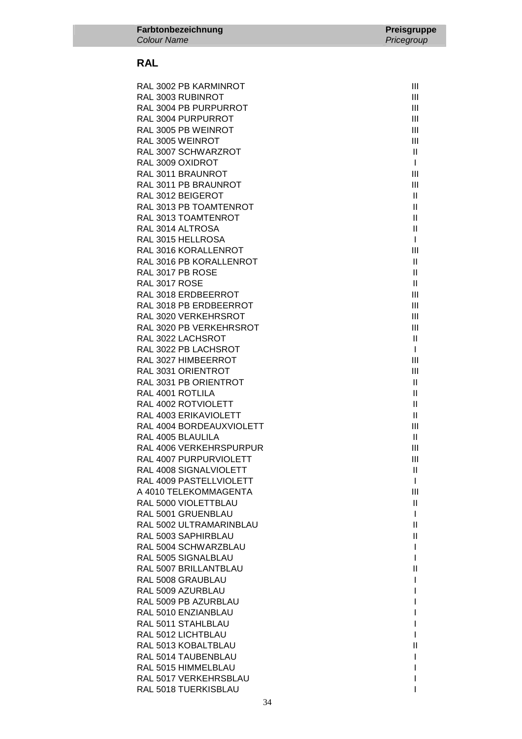| **Farbtonbezeichnung** *Colour Name* | **Preisgruppe** *Pricegroup* |
|---|---|

## RAL

| | |
|---|---|
| RAL 3002 PB KARMINROT | III |
| RAL 3003 RUBINROT | III |
| RAL 3004 PB PURPURROT | III |
| RAL 3004 PURPURROT | III |
| RAL 3005 PB WEINROT | III |
| RAL 3005 WEINROT | III |
| RAL 3007 SCHWARZROT | II |
| RAL 3009 OXIDROT | I |
| RAL 3011 BRAUNROT | III |
| RAL 3011 PB BRAUNROT | III |
| RAL 3012 BEIGEROT | II |
| RAL 3013 PB TOAMTENROT | II |
| RAL 3013 TOAMTENROT | II |
| RAL 3014 ALTROSA | II |
| RAL 3015 HELLROSA | I |
| RAL 3016 KORALLENROT | III |
| RAL 3016 PB KORALLENROT | II |
| RAL 3017 PB ROSE | II |
| RAL 3017 ROSE | II |
| RAL 3018 ERDBEERROT | III |
| RAL 3018 PB ERDBEERROT | III |
| RAL 3020 VERKEHRSROT | III |
| RAL 3020 PB VERKEHRSROT | III |
| RAL 3022 LACHSROT | II |
| RAL 3022 PB LACHSROT | I |
| RAL 3027 HIMBEERROT | III |
| RAL 3031 ORIENTROT | III |
| RAL 3031 PB ORIENTROT | II |
| RAL 4001 ROTLILA | II |
| RAL 4002 ROTVIOLETT | II |
| RAL 4003 ERIKAVIOLETT | II |
| RAL 4004 BORDEAUXVIOLETT | III |
| RAL 4005 BLAULILA | II |
| RAL 4006 VERKEHRSPURPUR | III |
| RAL 4007 PURPURVIOLETT | III |
| RAL 4008 SIGNALVIOLETT | II |
| RAL 4009 PASTELLVIOLETT | I |
| A 4010 TELEKOMMAGENTA | III |
| RAL 5000 VIOLETTBLAU | II |
| RAL 5001 GRUENBLAU | I |
| RAL 5002 ULTRAMARINBLAU | II |
| RAL 5003 SAPHIRBLAU | II |
| RAL 5004 SCHWARZBLAU | I |
| RAL 5005 SIGNALBLAU | I |
| RAL 5007 BRILLANTBLAU | II |
| RAL 5008 GRAUBLAU | I |
| RAL 5009 AZURBLAU | I |
| RAL 5009 PB AZURBLAU | I |
| RAL 5010 ENZIANBLAU | I |
| RAL 5011 STAHLBLAU | I |
| RAL 5012 LICHTBLAU | I |
| RAL 5013 KOBALTBLAU | II |
| RAL 5014 TAUBENBLAU | I |
| RAL 5015 HIMMELBLAU | I |
| RAL 5017 VERKEHRSBLAU | I |
| RAL 5018 TUERKISBLAU | I |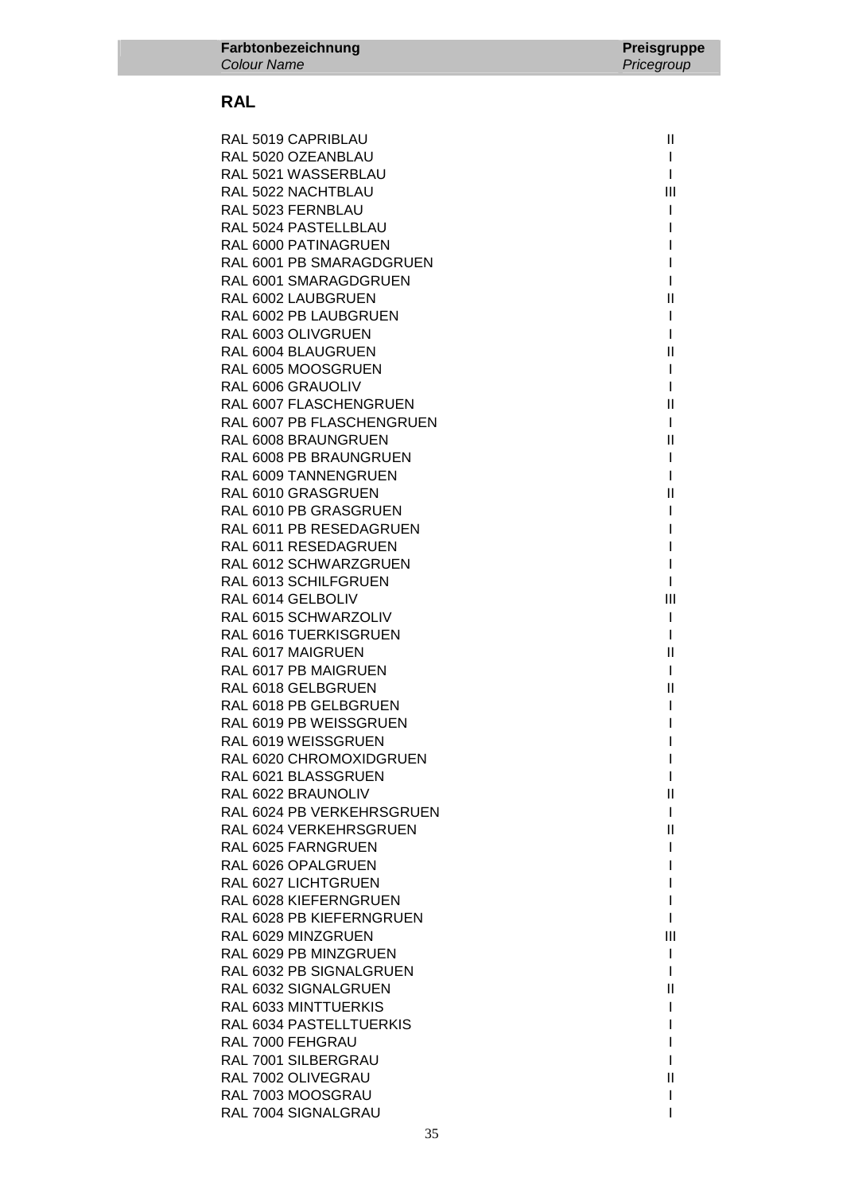| **Farbtonbezeichnung** *Colour Name* | **Preisgruppe** *Pricegroup* |
| --- | --- |

## RAL

| | |
| --- | --- |
| RAL 5019 CAPRIBLAU | II |
| RAL 5020 OZEANBLAU | I |
| RAL 5021 WASSERBLAU | I |
| RAL 5022 NACHTBLAU | III |
| RAL 5023 FERNBLAU | I |
| RAL 5024 PASTELLBLAU | I |
| RAL 6000 PATINAGRUEN | I |
| RAL 6001 PB SMARAGDGRUEN | I |
| RAL 6001 SMARAGDGRUEN | I |
| RAL 6002 LAUBGRUEN | II |
| RAL 6002 PB LAUBGRUEN | I |
| RAL 6003 OLIVGRUEN | I |
| RAL 6004 BLAUGRUEN | II |
| RAL 6005 MOOSGRUEN | I |
| RAL 6006 GRAUOLIV | I |
| RAL 6007 FLASCHENGRUEN | II |
| RAL 6007 PB FLASCHENGRUEN | I |
| RAL 6008 BRAUNGRUEN | II |
| RAL 6008 PB BRAUNGRUEN | I |
| RAL 6009 TANNENGRUEN | I |
| RAL 6010 GRASGRUEN | II |
| RAL 6010 PB GRASGRUEN | I |
| RAL 6011 PB RESEDAGRUEN | I |
| RAL 6011 RESEDAGRUEN | I |
| RAL 6012 SCHWARZGRUEN | I |
| RAL 6013 SCHILFGRUEN | I |
| RAL 6014 GELBOLIV | III |
| RAL 6015 SCHWARZOLIV | I |
| RAL 6016 TUERKISGRUEN | I |
| RAL 6017 MAIGRUEN | II |
| RAL 6017 PB MAIGRUEN | I |
| RAL 6018 GELBGRUEN | II |
| RAL 6018 PB GELBGRUEN | I |
| RAL 6019 PB WEISSGRUEN | I |
| RAL 6019 WEISSGRUEN | I |
| RAL 6020 CHROMOXIDGRUEN | I |
| RAL 6021 BLASSGRUEN | I |
| RAL 6022 BRAUNOLIV | II |
| RAL 6024 PB VERKEHRSGRUEN | I |
| RAL 6024 VERKEHRSGRUEN | II |
| RAL 6025 FARNGRUEN | I |
| RAL 6026 OPALGRUEN | I |
| RAL 6027 LICHTGRUEN | I |
| RAL 6028 KIEFERNGRUEN | I |
| RAL 6028 PB KIEFERNGRUEN | I |
| RAL 6029 MINZGRUEN | III |
| RAL 6029 PB MINZGRUEN | I |
| RAL 6032 PB SIGNALGRUEN | I |
| RAL 6032 SIGNALGRUEN | II |
| RAL 6033 MINTTUERKIS | I |
| RAL 6034 PASTELLTUERKIS | I |
| RAL 7000 FEHGRAU | I |
| RAL 7001 SILBERGRAU | I |
| RAL 7002 OLIVEGRAU | II |
| RAL 7003 MOOSGRAU | I |
| RAL 7004 SIGNALGRAU | I |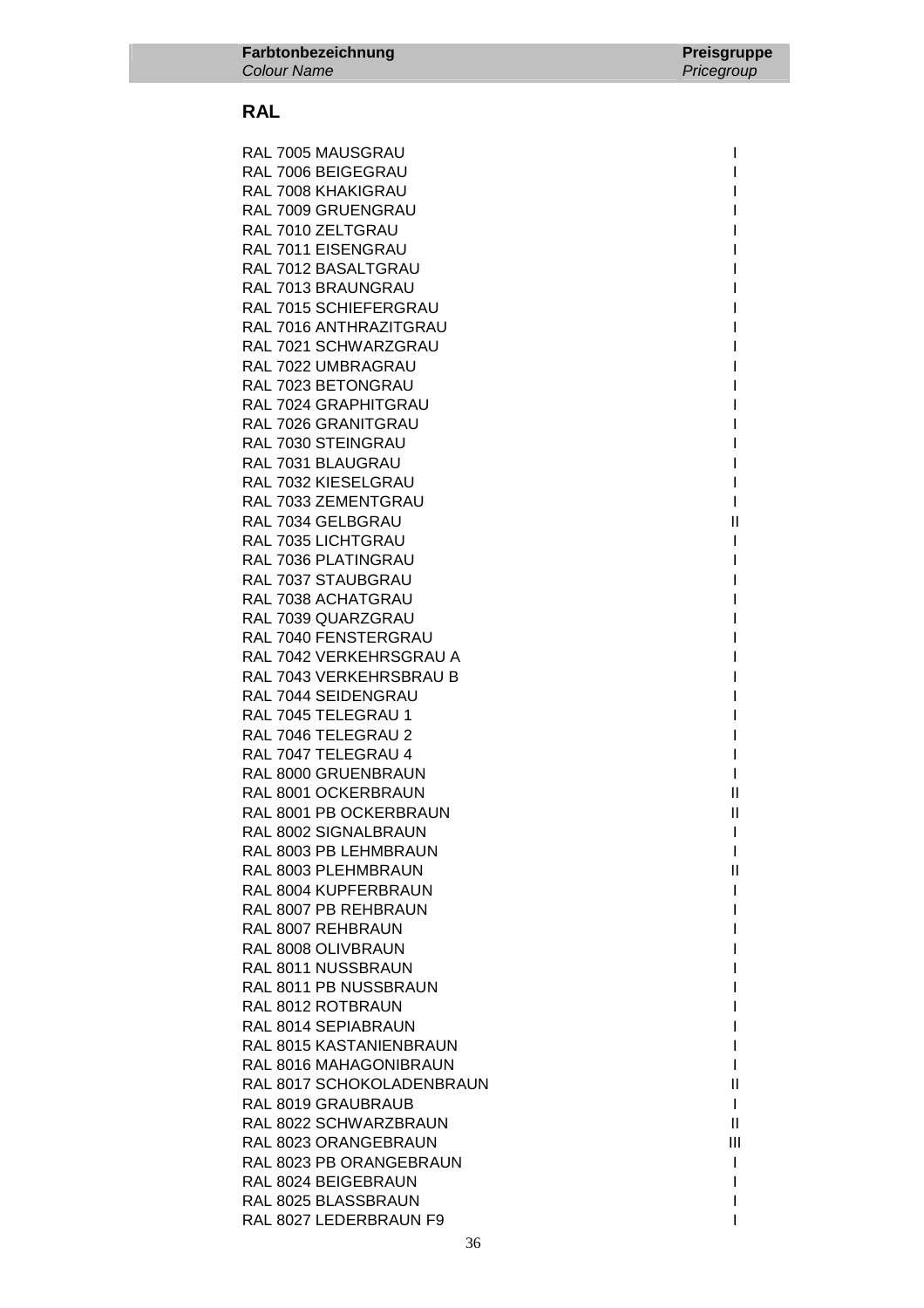| Farbtonbezeichnung<br>*Colour Name* | Preisgruppe<br>*Pricegroup* |
|---|---|

## RAL

| | |
|---|---|
| RAL 7005 MAUSGRAU | I |
| RAL 7006 BEIGEGRAU | I |
| RAL 7008 KHAKIGRAU | I |
| RAL 7009 GRUENGRAU | I |
| RAL 7010 ZELTGRAU | I |
| RAL 7011 EISENGRAU | I |
| RAL 7012 BASALTGRAU | I |
| RAL 7013 BRAUNGRAU | I |
| RAL 7015 SCHIEFERGRAU | I |
| RAL 7016 ANTHRAZITGRAU | I |
| RAL 7021 SCHWARZGRAU | I |
| RAL 7022 UMBRAGRAU | I |
| RAL 7023 BETONGRAU | I |
| RAL 7024 GRAPHITGRAU | I |
| RAL 7026 GRANITGRAU | I |
| RAL 7030 STEINGRAU | I |
| RAL 7031 BLAUGRAU | I |
| RAL 7032 KIESELGRAU | I |
| RAL 7033 ZEMENTGRAU | I |
| RAL 7034 GELBGRAU | II |
| RAL 7035 LICHTGRAU | I |
| RAL 7036 PLATINGRAU | I |
| RAL 7037 STAUBGRAU | I |
| RAL 7038 ACHATGRAU | I |
| RAL 7039 QUARZGRAU | I |
| RAL 7040 FENSTERGRAU | I |
| RAL 7042 VERKEHRSGRAU A | I |
| RAL 7043 VERKEHRSBRAU B | I |
| RAL 7044 SEIDENGRAU | I |
| RAL 7045 TELEGRAU 1 | I |
| RAL 7046 TELEGRAU 2 | I |
| RAL 7047 TELEGRAU 4 | I |
| RAL 8000 GRUENBRAUN | I |
| RAL 8001 OCKERBRAUN | II |
| RAL 8001 PB OCKERBRAUN | II |
| RAL 8002 SIGNALBRAUN | I |
| RAL 8003 PB LEHMBRAUN | I |
| RAL 8003 PLEHMBRAUN | II |
| RAL 8004 KUPFERBRAUN | I |
| RAL 8007 PB REHBRAUN | I |
| RAL 8007 REHBRAUN | I |
| RAL 8008 OLIVBRAUN | I |
| RAL 8011 NUSSBRAUN | I |
| RAL 8011 PB NUSSBRAUN | I |
| RAL 8012 ROTBRAUN | I |
| RAL 8014 SEPIABRAUN | I |
| RAL 8015 KASTANIENBRAUN | I |
| RAL 8016 MAHAGONIBRAUN | I |
| RAL 8017 SCHOKOLADENBRAUN | II |
| RAL 8019 GRAUBRAUB | I |
| RAL 8022 SCHWARZBRAUN | II |
| RAL 8023 ORANGEBRAUN | III |
| RAL 8023 PB ORANGEBRAUN | I |
| RAL 8024 BEIGEBRAUN | I |
| RAL 8025 BLASSBRAUN | I |
| RAL 8027 LEDERBRAUN F9 | I |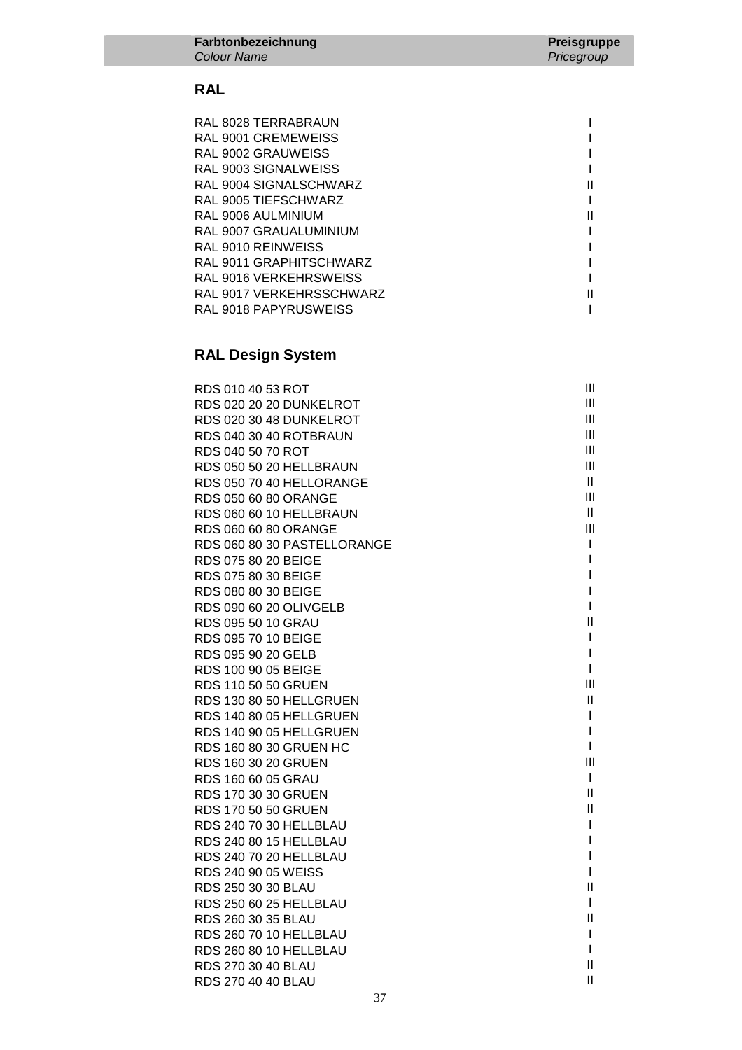| Farbtonbezeichnung<br>*Colour Name* | Preisgruppe<br>*Pricegroup* |
|---|---|

## RAL

| | |
|---|---|
| RAL 8028 TERRABRAUN | I |
| RAL 9001 CREMEWEISS | I |
| RAL 9002 GRAUWEISS | I |
| RAL 9003 SIGNALWEISS | I |
| RAL 9004 SIGNALSCHWARZ | II |
| RAL 9005 TIEFSCHWARZ | I |
| RAL 9006 AULMINIUM | II |
| RAL 9007 GRAUALUMINIUM | I |
| RAL 9010 REINWEISS | I |
| RAL 9011 GRAPHITSCHWARZ | I |
| RAL 9016 VERKEHRSWEISS | I |
| RAL 9017 VERKEHRSSCHWARZ | II |
| RAL 9018 PAPYRUSWEISS | I |

## RAL Design System

| | |
|---|---|
| RDS 010 40 53 ROT | III |
| RDS 020 20 20 DUNKELROT | III |
| RDS 020 30 48 DUNKELROT | III |
| RDS 040 30 40 ROTBRAUN | III |
| RDS 040 50 70 ROT | III |
| RDS 050 50 20 HELLBRAUN | III |
| RDS 050 70 40 HELLORANGE | II |
| RDS 050 60 80 ORANGE | III |
| RDS 060 60 10 HELLBRAUN | II |
| RDS 060 60 80 ORANGE | III |
| RDS 060 80 30 PASTELLORANGE | I |
| RDS 075 80 20 BEIGE | I |
| RDS 075 80 30 BEIGE | I |
| RDS 080 80 30 BEIGE | I |
| RDS 090 60 20 OLIVGELB | I |
| RDS 095 50 10 GRAU | II |
| RDS 095 70 10 BEIGE | I |
| RDS 095 90 20 GELB | I |
| RDS 100 90 05 BEIGE | I |
| RDS 110 50 50 GRUEN | III |
| RDS 130 80 50 HELLGRUEN | II |
| RDS 140 80 05 HELLGRUEN | I |
| RDS 140 90 05 HELLGRUEN | I |
| RDS 160 80 30 GRUEN HC | I |
| RDS 160 30 20 GRUEN | III |
| RDS 160 60 05 GRAU | I |
| RDS 170 30 30 GRUEN | II |
| RDS 170 50 50 GRUEN | II |
| RDS 240 70 30 HELLBLAU | I |
| RDS 240 80 15 HELLBLAU | I |
| RDS 240 70 20 HELLBLAU | I |
| RDS 240 90 05 WEISS | I |
| RDS 250 30 30 BLAU | II |
| RDS 250 60 25 HELLBLAU | I |
| RDS 260 30 35 BLAU | II |
| RDS 260 70 10 HELLBLAU | I |
| RDS 260 80 10 HELLBLAU | I |
| RDS 270 30 40 BLAU | II |
| RDS 270 40 40 BLAU | II |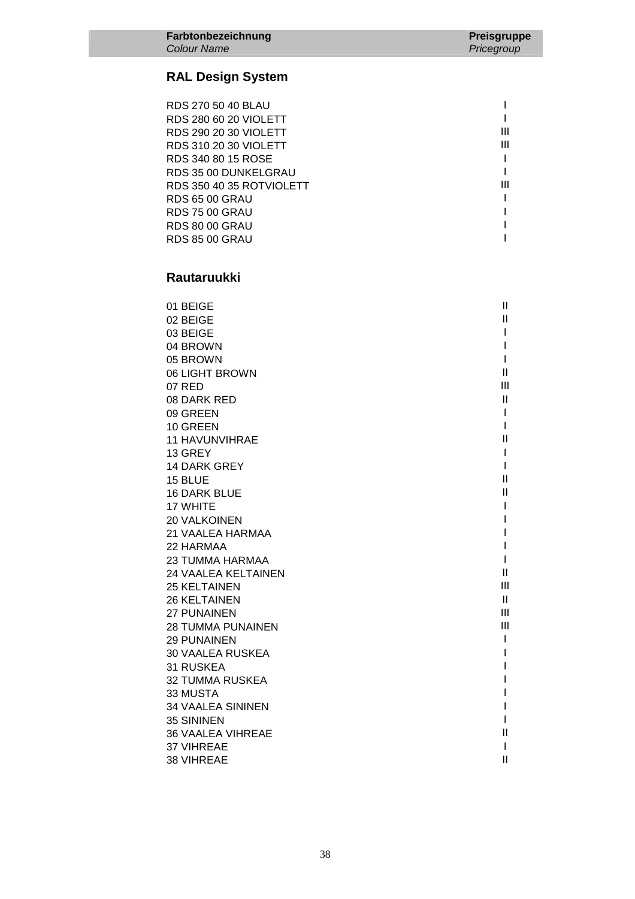| Farbtonbezeichnung *Colour Name* | Preisgruppe *Pricegroup* |
|---|---|

## RAL Design System

| | |
|---|---|
| RDS 270 50 40 BLAU | I |
| RDS 280 60 20 VIOLETT | I |
| RDS 290 20 30 VIOLETT | III |
| RDS 310 20 30 VIOLETT | III |
| RDS 340 80 15 ROSE | I |
| RDS 35 00 DUNKELGRAU | I |
| RDS 350 40 35 ROTVIOLETT | III |
| RDS 65 00 GRAU | I |
| RDS 75 00 GRAU | I |
| RDS 80 00 GRAU | I |
| RDS 85 00 GRAU | I |

## Rautaruukki

| | |
|---|---|
| 01 BEIGE | II |
| 02 BEIGE | II |
| 03 BEIGE | I |
| 04 BROWN | I |
| 05 BROWN | I |
| 06 LIGHT BROWN | II |
| 07 RED | III |
| 08 DARK RED | II |
| 09 GREEN | I |
| 10 GREEN | I |
| 11 HAVUNVIHRAE | II |
| 13 GREY | I |
| 14 DARK GREY | I |
| 15 BLUE | II |
| 16 DARK BLUE | II |
| 17 WHITE | I |
| 20 VALKOINEN | I |
| 21 VAALEA HARMAA | I |
| 22 HARMAA | I |
| 23 TUMMA HARMAA | I |
| 24 VAALEA KELTAINEN | II |
| 25 KELTAINEN | III |
| 26 KELTAINEN | II |
| 27 PUNAINEN | III |
| 28 TUMMA PUNAINEN | III |
| 29 PUNAINEN | I |
| 30 VAALEA RUSKEA | I |
| 31 RUSKEA | I |
| 32 TUMMA RUSKEA | I |
| 33 MUSTA | I |
| 34 VAALEA SININEN | I |
| 35 SININEN | I |
| 36 VAALEA VIHREAE | II |
| 37 VIHREAE | I |
| 38 VIHREAE | II |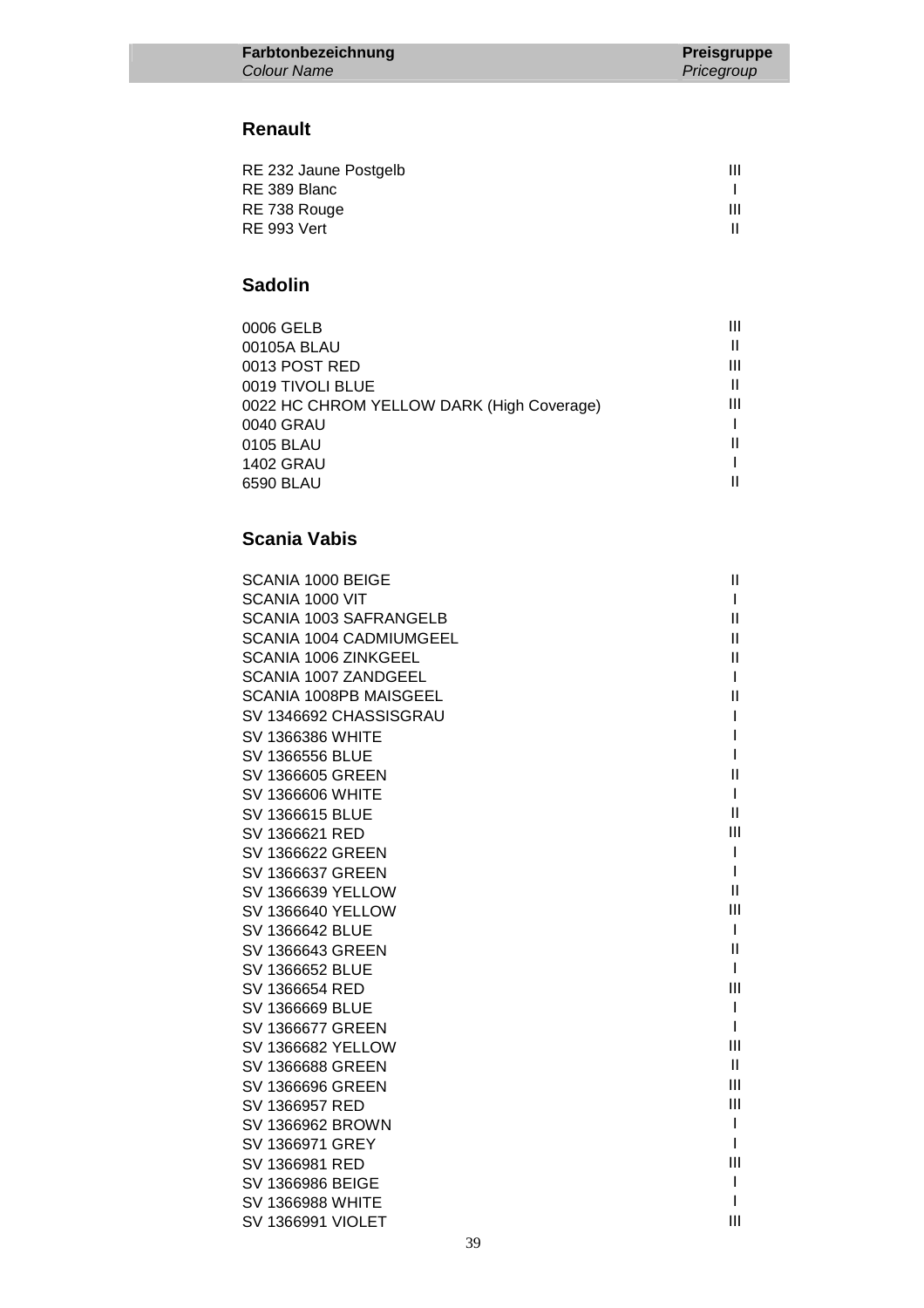| **Farbtonbezeichnung** *Colour Name* | **Preisgruppe** *Pricegroup* |
|---|---|

## Renault

| | |
|---|---|
| RE 232 Jaune Postgelb | III |
| RE 389 Blanc | I |
| RE 738 Rouge | III |
| RE 993 Vert | II |

## Sadolin

| | |
|---|---|
| 0006 GELB | III |
| 00105A BLAU | II |
| 0013 POST RED | III |
| 0019 TIVOLI BLUE | II |
| 0022 HC CHROM YELLOW DARK (High Coverage) | III |
| 0040 GRAU | I |
| 0105 BLAU | II |
| 1402 GRAU | I |
| 6590 BLAU | II |

## Scania Vabis

| | |
|---|---|
| SCANIA 1000 BEIGE | II |
| SCANIA 1000 VIT | I |
| SCANIA 1003 SAFRANGELB | II |
| SCANIA 1004 CADMIUMGEEL | II |
| SCANIA 1006 ZINKGEEL | II |
| SCANIA 1007 ZANDGEEL | I |
| SCANIA 1008PB MAISGEEL | II |
| SV 1346692 CHASSISGRAU | I |
| SV 1366386 WHITE | I |
| SV 1366556 BLUE | I |
| SV 1366605 GREEN | II |
| SV 1366606 WHITE | I |
| SV 1366615 BLUE | II |
| SV 1366621 RED | III |
| SV 1366622 GREEN | I |
| SV 1366637 GREEN | I |
| SV 1366639 YELLOW | II |
| SV 1366640 YELLOW | III |
| SV 1366642 BLUE | I |
| SV 1366643 GREEN | II |
| SV 1366652 BLUE | I |
| SV 1366654 RED | III |
| SV 1366669 BLUE | I |
| SV 1366677 GREEN | I |
| SV 1366682 YELLOW | III |
| SV 1366688 GREEN | II |
| SV 1366696 GREEN | III |
| SV 1366957 RED | III |
| SV 1366962 BROWN | I |
| SV 1366971 GREY | I |
| SV 1366981 RED | III |
| SV 1366986 BEIGE | I |
| SV 1366988 WHITE | I |
| SV 1366991 VIOLET | III |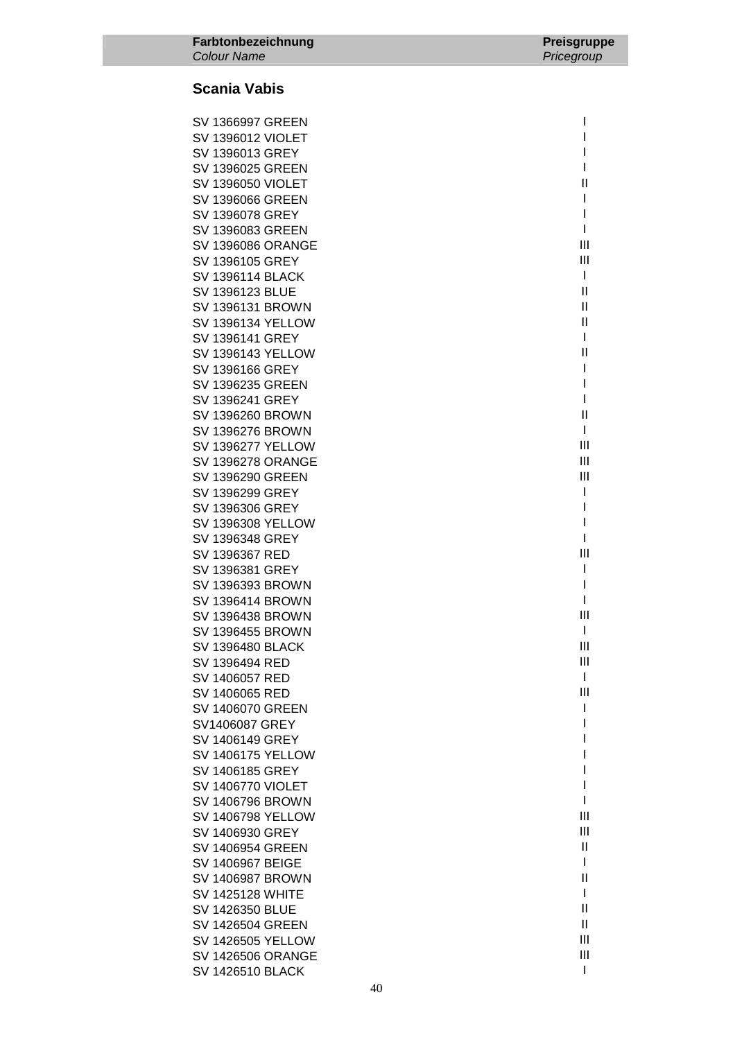| Farbtonbezeichnung *Colour Name* | Preisgruppe *Pricegroup* |
|---|---|

## Scania Vabis

| | |
|---|---|
| SV 1366997 GREEN | I |
| SV 1396012 VIOLET | I |
| SV 1396013 GREY | I |
| SV 1396025 GREEN | I |
| SV 1396050 VIOLET | II |
| SV 1396066 GREEN | I |
| SV 1396078 GREY | I |
| SV 1396083 GREEN | I |
| SV 1396086 ORANGE | III |
| SV 1396105 GREY | III |
| SV 1396114 BLACK | I |
| SV 1396123 BLUE | II |
| SV 1396131 BROWN | II |
| SV 1396134 YELLOW | II |
| SV 1396141 GREY | I |
| SV 1396143 YELLOW | II |
| SV 1396166 GREY | I |
| SV 1396235 GREEN | I |
| SV 1396241 GREY | I |
| SV 1396260 BROWN | II |
| SV 1396276 BROWN | I |
| SV 1396277 YELLOW | III |
| SV 1396278 ORANGE | III |
| SV 1396290 GREEN | III |
| SV 1396299 GREY | I |
| SV 1396306 GREY | I |
| SV 1396308 YELLOW | I |
| SV 1396348 GREY | I |
| SV 1396367 RED | III |
| SV 1396381 GREY | I |
| SV 1396393 BROWN | I |
| SV 1396414 BROWN | I |
| SV 1396438 BROWN | III |
| SV 1396455 BROWN | I |
| SV 1396480 BLACK | III |
| SV 1396494 RED | III |
| SV 1406057 RED | I |
| SV 1406065 RED | III |
| SV 1406070 GREEN | I |
| SV1406087 GREY | I |
| SV 1406149 GREY | I |
| SV 1406175 YELLOW | I |
| SV 1406185 GREY | I |
| SV 1406770 VIOLET | I |
| SV 1406796 BROWN | I |
| SV 1406798 YELLOW | III |
| SV 1406930 GREY | III |
| SV 1406954 GREEN | II |
| SV 1406967 BEIGE | I |
| SV 1406987 BROWN | II |
| SV 1425128 WHITE | I |
| SV 1426350 BLUE | II |
| SV 1426504 GREEN | II |
| SV 1426505 YELLOW | III |
| SV 1426506 ORANGE | III |
| SV 1426510 BLACK | I |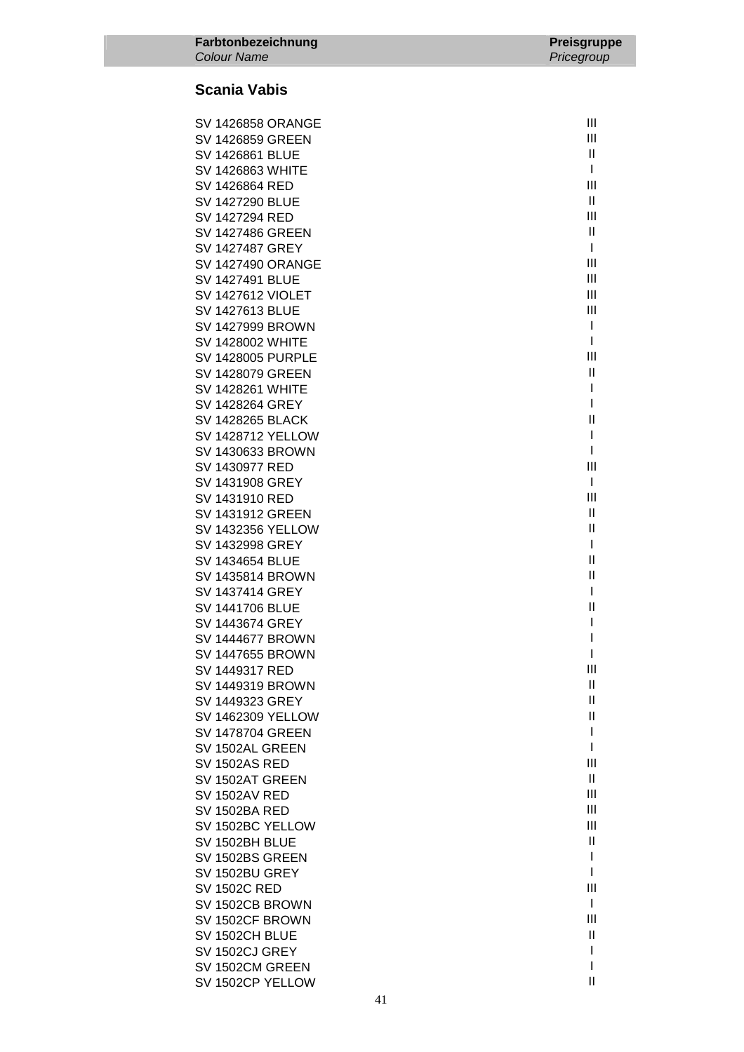| Farbtonbezeichnung *Colour Name* | Preisgruppe *Pricegroup* |
|---|---|

## Scania Vabis

| Farbtonbezeichnung | Preisgruppe |
|---|---|
| SV 1426858 ORANGE | III |
| SV 1426859 GREEN | III |
| SV 1426861 BLUE | II |
| SV 1426863 WHITE | I |
| SV 1426864 RED | III |
| SV 1427290 BLUE | II |
| SV 1427294 RED | III |
| SV 1427486 GREEN | II |
| SV 1427487 GREY | I |
| SV 1427490 ORANGE | III |
| SV 1427491 BLUE | III |
| SV 1427612 VIOLET | III |
| SV 1427613 BLUE | III |
| SV 1427999 BROWN | I |
| SV 1428002 WHITE | I |
| SV 1428005 PURPLE | III |
| SV 1428079 GREEN | II |
| SV 1428261 WHITE | I |
| SV 1428264 GREY | I |
| SV 1428265 BLACK | II |
| SV 1428712 YELLOW | I |
| SV 1430633 BROWN | I |
| SV 1430977 RED | III |
| SV 1431908 GREY | I |
| SV 1431910 RED | III |
| SV 1431912 GREEN | II |
| SV 1432356 YELLOW | II |
| SV 1432998 GREY | I |
| SV 1434654 BLUE | II |
| SV 1435814 BROWN | II |
| SV 1437414 GREY | I |
| SV 1441706 BLUE | II |
| SV 1443674 GREY | I |
| SV 1444677 BROWN | I |
| SV 1447655 BROWN | I |
| SV 1449317 RED | III |
| SV 1449319 BROWN | II |
| SV 1449323 GREY | II |
| SV 1462309 YELLOW | II |
| SV 1478704 GREEN | I |
| SV 1502AL GREEN | I |
| SV 1502AS RED | III |
| SV 1502AT GREEN | II |
| SV 1502AV RED | III |
| SV 1502BA RED | III |
| SV 1502BC YELLOW | III |
| SV 1502BH BLUE | II |
| SV 1502BS GREEN | I |
| SV 1502BU GREY | I |
| SV 1502C RED | III |
| SV 1502CB BROWN | I |
| SV 1502CF BROWN | III |
| SV 1502CH BLUE | II |
| SV 1502CJ GREY | I |
| SV 1502CM GREEN | I |
| SV 1502CP YELLOW | II |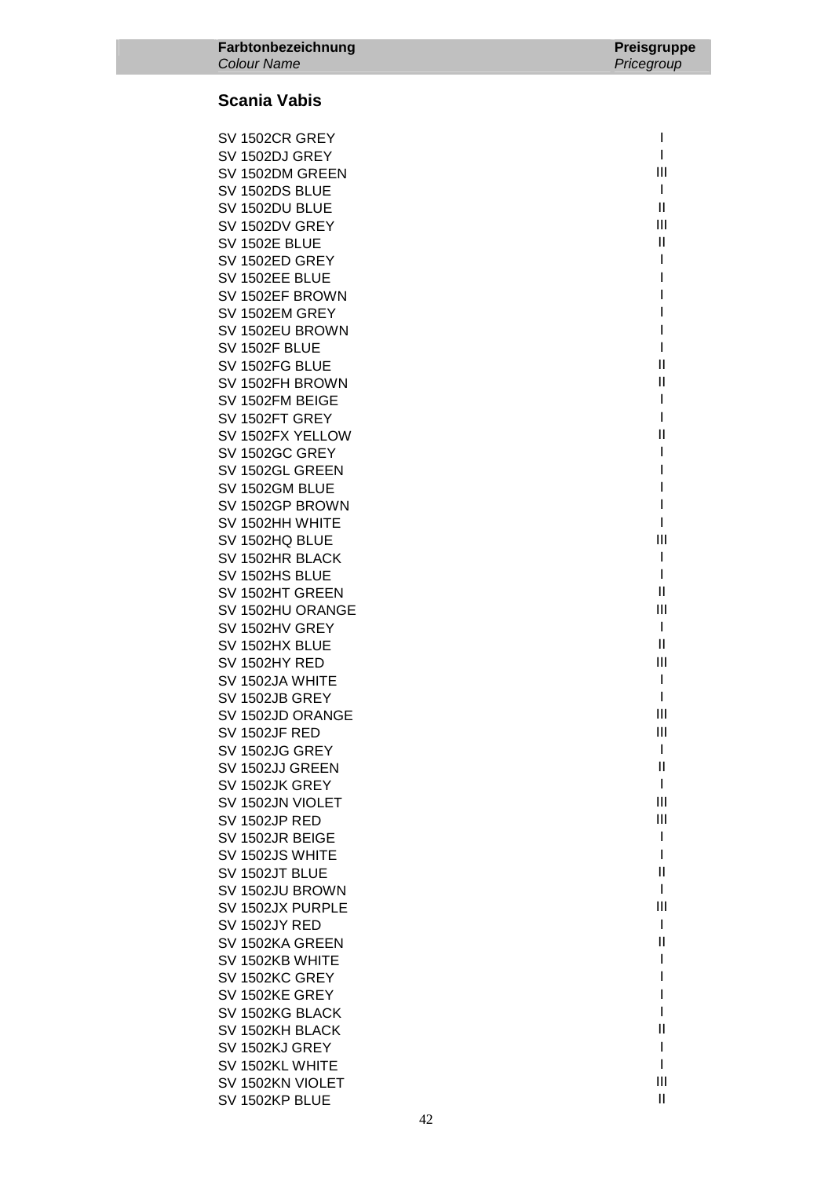| Farbtonbezeichnung *Colour Name* | Preisgruppe *Pricegroup* |
|---|---|

## Scania Vabis

| | |
|---|---|
| SV 1502CR GREY | I |
| SV 1502DJ GREY | I |
| SV 1502DM GREEN | III |
| SV 1502DS BLUE | I |
| SV 1502DU BLUE | II |
| SV 1502DV GREY | III |
| SV 1502E BLUE | II |
| SV 1502ED GREY | I |
| SV 1502EE BLUE | I |
| SV 1502EF BROWN | I |
| SV 1502EM GREY | I |
| SV 1502EU BROWN | I |
| SV 1502F BLUE | I |
| SV 1502FG BLUE | II |
| SV 1502FH BROWN | II |
| SV 1502FM BEIGE | I |
| SV 1502FT GREY | I |
| SV 1502FX YELLOW | II |
| SV 1502GC GREY | I |
| SV 1502GL GREEN | I |
| SV 1502GM BLUE | I |
| SV 1502GP BROWN | I |
| SV 1502HH WHITE | I |
| SV 1502HQ BLUE | III |
| SV 1502HR BLACK | I |
| SV 1502HS BLUE | I |
| SV 1502HT GREEN | II |
| SV 1502HU ORANGE | III |
| SV 1502HV GREY | I |
| SV 1502HX BLUE | II |
| SV 1502HY RED | III |
| SV 1502JA WHITE | I |
| SV 1502JB GREY | I |
| SV 1502JD ORANGE | III |
| SV 1502JF RED | III |
| SV 1502JG GREY | I |
| SV 1502JJ GREEN | II |
| SV 1502JK GREY | I |
| SV 1502JN VIOLET | III |
| SV 1502JP RED | III |
| SV 1502JR BEIGE | I |
| SV 1502JS WHITE | I |
| SV 1502JT BLUE | II |
| SV 1502JU BROWN | I |
| SV 1502JX PURPLE | III |
| SV 1502JY RED | I |
| SV 1502KA GREEN | II |
| SV 1502KB WHITE | I |
| SV 1502KC GREY | I |
| SV 1502KE GREY | I |
| SV 1502KG BLACK | I |
| SV 1502KH BLACK | II |
| SV 1502KJ GREY | I |
| SV 1502KL WHITE | I |
| SV 1502KN VIOLET | III |
| SV 1502KP BLUE | II |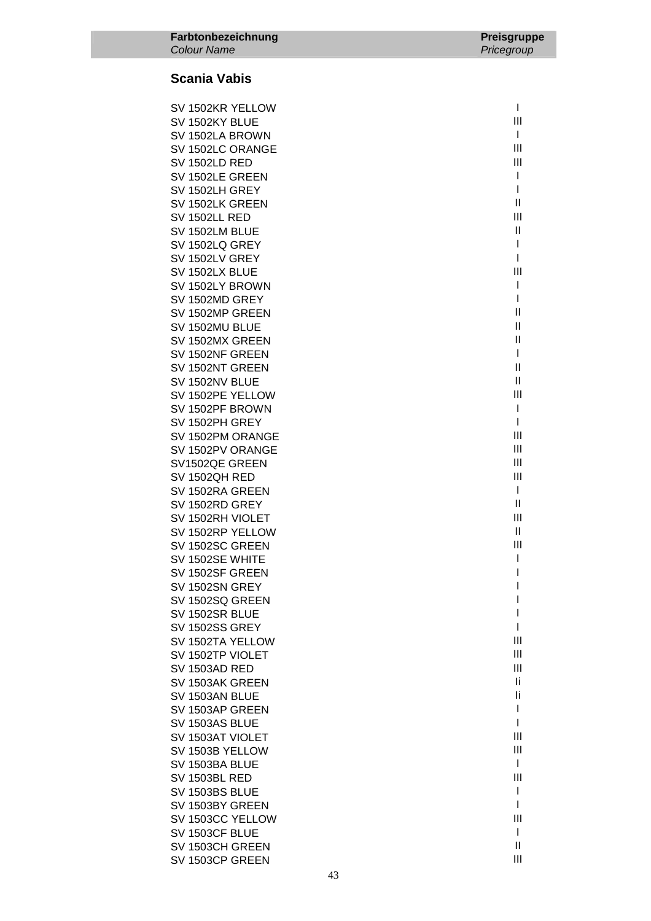| Farbtonbezeichnung<br>*Colour Name* | Preisgruppe<br>*Pricegroup* |
|---|---|

## Scania Vabis

| Colour Name | Pricegroup |
|---|---|
| SV 1502KR YELLOW | I |
| SV 1502KY BLUE | III |
| SV 1502LA BROWN | I |
| SV 1502LC ORANGE | III |
| SV 1502LD RED | III |
| SV 1502LE GREEN | I |
| SV 1502LH GREY | I |
| SV 1502LK GREEN | II |
| SV 1502LL RED | III |
| SV 1502LM BLUE | II |
| SV 1502LQ GREY | I |
| SV 1502LV GREY | I |
| SV 1502LX BLUE | III |
| SV 1502LY BROWN | I |
| SV 1502MD GREY | I |
| SV 1502MP GREEN | II |
| SV 1502MU BLUE | II |
| SV 1502MX GREEN | II |
| SV 1502NF GREEN | I |
| SV 1502NT GREEN | II |
| SV 1502NV BLUE | II |
| SV 1502PE YELLOW | III |
| SV 1502PF BROWN | I |
| SV 1502PH GREY | I |
| SV 1502PM ORANGE | III |
| SV 1502PV ORANGE | III |
| SV1502QE GREEN | III |
| SV 1502QH RED | III |
| SV 1502RA GREEN | I |
| SV 1502RD GREY | II |
| SV 1502RH VIOLET | III |
| SV 1502RP YELLOW | II |
| SV 1502SC GREEN | III |
| SV 1502SE WHITE | I |
| SV 1502SF GREEN | I |
| SV 1502SN GREY | I |
| SV 1502SQ GREEN | I |
| SV 1502SR BLUE | I |
| SV 1502SS GREY | I |
| SV 1502TA YELLOW | III |
| SV 1502TP VIOLET | III |
| SV 1503AD RED | III |
| SV 1503AK GREEN | Ii |
| SV 1503AN BLUE | Ii |
| SV 1503AP GREEN | I |
| SV 1503AS BLUE | I |
| SV 1503AT VIOLET | III |
| SV 1503B YELLOW | III |
| SV 1503BA BLUE | I |
| SV 1503BL RED | III |
| SV 1503BS BLUE | I |
| SV 1503BY GREEN | I |
| SV 1503CC YELLOW | III |
| SV 1503CF BLUE | I |
| SV 1503CH GREEN | II |
| SV 1503CP GREEN | III |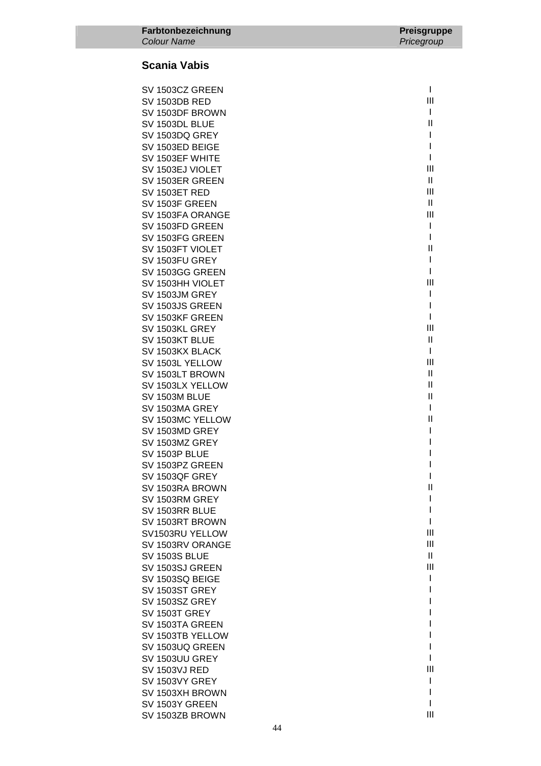| Farbtonbezeichnung *Colour Name* | Preisgruppe *Pricegroup* |
|---|---|

## Scania Vabis

| Colour Name | Pricegroup |
|---|---|
| SV 1503CZ GREEN | I |
| SV 1503DB RED | III |
| SV 1503DF BROWN | I |
| SV 1503DL BLUE | II |
| SV 1503DQ GREY | I |
| SV 1503ED BEIGE | I |
| SV 1503EF WHITE | I |
| SV 1503EJ VIOLET | III |
| SV 1503ER GREEN | II |
| SV 1503ET RED | III |
| SV 1503F GREEN | II |
| SV 1503FA ORANGE | III |
| SV 1503FD GREEN | I |
| SV 1503FG GREEN | I |
| SV 1503FT VIOLET | II |
| SV 1503FU GREY | I |
| SV 1503GG GREEN | I |
| SV 1503HH VIOLET | III |
| SV 1503JM GREY | I |
| SV 1503JS GREEN | I |
| SV 1503KF GREEN | I |
| SV 1503KL GREY | III |
| SV 1503KT BLUE | II |
| SV 1503KX BLACK | I |
| SV 1503L YELLOW | III |
| SV 1503LT BROWN | II |
| SV 1503LX YELLOW | II |
| SV 1503M BLUE | II |
| SV 1503MA GREY | I |
| SV 1503MC YELLOW | II |
| SV 1503MD GREY | I |
| SV 1503MZ GREY | I |
| SV 1503P BLUE | I |
| SV 1503PZ GREEN | I |
| SV 1503QF GREY | I |
| SV 1503RA BROWN | II |
| SV 1503RM GREY | I |
| SV 1503RR BLUE | I |
| SV 1503RT BROWN | I |
| SV1503RU YELLOW | III |
| SV 1503RV ORANGE | III |
| SV 1503S BLUE | II |
| SV 1503SJ GREEN | III |
| SV 1503SQ BEIGE | I |
| SV 1503ST GREY | I |
| SV 1503SZ GREY | I |
| SV 1503T GREY | I |
| SV 1503TA GREEN | I |
| SV 1503TB YELLOW | I |
| SV 1503UQ GREEN | I |
| SV 1503UU GREY | I |
| SV 1503VJ RED | III |
| SV 1503VY GREY | I |
| SV 1503XH BROWN | I |
| SV 1503Y GREEN | I |
| SV 1503ZB BROWN | III |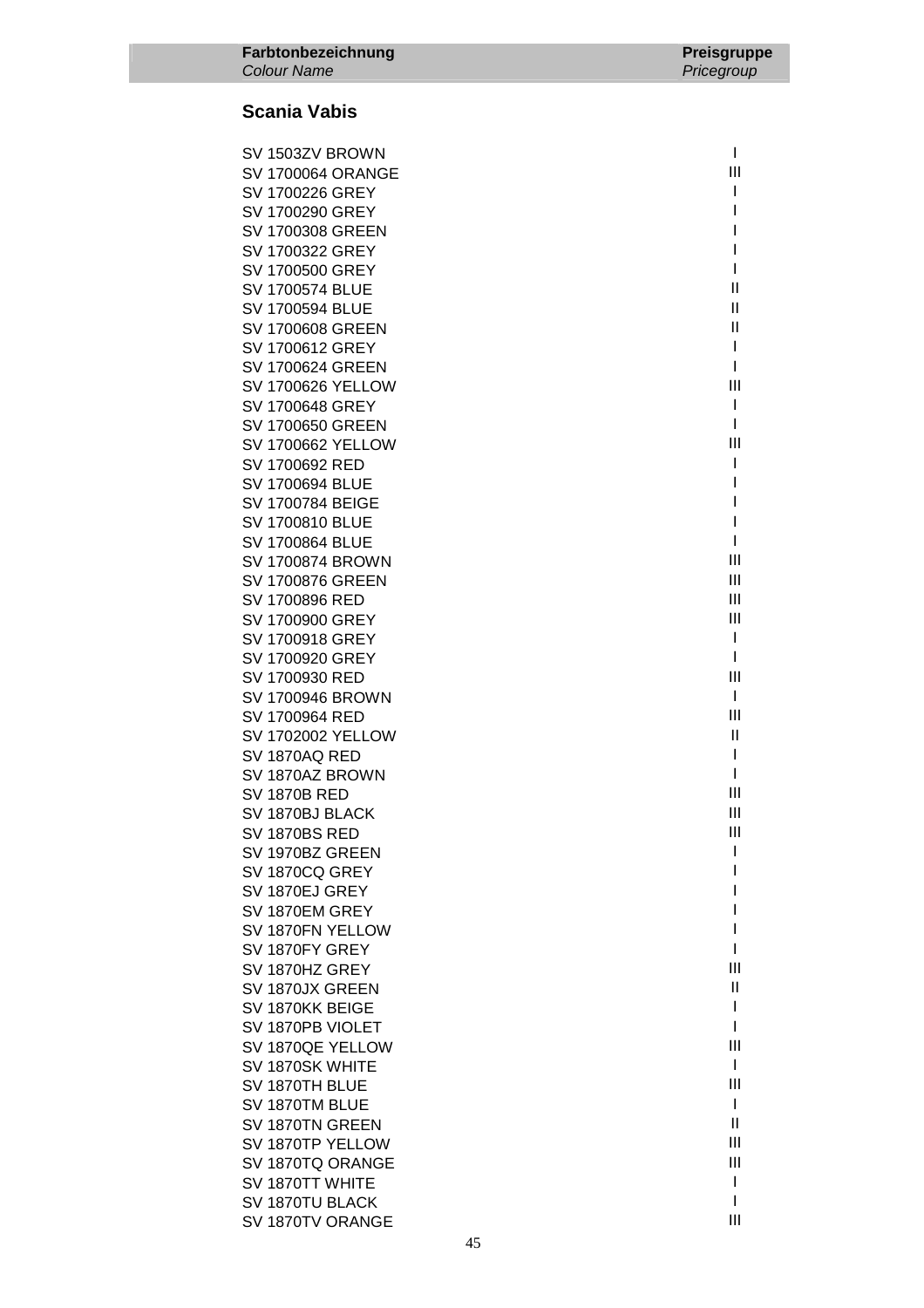| **Farbtonbezeichnung** *Colour Name* | **Preisgruppe** *Pricegroup* |
| --- | --- |

## Scania Vabis

| | |
| --- | --- |
| SV 1503ZV BROWN | I |
| SV 1700064 ORANGE | III |
| SV 1700226 GREY | I |
| SV 1700290 GREY | I |
| SV 1700308 GREEN | I |
| SV 1700322 GREY | I |
| SV 1700500 GREY | I |
| SV 1700574 BLUE | II |
| SV 1700594 BLUE | II |
| SV 1700608 GREEN | II |
| SV 1700612 GREY | I |
| SV 1700624 GREEN | I |
| SV 1700626 YELLOW | III |
| SV 1700648 GREY | I |
| SV 1700650 GREEN | I |
| SV 1700662 YELLOW | III |
| SV 1700692 RED | I |
| SV 1700694 BLUE | I |
| SV 1700784 BEIGE | I |
| SV 1700810 BLUE | I |
| SV 1700864 BLUE | I |
| SV 1700874 BROWN | III |
| SV 1700876 GREEN | III |
| SV 1700896 RED | III |
| SV 1700900 GREY | III |
| SV 1700918 GREY | I |
| SV 1700920 GREY | I |
| SV 1700930 RED | III |
| SV 1700946 BROWN | I |
| SV 1700964 RED | III |
| SV 1702002 YELLOW | II |
| SV 1870AQ RED | I |
| SV 1870AZ BROWN | I |
| SV 1870B RED | III |
| SV 1870BJ BLACK | III |
| SV 1870BS RED | III |
| SV 1970BZ GREEN | I |
| SV 1870CQ GREY | I |
| SV 1870EJ GREY | I |
| SV 1870EM GREY | I |
| SV 1870FN YELLOW | I |
| SV 1870FY GREY | I |
| SV 1870HZ GREY | III |
| SV 1870JX GREEN | II |
| SV 1870KK BEIGE | I |
| SV 1870PB VIOLET | I |
| SV 1870QE YELLOW | III |
| SV 1870SK WHITE | I |
| SV 1870TH BLUE | III |
| SV 1870TM BLUE | I |
| SV 1870TN GREEN | II |
| SV 1870TP YELLOW | III |
| SV 1870TQ ORANGE | III |
| SV 1870TT WHITE | I |
| SV 1870TU BLACK | I |
| SV 1870TV ORANGE | III |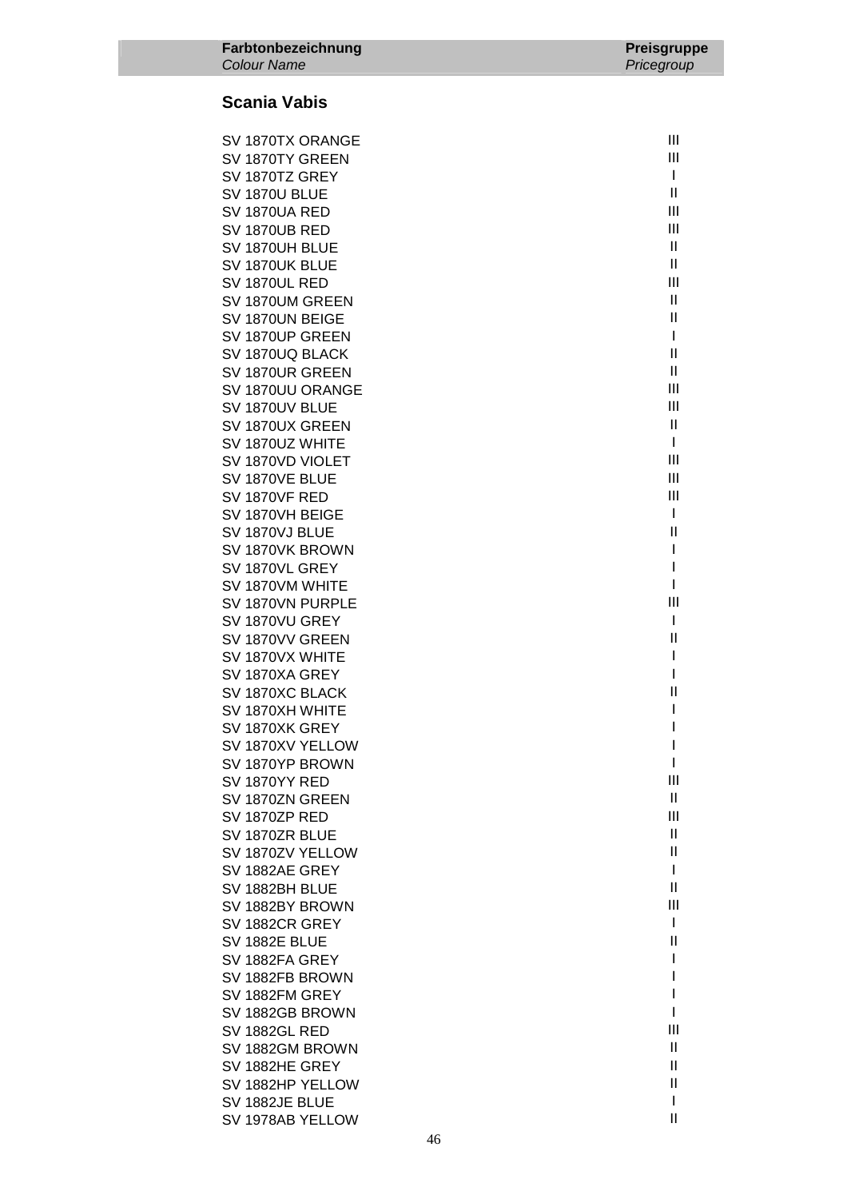| Farbtonbezeichnung *Colour Name* | Preisgruppe *Pricegroup* |
|---|---|

## Scania Vabis

| Farbtonbezeichnung | Preisgruppe |
|---|---|
| SV 1870TX ORANGE | III |
| SV 1870TY GREEN | III |
| SV 1870TZ GREY | I |
| SV 1870U BLUE | II |
| SV 1870UA RED | III |
| SV 1870UB RED | III |
| SV 1870UH BLUE | II |
| SV 1870UK BLUE | II |
| SV 1870UL RED | III |
| SV 1870UM GREEN | II |
| SV 1870UN BEIGE | II |
| SV 1870UP GREEN | I |
| SV 1870UQ BLACK | II |
| SV 1870UR GREEN | II |
| SV 1870UU ORANGE | III |
| SV 1870UV BLUE | III |
| SV 1870UX GREEN | II |
| SV 1870UZ WHITE | I |
| SV 1870VD VIOLET | III |
| SV 1870VE BLUE | III |
| SV 1870VF RED | III |
| SV 1870VH BEIGE | I |
| SV 1870VJ BLUE | II |
| SV 1870VK BROWN | I |
| SV 1870VL GREY | I |
| SV 1870VM WHITE | I |
| SV 1870VN PURPLE | III |
| SV 1870VU GREY | I |
| SV 1870VV GREEN | II |
| SV 1870VX WHITE | I |
| SV 1870XA GREY | I |
| SV 1870XC BLACK | II |
| SV 1870XH WHITE | I |
| SV 1870XK GREY | I |
| SV 1870XV YELLOW | I |
| SV 1870YP BROWN | I |
| SV 1870YY RED | III |
| SV 1870ZN GREEN | II |
| SV 1870ZP RED | III |
| SV 1870ZR BLUE | II |
| SV 1870ZV YELLOW | II |
| SV 1882AE GREY | I |
| SV 1882BH BLUE | II |
| SV 1882BY BROWN | III |
| SV 1882CR GREY | I |
| SV 1882E BLUE | II |
| SV 1882FA GREY | I |
| SV 1882FB BROWN | I |
| SV 1882FM GREY | I |
| SV 1882GB BROWN | I |
| SV 1882GL RED | III |
| SV 1882GM BROWN | II |
| SV 1882HE GREY | II |
| SV 1882HP YELLOW | II |
| SV 1882JE BLUE | I |
| SV 1978AB YELLOW | II |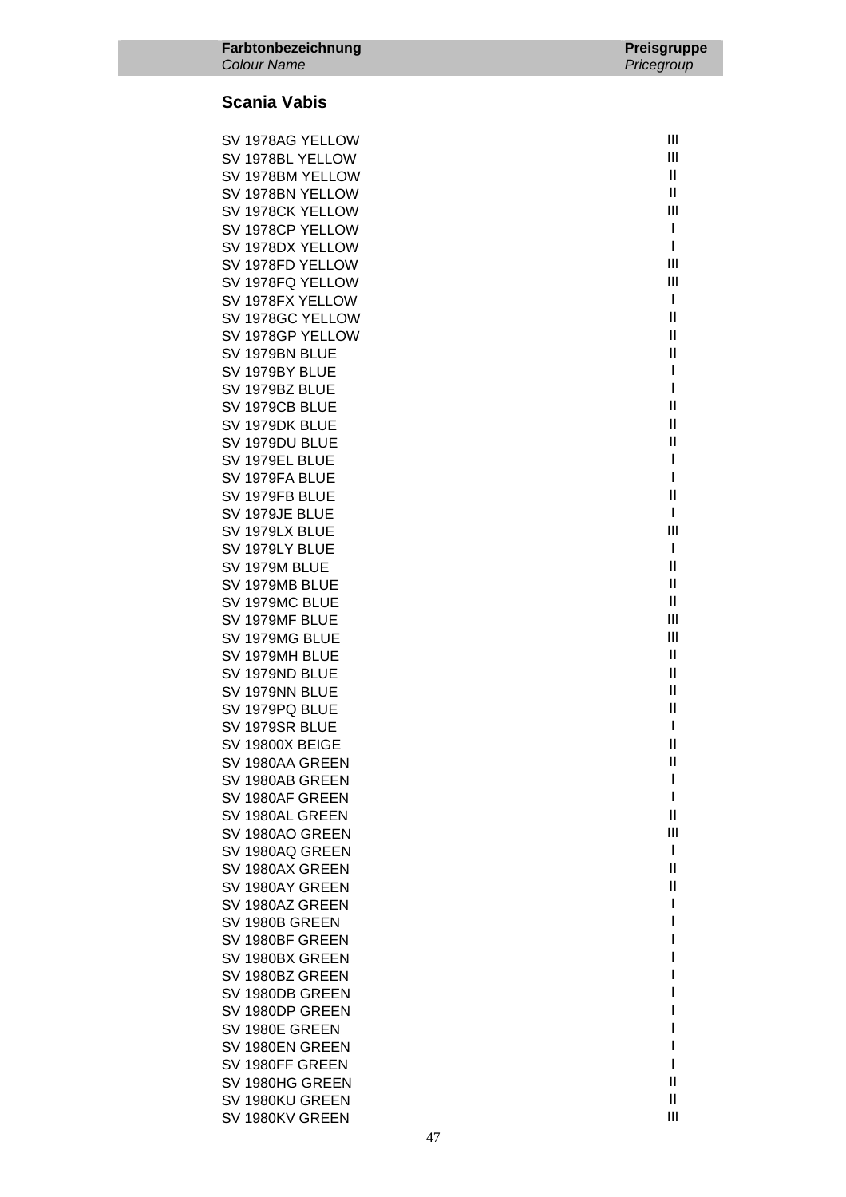| Farbtonbezeichnung<br>*Colour Name* | Preisgruppe<br>*Pricegroup* |
|---|---|

## Scania Vabis

| | |
|---|---|
| SV 1978AG YELLOW | III |
| SV 1978BL YELLOW | III |
| SV 1978BM YELLOW | II |
| SV 1978BN YELLOW | II |
| SV 1978CK YELLOW | III |
| SV 1978CP YELLOW | I |
| SV 1978DX YELLOW | I |
| SV 1978FD YELLOW | III |
| SV 1978FQ YELLOW | III |
| SV 1978FX YELLOW | I |
| SV 1978GC YELLOW | II |
| SV 1978GP YELLOW | II |
| SV 1979BN BLUE | II |
| SV 1979BY BLUE | I |
| SV 1979BZ BLUE | I |
| SV 1979CB BLUE | II |
| SV 1979DK BLUE | II |
| SV 1979DU BLUE | II |
| SV 1979EL BLUE | I |
| SV 1979FA BLUE | I |
| SV 1979FB BLUE | II |
| SV 1979JE BLUE | I |
| SV 1979LX BLUE | III |
| SV 1979LY BLUE | I |
| SV 1979M BLUE | II |
| SV 1979MB BLUE | II |
| SV 1979MC BLUE | II |
| SV 1979MF BLUE | III |
| SV 1979MG BLUE | III |
| SV 1979MH BLUE | II |
| SV 1979ND BLUE | II |
| SV 1979NN BLUE | II |
| SV 1979PQ BLUE | II |
| SV 1979SR BLUE | I |
| SV 19800X BEIGE | II |
| SV 1980AA GREEN | II |
| SV 1980AB GREEN | I |
| SV 1980AF GREEN | I |
| SV 1980AL GREEN | II |
| SV 1980AO GREEN | III |
| SV 1980AQ GREEN | I |
| SV 1980AX GREEN | II |
| SV 1980AY GREEN | II |
| SV 1980AZ GREEN | I |
| SV 1980B GREEN | I |
| SV 1980BF GREEN | I |
| SV 1980BX GREEN | I |
| SV 1980BZ GREEN | I |
| SV 1980DB GREEN | I |
| SV 1980DP GREEN | I |
| SV 1980E GREEN | I |
| SV 1980EN GREEN | I |
| SV 1980FF GREEN | I |
| SV 1980HG GREEN | II |
| SV 1980KU GREEN | II |
| SV 1980KV GREEN | III |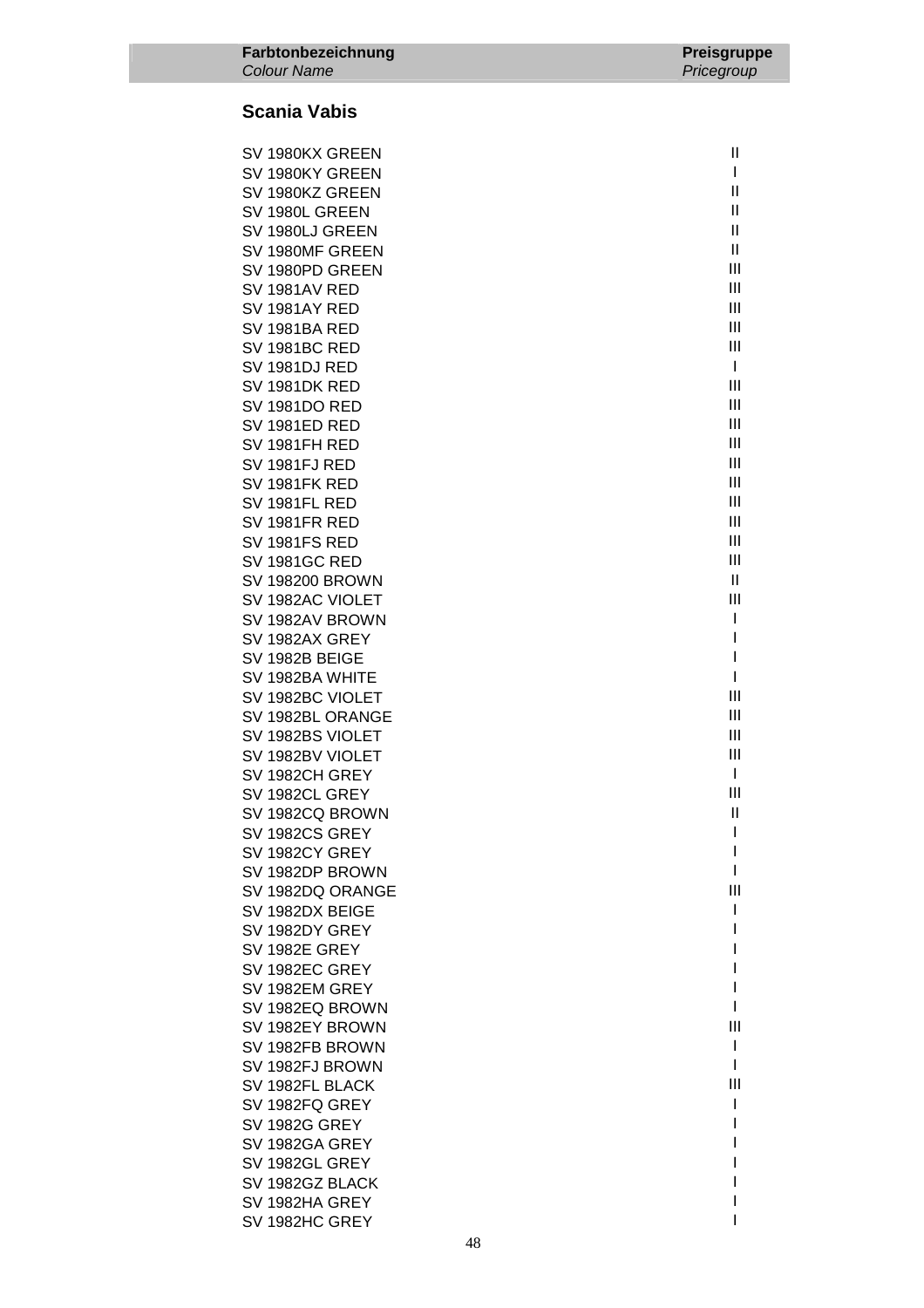| Farbtonbezeichnung *Colour Name* | Preisgruppe *Pricegroup* |
|---|---|

## Scania Vabis

| | |
|---|---|
| SV 1980KX GREEN | II |
| SV 1980KY GREEN | I |
| SV 1980KZ GREEN | II |
| SV 1980L GREEN | II |
| SV 1980LJ GREEN | II |
| SV 1980MF GREEN | II |
| SV 1980PD GREEN | III |
| SV 1981AV RED | III |
| SV 1981AY RED | III |
| SV 1981BA RED | III |
| SV 1981BC RED | III |
| SV 1981DJ RED | I |
| SV 1981DK RED | III |
| SV 1981DO RED | III |
| SV 1981ED RED | III |
| SV 1981FH RED | III |
| SV 1981FJ RED | III |
| SV 1981FK RED | III |
| SV 1981FL RED | III |
| SV 1981FR RED | III |
| SV 1981FS RED | III |
| SV 1981GC RED | III |
| SV 198200 BROWN | II |
| SV 1982AC VIOLET | III |
| SV 1982AV BROWN | I |
| SV 1982AX GREY | I |
| SV 1982B BEIGE | I |
| SV 1982BA WHITE | I |
| SV 1982BC VIOLET | III |
| SV 1982BL ORANGE | III |
| SV 1982BS VIOLET | III |
| SV 1982BV VIOLET | III |
| SV 1982CH GREY | I |
| SV 1982CL GREY | III |
| SV 1982CQ BROWN | II |
| SV 1982CS GREY | I |
| SV 1982CY GREY | I |
| SV 1982DP BROWN | I |
| SV 1982DQ ORANGE | III |
| SV 1982DX BEIGE | I |
| SV 1982DY GREY | I |
| SV 1982E GREY | I |
| SV 1982EC GREY | I |
| SV 1982EM GREY | I |
| SV 1982EQ BROWN | I |
| SV 1982EY BROWN | III |
| SV 1982FB BROWN | I |
| SV 1982FJ BROWN | I |
| SV 1982FL BLACK | III |
| SV 1982FQ GREY | I |
| SV 1982G GREY | I |
| SV 1982GA GREY | I |
| SV 1982GL GREY | I |
| SV 1982GZ BLACK | I |
| SV 1982HA GREY | I |
| SV 1982HC GREY | I |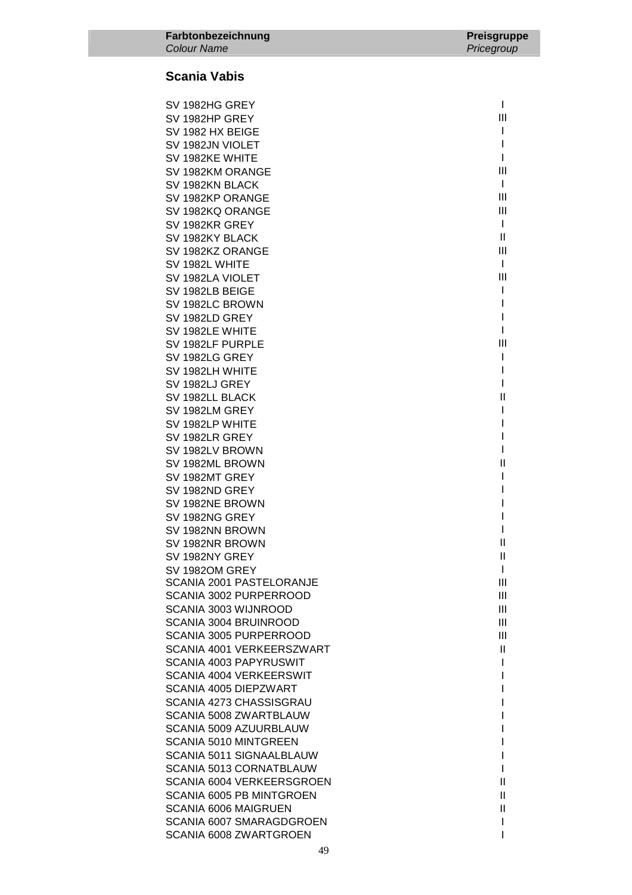| Farbtonbezeichnung<br>*Colour Name* | Preisgruppe<br>*Pricegroup* |
|---|---|

## Scania Vabis

| Colour Name | Pricegroup |
|---|---|
| SV 1982HG GREY | I |
| SV 1982HP GREY | III |
| SV 1982 HX BEIGE | I |
| SV 1982JN VIOLET | I |
| SV 1982KE WHITE | I |
| SV 1982KM ORANGE | III |
| SV 1982KN BLACK | I |
| SV 1982KP ORANGE | III |
| SV 1982KQ ORANGE | III |
| SV 1982KR GREY | I |
| SV 1982KY BLACK | II |
| SV 1982KZ ORANGE | III |
| SV 1982L WHITE | I |
| SV 1982LA VIOLET | III |
| SV 1982LB BEIGE | I |
| SV 1982LC BROWN | I |
| SV 1982LD GREY | I |
| SV 1982LE WHITE | I |
| SV 1982LF PURPLE | III |
| SV 1982LG GREY | I |
| SV 1982LH WHITE | I |
| SV 1982LJ GREY | I |
| SV 1982LL BLACK | II |
| SV 1982LM GREY | I |
| SV 1982LP WHITE | I |
| SV 1982LR GREY | I |
| SV 1982LV BROWN | I |
| SV 1982ML BROWN | II |
| SV 1982MT GREY | I |
| SV 1982ND GREY | I |
| SV 1982NE BROWN | I |
| SV 1982NG GREY | I |
| SV 1982NN BROWN | I |
| SV 1982NR BROWN | II |
| SV 1982NY GREY | II |
| SV 1982OM GREY | I |
| SCANIA 2001 PASTELORANJE | III |
| SCANIA 3002 PURPERROOD | III |
| SCANIA 3003 WIJNROOD | III |
| SCANIA 3004 BRUINROOD | III |
| SCANIA 3005 PURPERROOD | III |
| SCANIA 4001 VERKEERSZWART | II |
| SCANIA 4003 PAPYRUSWIT | I |
| SCANIA 4004 VERKEERSWIT | I |
| SCANIA 4005 DIEPZWART | I |
| SCANIA 4273 CHASSISGRAU | I |
| SCANIA 5008 ZWARTBLAUW | I |
| SCANIA 5009 AZUURBLAUW | I |
| SCANIA 5010 MINTGREEN | I |
| SCANIA 5011 SIGNAALBLAUW | I |
| SCANIA 5013 CORNATBLAUW | I |
| SCANIA 6004 VERKEERSGROEN | II |
| SCANIA 6005 PB MINTGROEN | II |
| SCANIA 6006 MAIGRUEN | II |
| SCANIA 6007 SMARAGDGROEN | I |
| SCANIA 6008 ZWARTGROEN | I |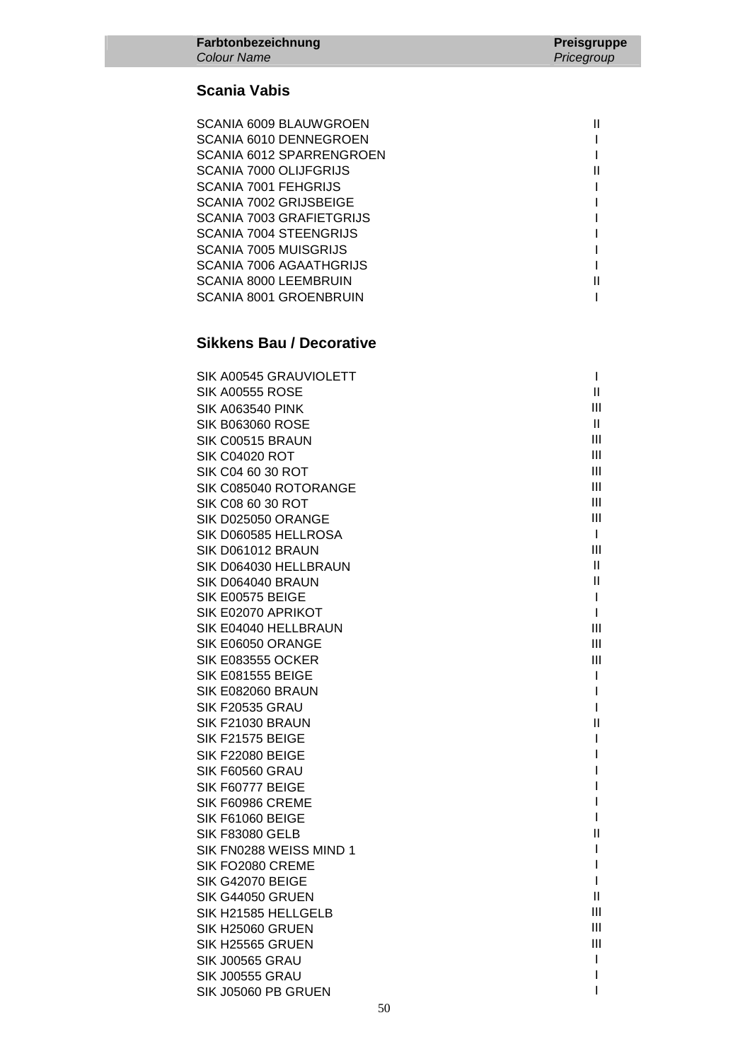| Farbtonbezeichnung *Colour Name* | Preisgruppe *Pricegroup* |
| --- | --- |

## Scania Vabis

| | |
| --- | --- |
| SCANIA 6009 BLAUWGROEN | II |
| SCANIA 6010 DENNEGROEN | I |
| SCANIA 6012 SPARRENGROEN | I |
| SCANIA 7000 OLIJFGRIJS | II |
| SCANIA 7001 FEHGRIJS | I |
| SCANIA 7002 GRIJSBEIGE | I |
| SCANIA 7003 GRAFIETGRIJS | I |
| SCANIA 7004 STEENGRIJS | I |
| SCANIA 7005 MUISGRIJS | I |
| SCANIA 7006 AGAATHGRIJS | I |
| SCANIA 8000 LEEMBRUIN | II |
| SCANIA 8001 GROENBRUIN | I |

## Sikkens Bau / Decorative

| | |
| --- | --- |
| SIK A00545 GRAUVIOLETT | I |
| SIK A00555 ROSE | II |
| SIK A063540 PINK | III |
| SIK B063060 ROSE | II |
| SIK C00515 BRAUN | III |
| SIK C04020 ROT | III |
| SIK C04 60 30 ROT | III |
| SIK C085040 ROTORANGE | III |
| SIK C08 60 30 ROT | III |
| SIK D025050 ORANGE | III |
| SIK D060585 HELLROSA | I |
| SIK D061012 BRAUN | III |
| SIK D064030 HELLBRAUN | II |
| SIK D064040 BRAUN | II |
| SIK E00575 BEIGE | I |
| SIK E02070 APRIKOT | I |
| SIK E04040 HELLBRAUN | III |
| SIK E06050 ORANGE | III |
| SIK E083555 OCKER | III |
| SIK E081555 BEIGE | I |
| SIK E082060 BRAUN | I |
| SIK F20535 GRAU | I |
| SIK F21030 BRAUN | II |
| SIK F21575 BEIGE | I |
| SIK F22080 BEIGE | I |
| SIK F60560 GRAU | I |
| SIK F60777 BEIGE | I |
| SIK F60986 CREME | I |
| SIK F61060 BEIGE | I |
| SIK F83080 GELB | II |
| SIK FN0288 WEISS MIND 1 | I |
| SIK FO2080 CREME | I |
| SIK G42070 BEIGE | I |
| SIK G44050 GRUEN | II |
| SIK H21585 HELLGELB | III |
| SIK H25060 GRUEN | III |
| SIK H25565 GRUEN | III |
| SIK J00565 GRAU | I |
| SIK J00555 GRAU | I |
| SIK J05060 PB GRUEN | I |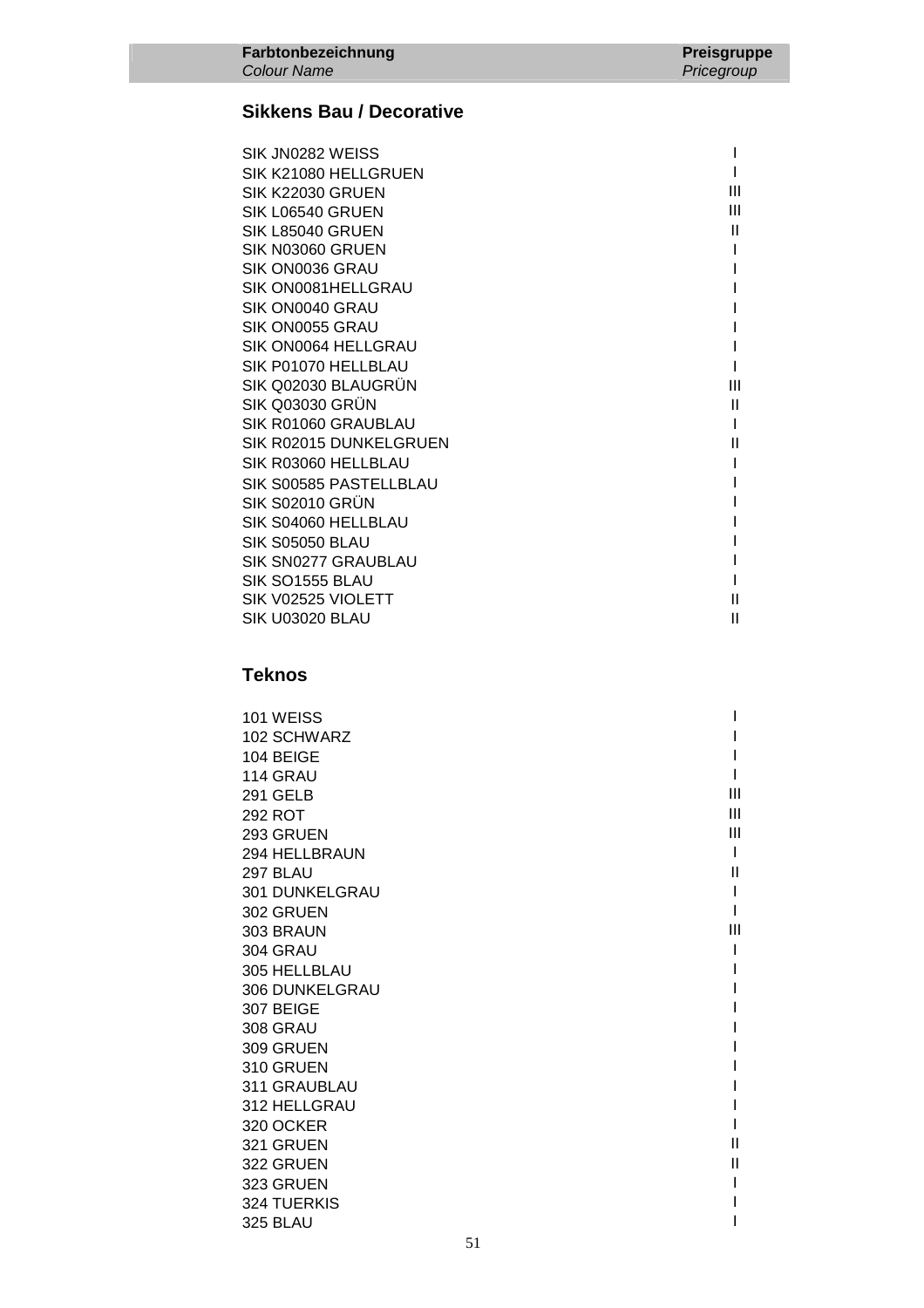| Farbtonbezeichnung *Colour Name* | Preisgruppe *Pricegroup* |
|---|---|

## Sikkens Bau / Decorative

| | |
|---|---|
| SIK JN0282 WEISS | I |
| SIK K21080 HELLGRUEN | I |
| SIK K22030 GRUEN | III |
| SIK L06540 GRUEN | III |
| SIK L85040 GRUEN | II |
| SIK N03060 GRUEN | I |
| SIK ON0036 GRAU | I |
| SIK ON0081HELLGRAU | I |
| SIK ON0040 GRAU | I |
| SIK ON0055 GRAU | I |
| SIK ON0064 HELLGRAU | I |
| SIK P01070 HELLBLAU | I |
| SIK Q02030 BLAUGRÜN | III |
| SIK Q03030 GRÜN | II |
| SIK R01060 GRAUBLAU | I |
| SIK R02015 DUNKELGRUEN | II |
| SIK R03060 HELLBLAU | I |
| SIK S00585 PASTELLBLAU | I |
| SIK S02010 GRÜN | I |
| SIK S04060 HELLBLAU | I |
| SIK S05050 BLAU | I |
| SIK SN0277 GRAUBLAU | I |
| SIK SO1555 BLAU | I |
| SIK V02525 VIOLETT | II |
| SIK U03020 BLAU | II |

## Teknos

| | |
|---|---|
| 101 WEISS | I |
| 102 SCHWARZ | I |
| 104 BEIGE | I |
| 114 GRAU | I |
| 291 GELB | III |
| 292 ROT | III |
| 293 GRUEN | III |
| 294 HELLBRAUN | I |
| 297 BLAU | II |
| 301 DUNKELGRAU | I |
| 302 GRUEN | I |
| 303 BRAUN | III |
| 304 GRAU | I |
| 305 HELLBLAU | I |
| 306 DUNKELGRAU | I |
| 307 BEIGE | I |
| 308 GRAU | I |
| 309 GRUEN | I |
| 310 GRUEN | I |
| 311 GRAUBLAU | I |
| 312 HELLGRAU | I |
| 320 OCKER | I |
| 321 GRUEN | II |
| 322 GRUEN | II |
| 323 GRUEN | I |
| 324 TUERKIS | I |
| 325 BLAU | I |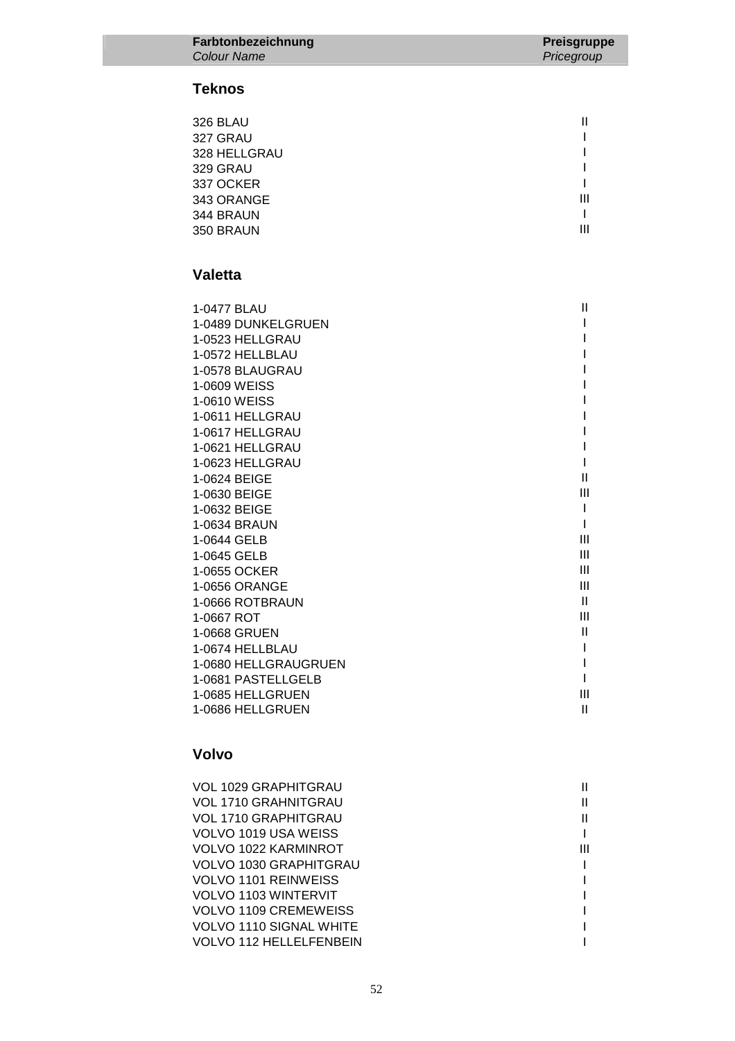| **Farbtonbezeichnung** *Colour Name* | **Preisgruppe** *Pricegroup* |
| --- | --- |

## Teknos

| | |
| --- | --- |
| 326 BLAU | II |
| 327 GRAU | I |
| 328 HELLGRAU | I |
| 329 GRAU | I |
| 337 OCKER | I |
| 343 ORANGE | III |
| 344 BRAUN | I |
| 350 BRAUN | III |

## Valetta

| | |
| --- | --- |
| 1-0477 BLAU | II |
| 1-0489 DUNKELGRUEN | I |
| 1-0523 HELLGRAU | I |
| 1-0572 HELLBLAU | I |
| 1-0578 BLAUGRAU | I |
| 1-0609 WEISS | I |
| 1-0610 WEISS | I |
| 1-0611 HELLGRAU | I |
| 1-0617 HELLGRAU | I |
| 1-0621 HELLGRAU | I |
| 1-0623 HELLGRAU | I |
| 1-0624 BEIGE | II |
| 1-0630 BEIGE | III |
| 1-0632 BEIGE | I |
| 1-0634 BRAUN | I |
| 1-0644 GELB | III |
| 1-0645 GELB | III |
| 1-0655 OCKER | III |
| 1-0656 ORANGE | III |
| 1-0666 ROTBRAUN | II |
| 1-0667 ROT | III |
| 1-0668 GRUEN | II |
| 1-0674 HELLBLAU | I |
| 1-0680 HELLGRAUGRUEN | I |
| 1-0681 PASTELLGELB | I |
| 1-0685 HELLGRUEN | III |
| 1-0686 HELLGRUEN | II |

## Volvo

| | |
| --- | --- |
| VOL 1029 GRAPHITGRAU | II |
| VOL 1710 GRAHNITGRAU | II |
| VOL 1710 GRAPHITGRAU | II |
| VOLVO 1019 USA WEISS | I |
| VOLVO 1022 KARMINROT | III |
| VOLVO 1030 GRAPHITGRAU | I |
| VOLVO 1101 REINWEISS | I |
| VOLVO 1103 WINTERVIT | I |
| VOLVO 1109 CREMEWEISS | I |
| VOLVO 1110 SIGNAL WHITE | I |
| VOLVO 112 HELLELFENBEIN | I |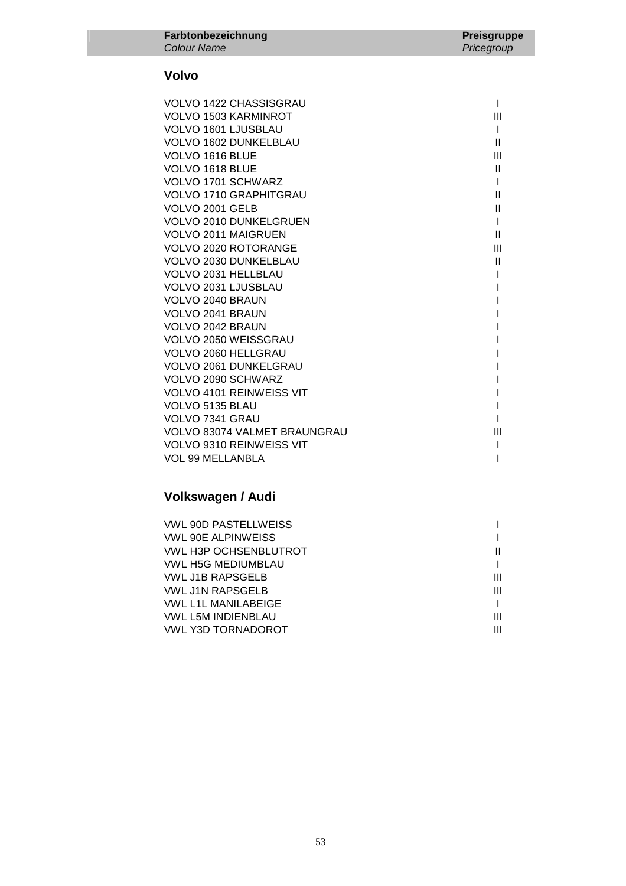| Farbtonbezeichnung *Colour Name* | Preisgruppe *Pricegroup* |
|---|---|

## Volvo

| | |
|---|---|
| VOLVO 1422 CHASSISGRAU | I |
| VOLVO 1503 KARMINROT | III |
| VOLVO 1601 LJUSBLAU | I |
| VOLVO 1602 DUNKELBLAU | II |
| VOLVO 1616 BLUE | III |
| VOLVO 1618 BLUE | II |
| VOLVO 1701 SCHWARZ | I |
| VOLVO 1710 GRAPHITGRAU | II |
| VOLVO 2001 GELB | II |
| VOLVO 2010 DUNKELGRUEN | I |
| VOLVO 2011 MAIGRUEN | II |
| VOLVO 2020 ROTORANGE | III |
| VOLVO 2030 DUNKELBLAU | II |
| VOLVO 2031 HELLBLAU | I |
| VOLVO 2031 LJUSBLAU | I |
| VOLVO 2040 BRAUN | I |
| VOLVO 2041 BRAUN | I |
| VOLVO 2042 BRAUN | I |
| VOLVO 2050 WEISSGRAU | I |
| VOLVO 2060 HELLGRAU | I |
| VOLVO 2061 DUNKELGRAU | I |
| VOLVO 2090 SCHWARZ | I |
| VOLVO 4101 REINWEISS VIT | I |
| VOLVO 5135 BLAU | I |
| VOLVO 7341 GRAU | I |
| VOLVO 83074 VALMET BRAUNGRAU | III |
| VOLVO 9310 REINWEISS VIT | I |
| VOL 99 MELLANBLA | I |

## Volkswagen / Audi

| | |
|---|---|
| VWL 90D PASTELLWEISS | I |
| VWL 90E ALPINWEISS | I |
| VWL H3P OCHSENBLUTROT | II |
| VWL H5G MEDIUMBLAU | I |
| VWL J1B RAPSGELB | III |
| VWL J1N RAPSGELB | III |
| VWL L1L MANILABEIGE | I |
| VWL L5M INDIENBLAU | III |
| VWL Y3D TORNADOROT | III |